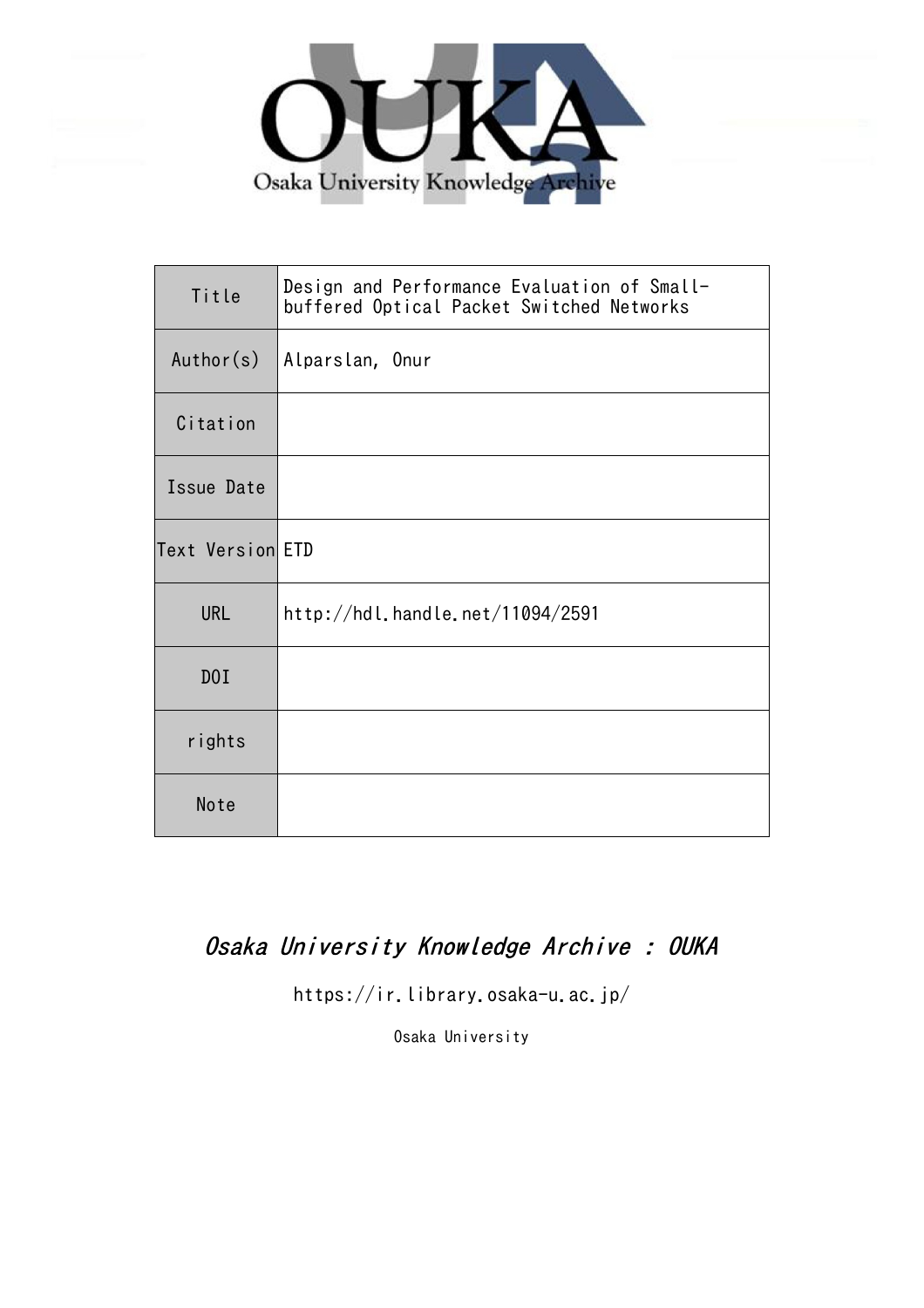OUKA

Osaka University Knowledge Archive

| | |
|---|---|
| Title | Design and Performance Evaluation of Small-buffered Optical Packet Switched Networks |
| Author(s) | Alparslan, Onur |
| Citation | |
| Issue Date | |
| Text Version | ETD |
| URL | http://hdl.handle.net/11094/2591 |
| DOI | |
| rights | |
| Note | |

*Osaka University Knowledge Archive : OUKA*

https://ir.library.osaka-u.ac.jp/

Osaka University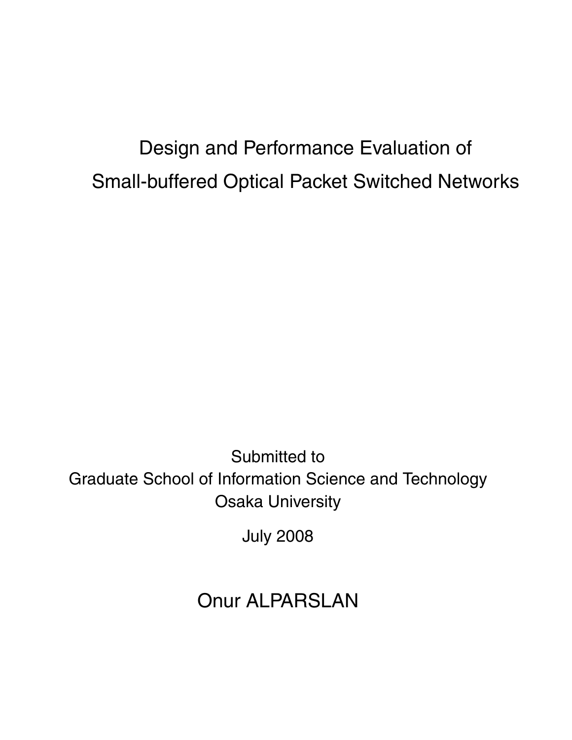# Design and Performance Evaluation of Small-buffered Optical Packet Switched Networks

Submitted to
Graduate School of Information Science and Technology
Osaka University

July 2008

Onur ALPARSLAN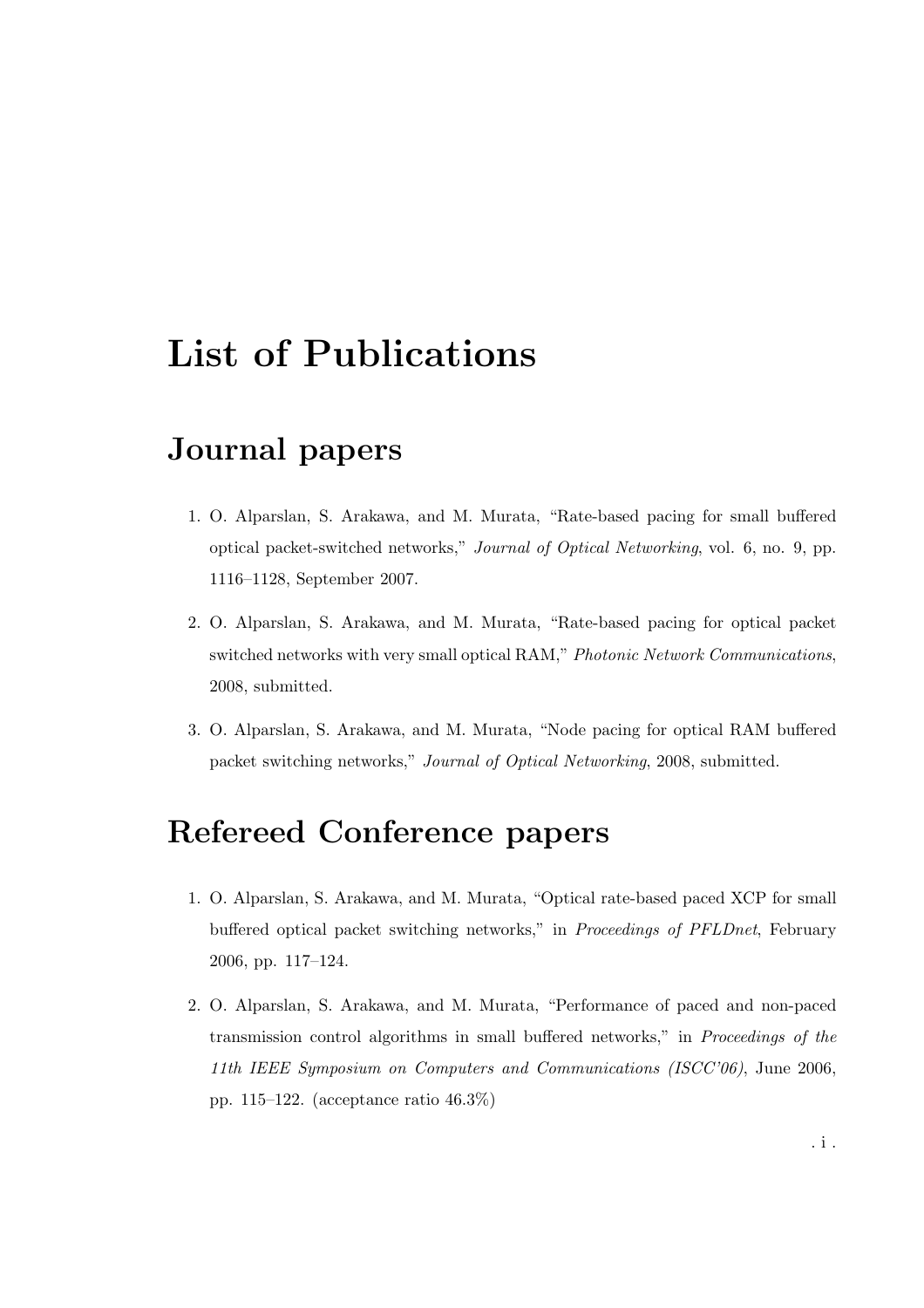# List of Publications

## Journal papers

1. O. Alparslan, S. Arakawa, and M. Murata, "Rate-based pacing for small buffered optical packet-switched networks," *Journal of Optical Networking*, vol. 6, no. 9, pp. 1116–1128, September 2007.

2. O. Alparslan, S. Arakawa, and M. Murata, "Rate-based pacing for optical packet switched networks with very small optical RAM," *Photonic Network Communications*, 2008, submitted.

3. O. Alparslan, S. Arakawa, and M. Murata, "Node pacing for optical RAM buffered packet switching networks," *Journal of Optical Networking*, 2008, submitted.

## Refereed Conference papers

1. O. Alparslan, S. Arakawa, and M. Murata, "Optical rate-based paced XCP for small buffered optical packet switching networks," in *Proceedings of PFLDnet*, February 2006, pp. 117–124.

2. O. Alparslan, S. Arakawa, and M. Murata, "Performance of paced and non-paced transmission control algorithms in small buffered networks," in *Proceedings of the 11th IEEE Symposium on Computers and Communications (ISCC'06)*, June 2006, pp. 115–122. (acceptance ratio 46.3%)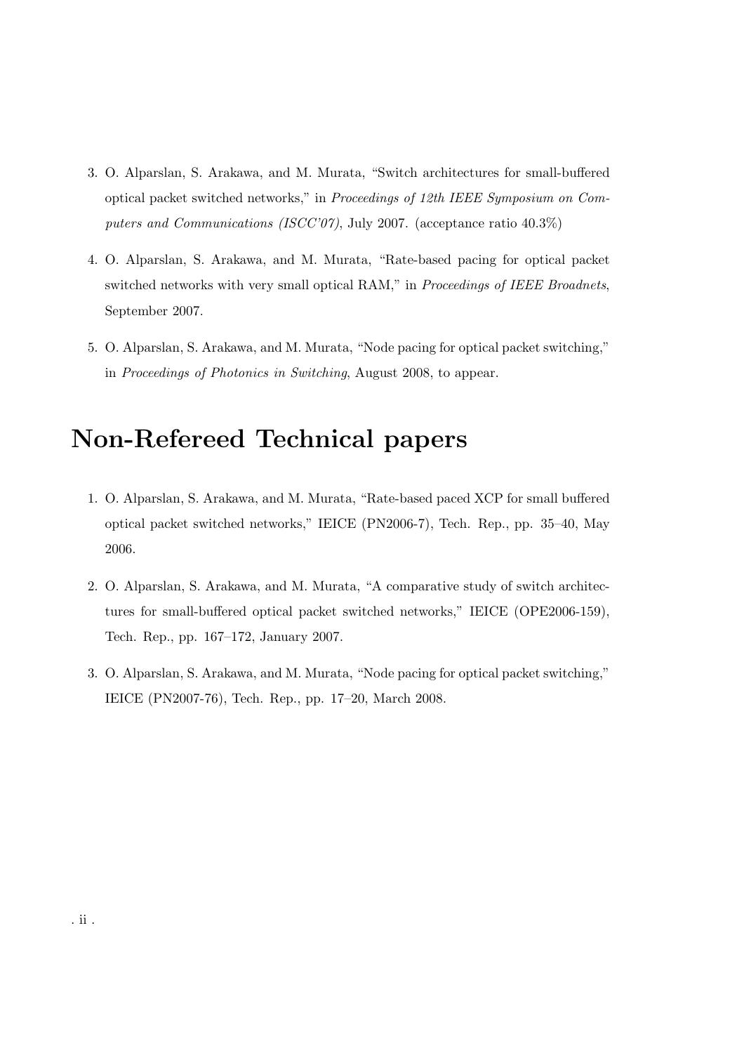3. O. Alparslan, S. Arakawa, and M. Murata, "Switch architectures for small-buffered optical packet switched networks," in *Proceedings of 12th IEEE Symposium on Computers and Communications (ISCC'07)*, July 2007. (acceptance ratio 40.3%)

4. O. Alparslan, S. Arakawa, and M. Murata, "Rate-based pacing for optical packet switched networks with very small optical RAM," in *Proceedings of IEEE Broadnets*, September 2007.

5. O. Alparslan, S. Arakawa, and M. Murata, "Node pacing for optical packet switching," in *Proceedings of Photonics in Switching*, August 2008, to appear.

# Non-Refereed Technical papers

1. O. Alparslan, S. Arakawa, and M. Murata, "Rate-based paced XCP for small buffered optical packet switched networks," IEICE (PN2006-7), Tech. Rep., pp. 35–40, May 2006.

2. O. Alparslan, S. Arakawa, and M. Murata, "A comparative study of switch architectures for small-buffered optical packet switched networks," IEICE (OPE2006-159), Tech. Rep., pp. 167–172, January 2007.

3. O. Alparslan, S. Arakawa, and M. Murata, "Node pacing for optical packet switching," IEICE (PN2007-76), Tech. Rep., pp. 17–20, March 2008.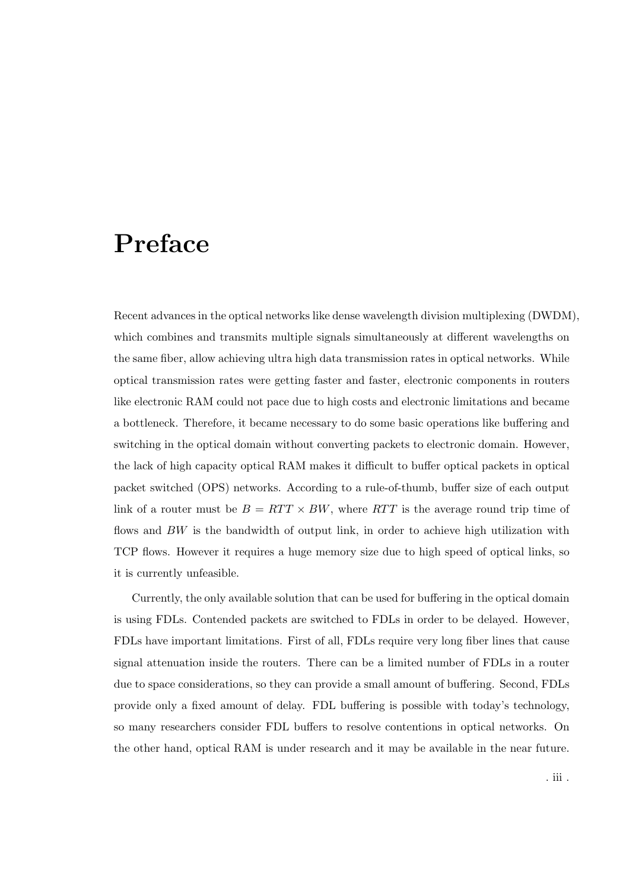# Preface

Recent advances in the optical networks like dense wavelength division multiplexing (DWDM), which combines and transmits multiple signals simultaneously at different wavelengths on the same fiber, allow achieving ultra high data transmission rates in optical networks. While optical transmission rates were getting faster and faster, electronic components in routers like electronic RAM could not pace due to high costs and electronic limitations and became a bottleneck. Therefore, it became necessary to do some basic operations like buffering and switching in the optical domain without converting packets to electronic domain. However, the lack of high capacity optical RAM makes it difficult to buffer optical packets in optical packet switched (OPS) networks. According to a rule-of-thumb, buffer size of each output link of a router must be $B = RTT \times BW$, where $RTT$ is the average round trip time of flows and $BW$ is the bandwidth of output link, in order to achieve high utilization with TCP flows. However it requires a huge memory size due to high speed of optical links, so it is currently unfeasible.

Currently, the only available solution that can be used for buffering in the optical domain is using FDLs. Contended packets are switched to FDLs in order to be delayed. However, FDLs have important limitations. First of all, FDLs require very long fiber lines that cause signal attenuation inside the routers. There can be a limited number of FDLs in a router due to space considerations, so they can provide a small amount of buffering. Second, FDLs provide only a fixed amount of delay. FDL buffering is possible with today's technology, so many researchers consider FDL buffers to resolve contentions in optical networks. On the other hand, optical RAM is under research and it may be available in the near future.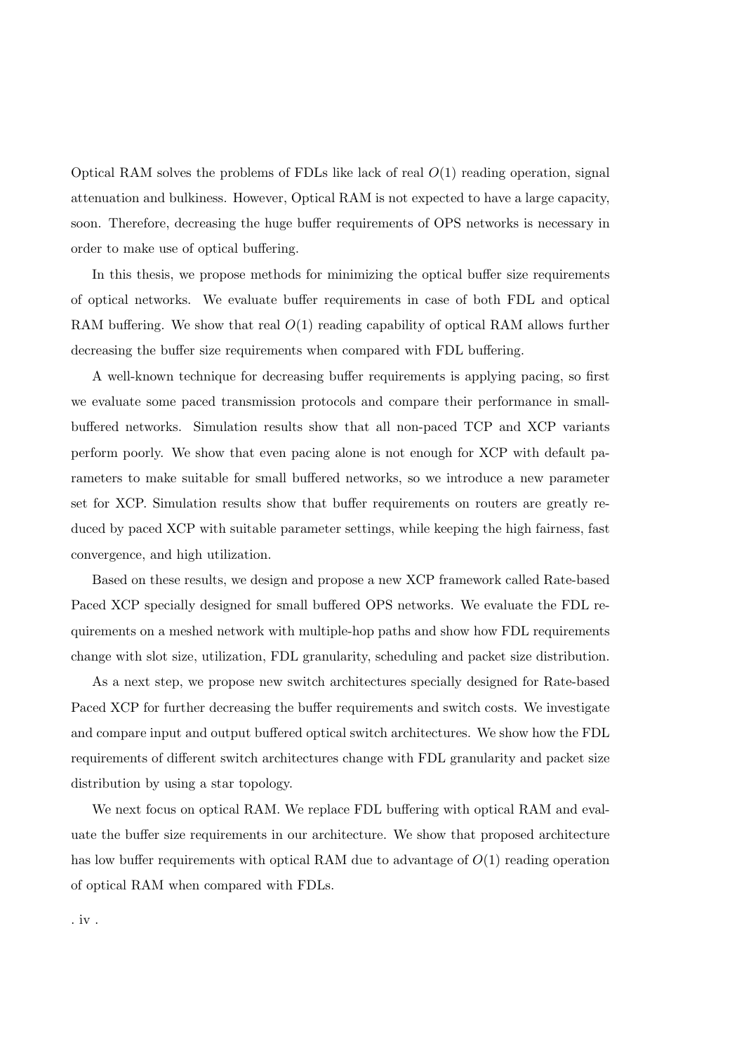Optical RAM solves the problems of FDLs like lack of real $O(1)$ reading operation, signal attenuation and bulkiness. However, Optical RAM is not expected to have a large capacity, soon. Therefore, decreasing the huge buffer requirements of OPS networks is necessary in order to make use of optical buffering.

In this thesis, we propose methods for minimizing the optical buffer size requirements of optical networks. We evaluate buffer requirements in case of both FDL and optical RAM buffering. We show that real $O(1)$ reading capability of optical RAM allows further decreasing the buffer size requirements when compared with FDL buffering.

A well-known technique for decreasing buffer requirements is applying pacing, so first we evaluate some paced transmission protocols and compare their performance in small-buffered networks. Simulation results show that all non-paced TCP and XCP variants perform poorly. We show that even pacing alone is not enough for XCP with default parameters to make suitable for small buffered networks, so we introduce a new parameter set for XCP. Simulation results show that buffer requirements on routers are greatly reduced by paced XCP with suitable parameter settings, while keeping the high fairness, fast convergence, and high utilization.

Based on these results, we design and propose a new XCP framework called Rate-based Paced XCP specially designed for small buffered OPS networks. We evaluate the FDL requirements on a meshed network with multiple-hop paths and show how FDL requirements change with slot size, utilization, FDL granularity, scheduling and packet size distribution.

As a next step, we propose new switch architectures specially designed for Rate-based Paced XCP for further decreasing the buffer requirements and switch costs. We investigate and compare input and output buffered optical switch architectures. We show how the FDL requirements of different switch architectures change with FDL granularity and packet size distribution by using a star topology.

We next focus on optical RAM. We replace FDL buffering with optical RAM and evaluate the buffer size requirements in our architecture. We show that proposed architecture has low buffer requirements with optical RAM due to advantage of $O(1)$ reading operation of optical RAM when compared with FDLs.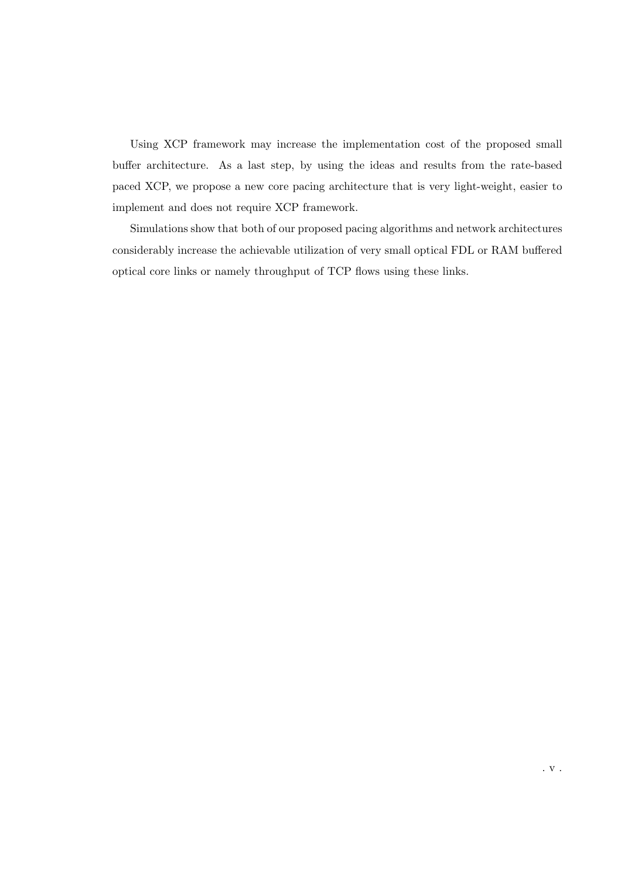Using XCP framework may increase the implementation cost of the proposed small buffer architecture. As a last step, by using the ideas and results from the rate-based paced XCP, we propose a new core pacing architecture that is very light-weight, easier to implement and does not require XCP framework.

Simulations show that both of our proposed pacing algorithms and network architectures considerably increase the achievable utilization of very small optical FDL or RAM buffered optical core links or namely throughput of TCP flows using these links.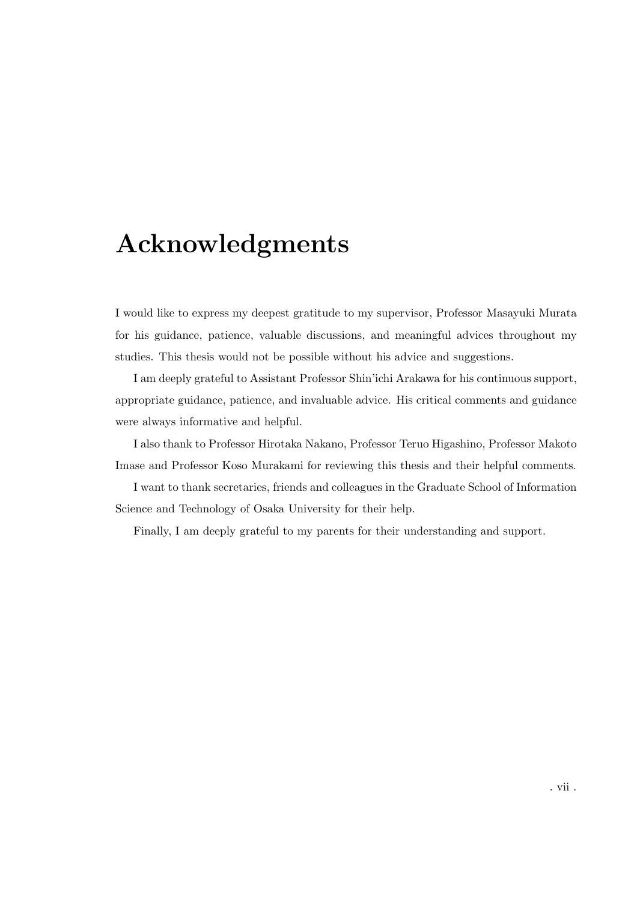# Acknowledgments

I would like to express my deepest gratitude to my supervisor, Professor Masayuki Murata for his guidance, patience, valuable discussions, and meaningful advices throughout my studies. This thesis would not be possible without his advice and suggestions.

I am deeply grateful to Assistant Professor Shin'ichi Arakawa for his continuous support, appropriate guidance, patience, and invaluable advice. His critical comments and guidance were always informative and helpful.

I also thank to Professor Hirotaka Nakano, Professor Teruo Higashino, Professor Makoto Imase and Professor Koso Murakami for reviewing this thesis and their helpful comments.

I want to thank secretaries, friends and colleagues in the Graduate School of Information Science and Technology of Osaka University for their help.

Finally, I am deeply grateful to my parents for their understanding and support.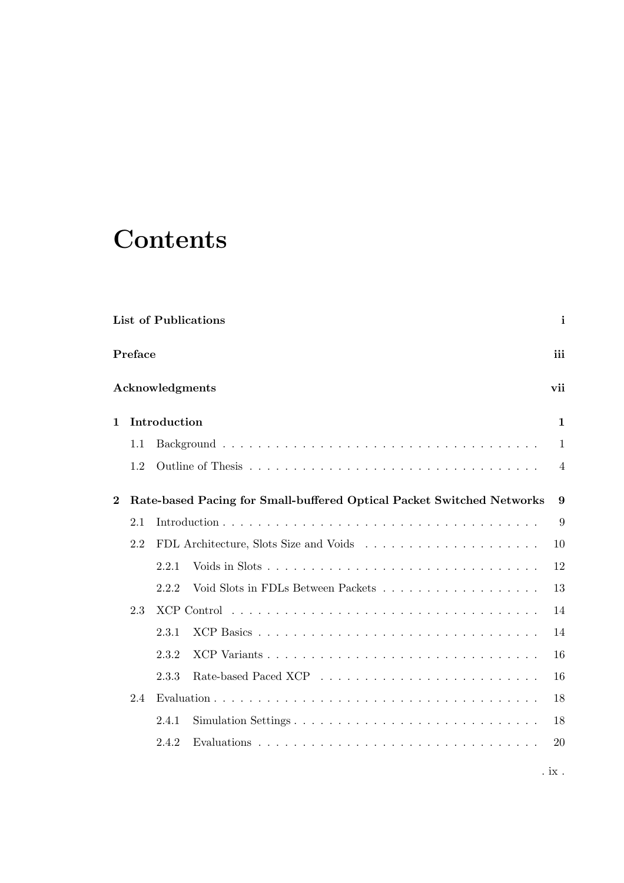# Contents

| | |
|---|---|
| **List of Publications** | **i** |
| **Preface** | **iii** |
| **Acknowledgments** | **vii** |
| **1 Introduction** | **1** |
| 1.1 Background | 1 |
| 1.2 Outline of Thesis | 4 |
| **2 Rate-based Pacing for Small-buffered Optical Packet Switched Networks** | **9** |
| 2.1 Introduction | 9 |
| 2.2 FDL Architecture, Slots Size and Voids | 10 |
| 2.2.1 Voids in Slots | 12 |
| 2.2.2 Void Slots in FDLs Between Packets | 13 |
| 2.3 XCP Control | 14 |
| 2.3.1 XCP Basics | 14 |
| 2.3.2 XCP Variants | 16 |
| 2.3.3 Rate-based Paced XCP | 16 |
| 2.4 Evaluation | 18 |
| 2.4.1 Simulation Settings | 18 |
| 2.4.2 Evaluations | 20 |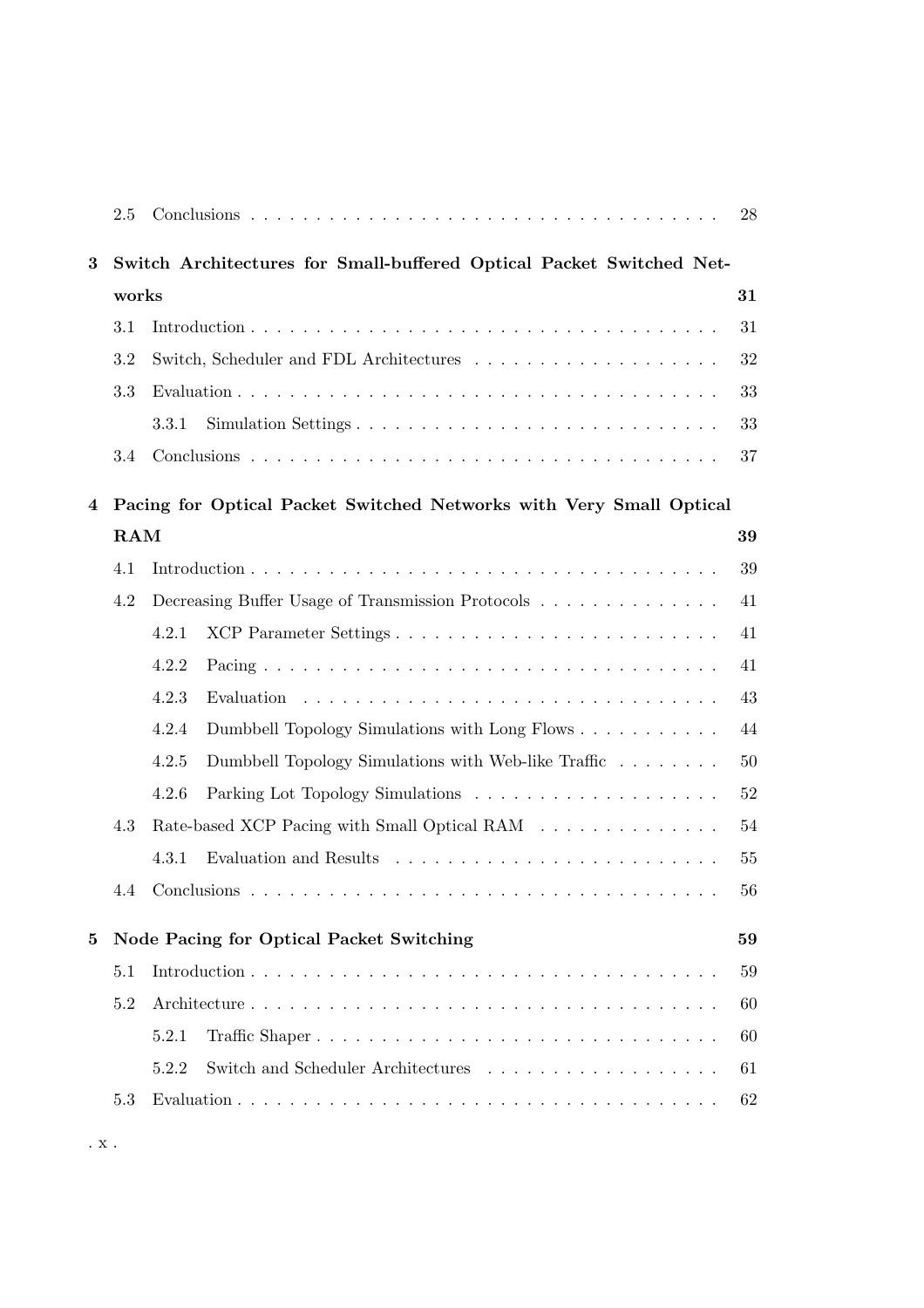2.5 Conclusions . . . . . . . . . . . . . . . . . . . . . . . . . . . . . . . . . . . 28

**3 Switch Architectures for Small-buffered Optical Packet Switched Networks 31**

3.1 Introduction . . . . . . . . . . . . . . . . . . . . . . . . . . . . . . . . . . . 31

3.2 Switch, Scheduler and FDL Architectures . . . . . . . . . . . . . . . . . . 32

3.3 Evaluation . . . . . . . . . . . . . . . . . . . . . . . . . . . . . . . . . . . 33

3.3.1 Simulation Settings . . . . . . . . . . . . . . . . . . . . . . . . . . 33

3.4 Conclusions . . . . . . . . . . . . . . . . . . . . . . . . . . . . . . . . . . . 37

**4 Pacing for Optical Packet Switched Networks with Very Small Optical RAM 39**

4.1 Introduction . . . . . . . . . . . . . . . . . . . . . . . . . . . . . . . . . . . 39

4.2 Decreasing Buffer Usage of Transmission Protocols . . . . . . . . . . . . . 41

4.2.1 XCP Parameter Settings . . . . . . . . . . . . . . . . . . . . . . . . 41

4.2.2 Pacing . . . . . . . . . . . . . . . . . . . . . . . . . . . . . . . . . . 41

4.2.3 Evaluation . . . . . . . . . . . . . . . . . . . . . . . . . . . . . . . 43

4.2.4 Dumbbell Topology Simulations with Long Flows . . . . . . . . . . . 44

4.2.5 Dumbbell Topology Simulations with Web-like Traffic . . . . . . . . 50

4.2.6 Parking Lot Topology Simulations . . . . . . . . . . . . . . . . . . 52

4.3 Rate-based XCP Pacing with Small Optical RAM . . . . . . . . . . . . . . 54

4.3.1 Evaluation and Results . . . . . . . . . . . . . . . . . . . . . . . . 55

4.4 Conclusions . . . . . . . . . . . . . . . . . . . . . . . . . . . . . . . . . . . 56

**5 Node Pacing for Optical Packet Switching 59**

5.1 Introduction . . . . . . . . . . . . . . . . . . . . . . . . . . . . . . . . . . . 59

5.2 Architecture . . . . . . . . . . . . . . . . . . . . . . . . . . . . . . . . . . . 60

5.2.1 Traffic Shaper . . . . . . . . . . . . . . . . . . . . . . . . . . . . . . 60

5.2.2 Switch and Scheduler Architectures . . . . . . . . . . . . . . . . . . 61

5.3 Evaluation . . . . . . . . . . . . . . . . . . . . . . . . . . . . . . . . . . . 62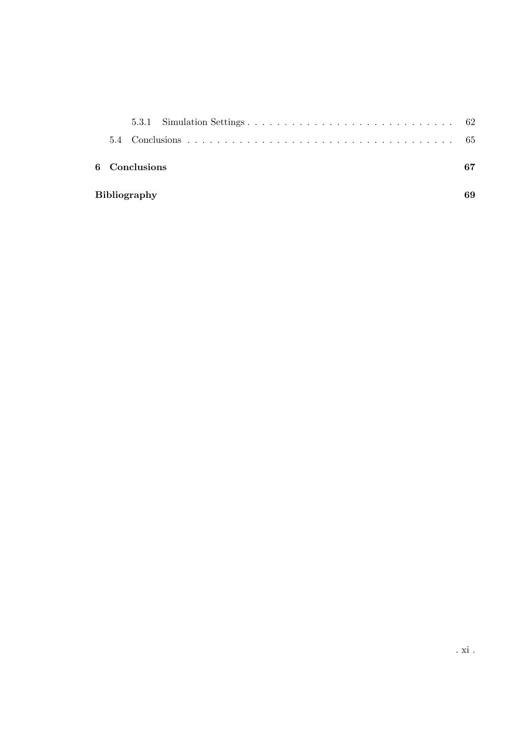5.3.1 Simulation Settings . . . . . . . . . . . . . . . . . . . . . . . . . . . . 62

5.4 Conclusions . . . . . . . . . . . . . . . . . . . . . . . . . . . . . . . . . . . 65

**6 Conclusions** **67**

**Bibliography** **69**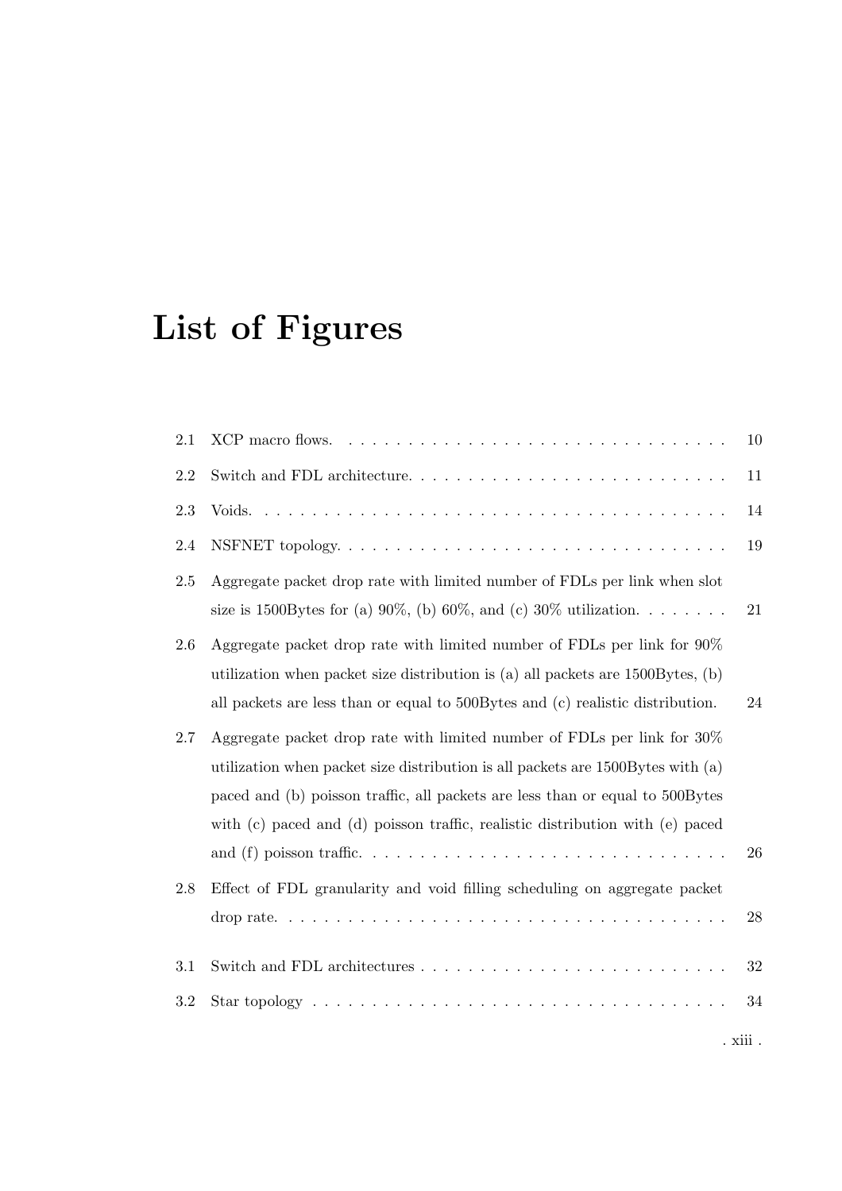# List of Figures

2.1 XCP macro flows. . . . . . . . . . . . . . . . . . . . . . . . . . . . . . . . . 10

2.2 Switch and FDL architecture. . . . . . . . . . . . . . . . . . . . . . . . . . . 11

2.3 Voids. . . . . . . . . . . . . . . . . . . . . . . . . . . . . . . . . . . . . . . . 14

2.4 NSFNET topology. . . . . . . . . . . . . . . . . . . . . . . . . . . . . . . . 19

2.5 Aggregate packet drop rate with limited number of FDLs per link when slot size is 1500Bytes for (a) 90%, (b) 60%, and (c) 30% utilization. . . . . . . . 21

2.6 Aggregate packet drop rate with limited number of FDLs per link for 90% utilization when packet size distribution is (a) all packets are 1500Bytes, (b) all packets are less than or equal to 500Bytes and (c) realistic distribution. 24

2.7 Aggregate packet drop rate with limited number of FDLs per link for 30% utilization when packet size distribution is all packets are 1500Bytes with (a) paced and (b) poisson traffic, all packets are less than or equal to 500Bytes with (c) paced and (d) poisson traffic, realistic distribution with (e) paced and (f) poisson traffic. . . . . . . . . . . . . . . . . . . . . . . . . . . . . . 26

2.8 Effect of FDL granularity and void filling scheduling on aggregate packet drop rate. . . . . . . . . . . . . . . . . . . . . . . . . . . . . . . . . . . . . 28

3.1 Switch and FDL architectures . . . . . . . . . . . . . . . . . . . . . . . . . . 32

3.2 Star topology . . . . . . . . . . . . . . . . . . . . . . . . . . . . . . . . . . . 34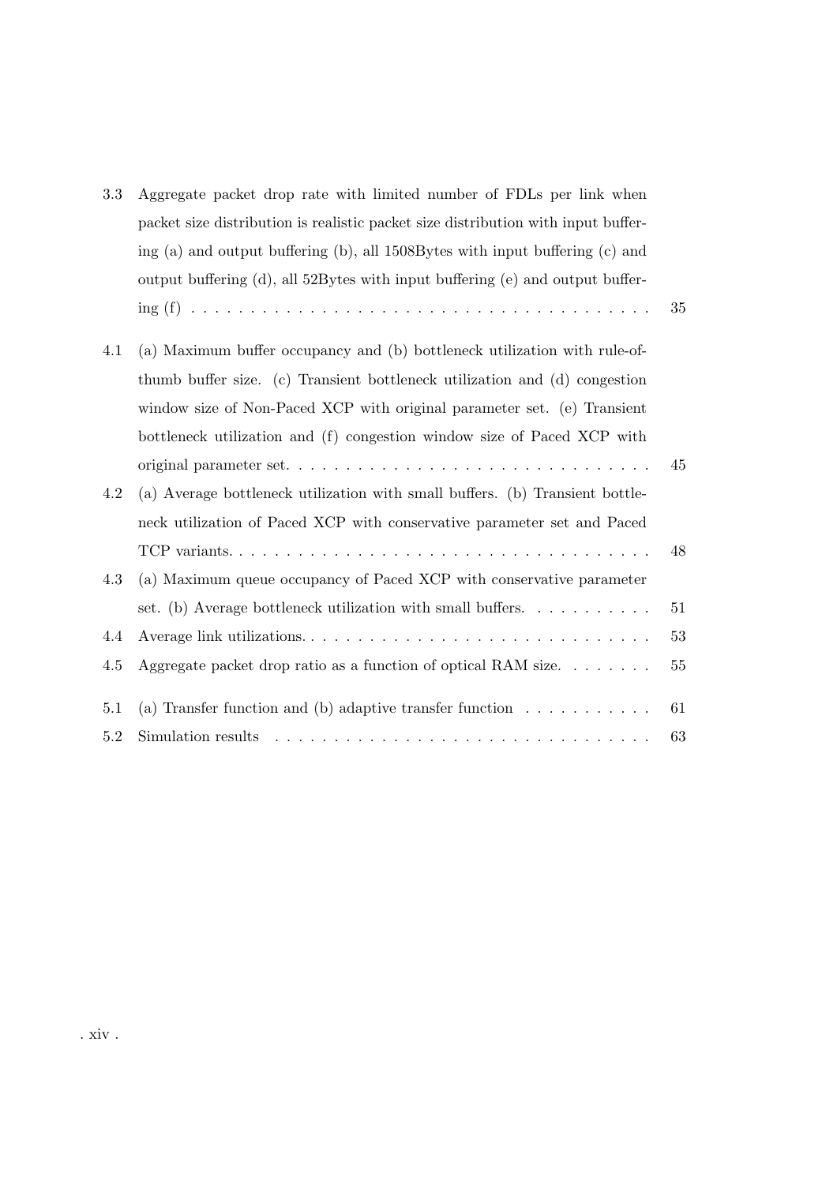3.3 Aggregate packet drop rate with limited number of FDLs per link when packet size distribution is realistic packet size distribution with input buffering (a) and output buffering (b), all 1508Bytes with input buffering (c) and output buffering (d), all 52Bytes with input buffering (e) and output buffering (f) . . . . . . . . . . . . . . . . . . . . . . . . . . . . . . . . . . . . . 35

4.1 (a) Maximum buffer occupancy and (b) bottleneck utilization with rule-of-thumb buffer size. (c) Transient bottleneck utilization and (d) congestion window size of Non-Paced XCP with original parameter set. (e) Transient bottleneck utilization and (f) congestion window size of Paced XCP with original parameter set. . . . . . . . . . . . . . . . . . . . . . . . . . . . . . 45

4.2 (a) Average bottleneck utilization with small buffers. (b) Transient bottleneck utilization of Paced XCP with conservative parameter set and Paced TCP variants. . . . . . . . . . . . . . . . . . . . . . . . . . . . . . . . . . . . 48

4.3 (a) Maximum queue occupancy of Paced XCP with conservative parameter set. (b) Average bottleneck utilization with small buffers. . . . . . . . . . . 51

4.4 Average link utilizations. . . . . . . . . . . . . . . . . . . . . . . . . . . . . . 53

4.5 Aggregate packet drop ratio as a function of optical RAM size. . . . . . . . 55

5.1 (a) Transfer function and (b) adaptive transfer function . . . . . . . . . . . 61

5.2 Simulation results . . . . . . . . . . . . . . . . . . . . . . . . . . . . . . . . 63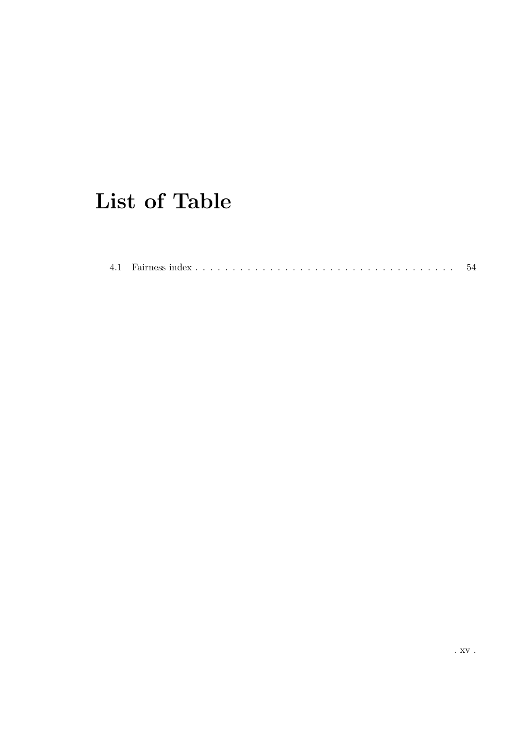# List of Table

4.1 Fairness index . . . . . . . . . . . . . . . . . . . . . . . . . . . . . . . . . . . 54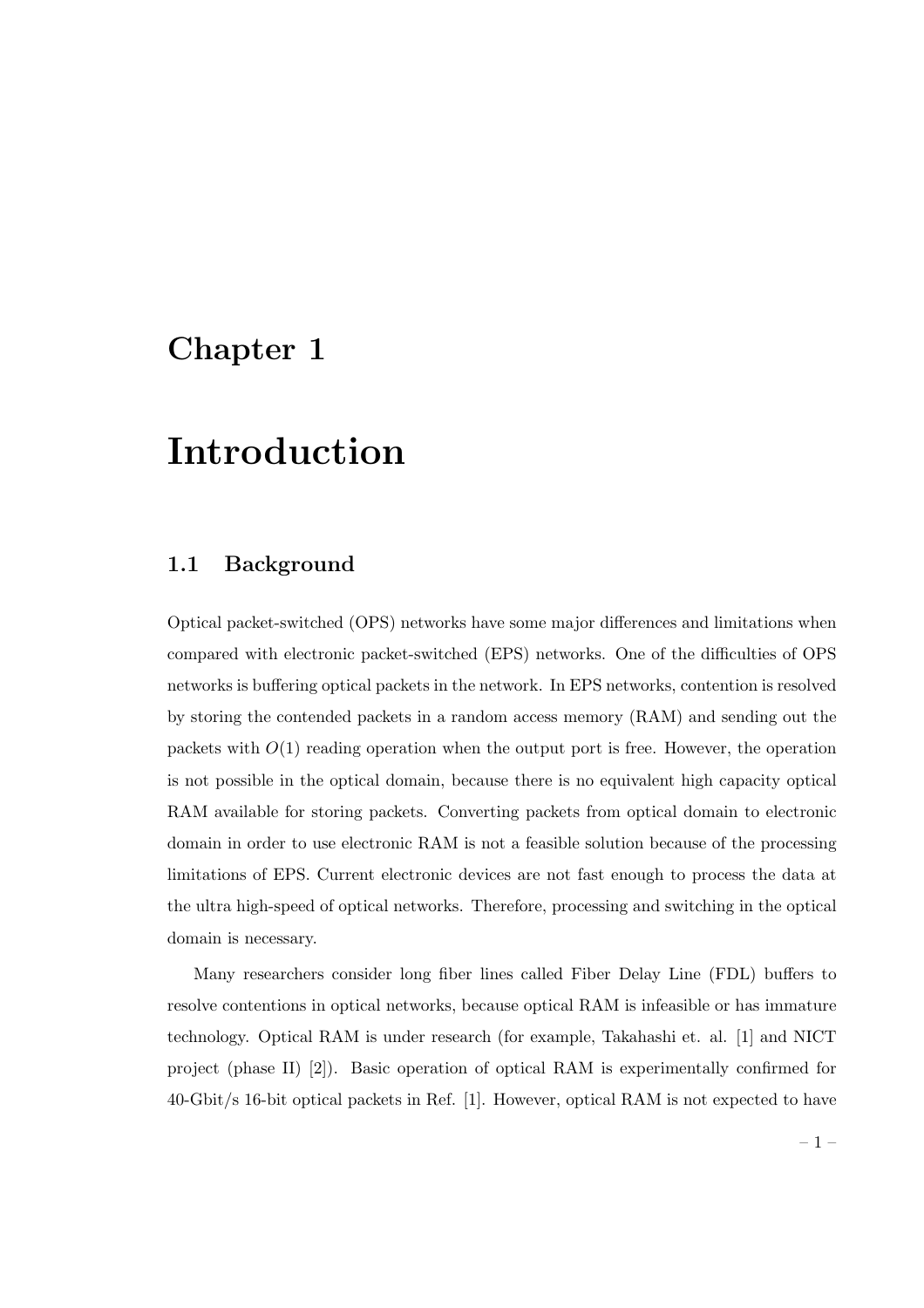# Chapter 1

# Introduction

## 1.1 Background

Optical packet-switched (OPS) networks have some major differences and limitations when compared with electronic packet-switched (EPS) networks. One of the difficulties of OPS networks is buffering optical packets in the network. In EPS networks, contention is resolved by storing the contended packets in a random access memory (RAM) and sending out the packets with $O(1)$ reading operation when the output port is free. However, the operation is not possible in the optical domain, because there is no equivalent high capacity optical RAM available for storing packets. Converting packets from optical domain to electronic domain in order to use electronic RAM is not a feasible solution because of the processing limitations of EPS. Current electronic devices are not fast enough to process the data at the ultra high-speed of optical networks. Therefore, processing and switching in the optical domain is necessary.

Many researchers consider long fiber lines called Fiber Delay Line (FDL) buffers to resolve contentions in optical networks, because optical RAM is infeasible or has immature technology. Optical RAM is under research (for example, Takahashi et. al. [1] and NICT project (phase II) [2]). Basic operation of optical RAM is experimentally confirmed for 40-Gbit/s 16-bit optical packets in Ref. [1]. However, optical RAM is not expected to have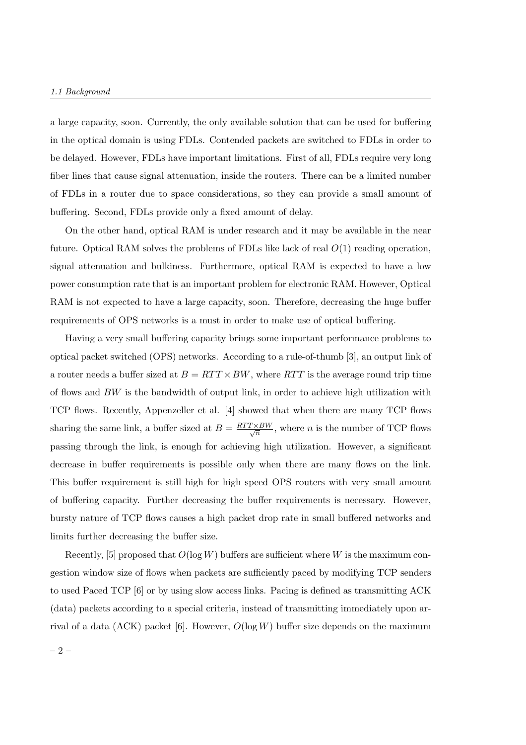a large capacity, soon. Currently, the only available solution that can be used for buffering in the optical domain is using FDLs. Contended packets are switched to FDLs in order to be delayed. However, FDLs have important limitations. First of all, FDLs require very long fiber lines that cause signal attenuation, inside the routers. There can be a limited number of FDLs in a router due to space considerations, so they can provide a small amount of buffering. Second, FDLs provide only a fixed amount of delay.

On the other hand, optical RAM is under research and it may be available in the near future. Optical RAM solves the problems of FDLs like lack of real $O(1)$ reading operation, signal attenuation and bulkiness. Furthermore, optical RAM is expected to have a low power consumption rate that is an important problem for electronic RAM. However, Optical RAM is not expected to have a large capacity, soon. Therefore, decreasing the huge buffer requirements of OPS networks is a must in order to make use of optical buffering.

Having a very small buffering capacity brings some important performance problems to optical packet switched (OPS) networks. According to a rule-of-thumb [3], an output link of a router needs a buffer sized at $B = RTT \times BW$, where $RTT$ is the average round trip time of flows and $BW$ is the bandwidth of output link, in order to achieve high utilization with TCP flows. Recently, Appenzeller et al. [4] showed that when there are many TCP flows sharing the same link, a buffer sized at $B = \frac{RTT \times BW}{\sqrt{n}}$, where $n$ is the number of TCP flows passing through the link, is enough for achieving high utilization. However, a significant decrease in buffer requirements is possible only when there are many flows on the link. This buffer requirement is still high for high speed OPS routers with very small amount of buffering capacity. Further decreasing the buffer requirements is necessary. However, bursty nature of TCP flows causes a high packet drop rate in small buffered networks and limits further decreasing the buffer size.

Recently, [5] proposed that $O(\log W)$ buffers are sufficient where $W$ is the maximum congestion window size of flows when packets are sufficiently paced by modifying TCP senders to used Paced TCP [6] or by using slow access links. Pacing is defined as transmitting ACK (data) packets according to a special criteria, instead of transmitting immediately upon arrival of a data (ACK) packet [6]. However, $O(\log W)$ buffer size depends on the maximum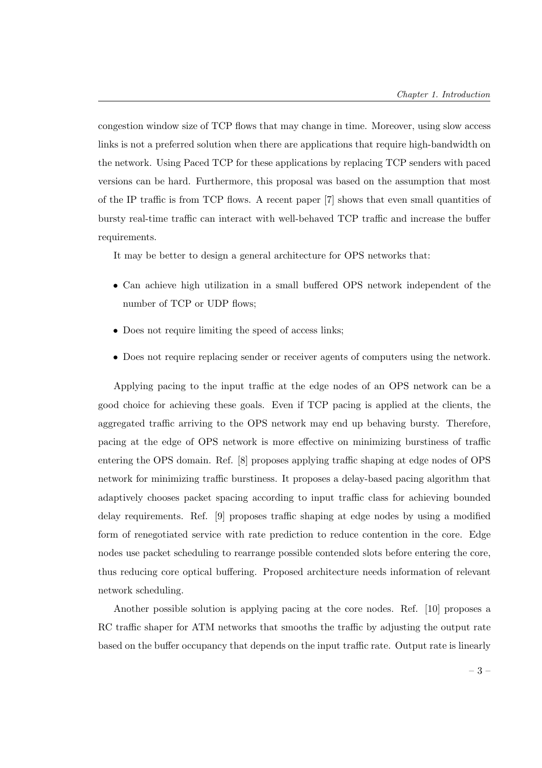congestion window size of TCP flows that may change in time. Moreover, using slow access links is not a preferred solution when there are applications that require high-bandwidth on the network. Using Paced TCP for these applications by replacing TCP senders with paced versions can be hard. Furthermore, this proposal was based on the assumption that most of the IP traffic is from TCP flows. A recent paper [7] shows that even small quantities of bursty real-time traffic can interact with well-behaved TCP traffic and increase the buffer requirements.

It may be better to design a general architecture for OPS networks that:

- Can achieve high utilization in a small buffered OPS network independent of the number of TCP or UDP flows;
- Does not require limiting the speed of access links;
- Does not require replacing sender or receiver agents of computers using the network.

Applying pacing to the input traffic at the edge nodes of an OPS network can be a good choice for achieving these goals. Even if TCP pacing is applied at the clients, the aggregated traffic arriving to the OPS network may end up behaving bursty. Therefore, pacing at the edge of OPS network is more effective on minimizing burstiness of traffic entering the OPS domain. Ref. [8] proposes applying traffic shaping at edge nodes of OPS network for minimizing traffic burstiness. It proposes a delay-based pacing algorithm that adaptively chooses packet spacing according to input traffic class for achieving bounded delay requirements. Ref. [9] proposes traffic shaping at edge nodes by using a modified form of renegotiated service with rate prediction to reduce contention in the core. Edge nodes use packet scheduling to rearrange possible contended slots before entering the core, thus reducing core optical buffering. Proposed architecture needs information of relevant network scheduling.

Another possible solution is applying pacing at the core nodes. Ref. [10] proposes a RC traffic shaper for ATM networks that smooths the traffic by adjusting the output rate based on the buffer occupancy that depends on the input traffic rate. Output rate is linearly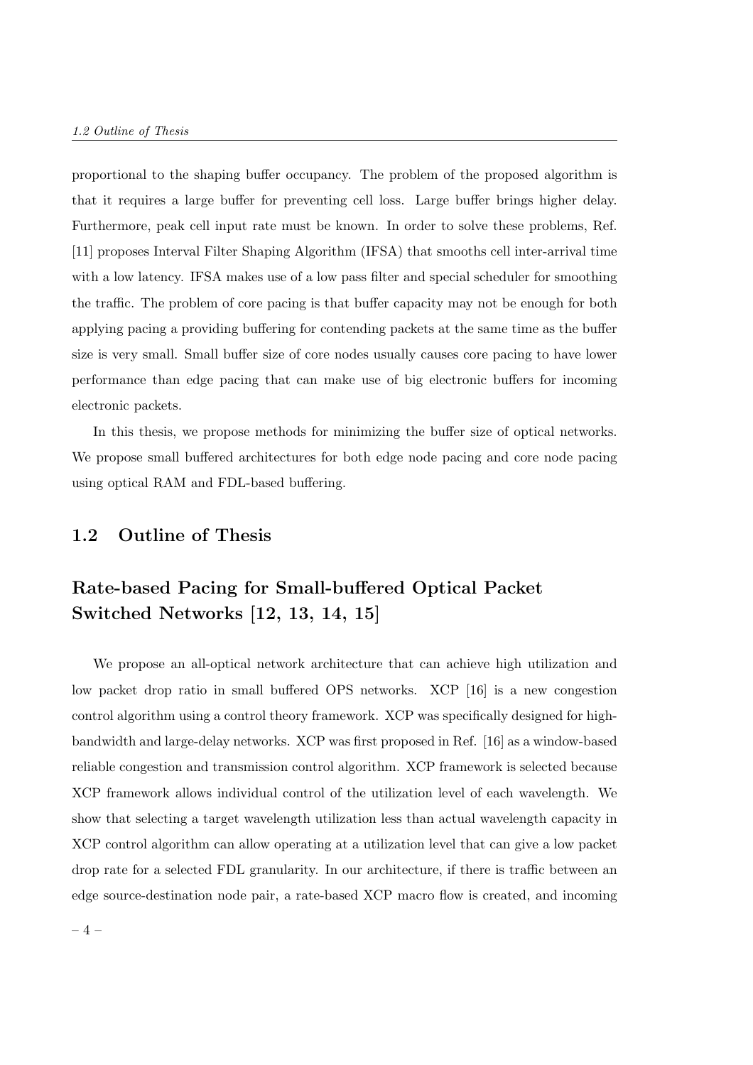proportional to the shaping buffer occupancy. The problem of the proposed algorithm is that it requires a large buffer for preventing cell loss. Large buffer brings higher delay. Furthermore, peak cell input rate must be known. In order to solve these problems, Ref. [11] proposes Interval Filter Shaping Algorithm (IFSA) that smooths cell inter-arrival time with a low latency. IFSA makes use of a low pass filter and special scheduler for smoothing the traffic. The problem of core pacing is that buffer capacity may not be enough for both applying pacing a providing buffering for contending packets at the same time as the buffer size is very small. Small buffer size of core nodes usually causes core pacing to have lower performance than edge pacing that can make use of big electronic buffers for incoming electronic packets.

In this thesis, we propose methods for minimizing the buffer size of optical networks. We propose small buffered architectures for both edge node pacing and core node pacing using optical RAM and FDL-based buffering.

## 1.2 Outline of Thesis

### Rate-based Pacing for Small-buffered Optical Packet Switched Networks [12, 13, 14, 15]

We propose an all-optical network architecture that can achieve high utilization and low packet drop ratio in small buffered OPS networks. XCP [16] is a new congestion control algorithm using a control theory framework. XCP was specifically designed for high-bandwidth and large-delay networks. XCP was first proposed in Ref. [16] as a window-based reliable congestion and transmission control algorithm. XCP framework is selected because XCP framework allows individual control of the utilization level of each wavelength. We show that selecting a target wavelength utilization less than actual wavelength capacity in XCP control algorithm can allow operating at a utilization level that can give a low packet drop rate for a selected FDL granularity. In our architecture, if there is traffic between an edge source-destination node pair, a rate-based XCP macro flow is created, and incoming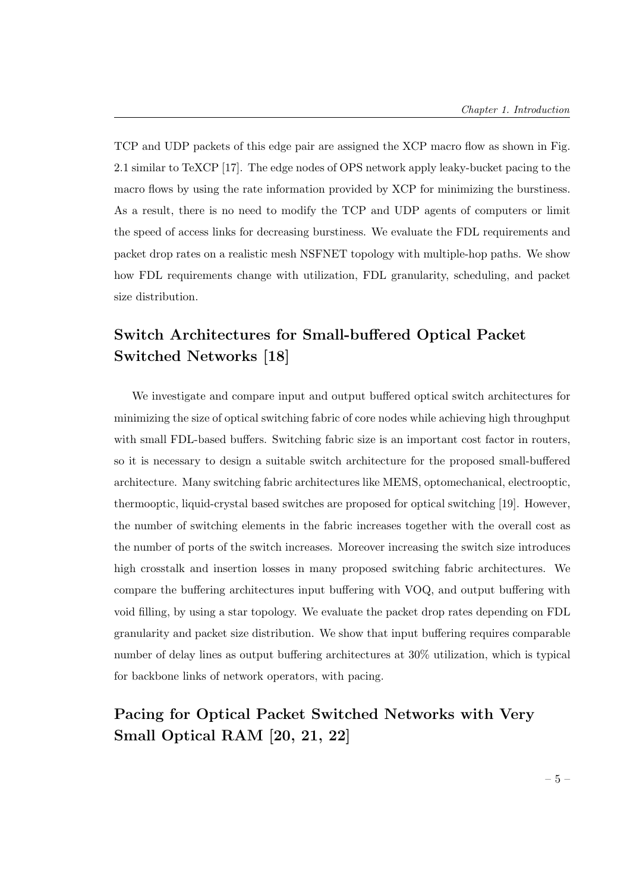TCP and UDP packets of this edge pair are assigned the XCP macro flow as shown in Fig. 2.1 similar to TeXCP [17]. The edge nodes of OPS network apply leaky-bucket pacing to the macro flows by using the rate information provided by XCP for minimizing the burstiness. As a result, there is no need to modify the TCP and UDP agents of computers or limit the speed of access links for decreasing burstiness. We evaluate the FDL requirements and packet drop rates on a realistic mesh NSFNET topology with multiple-hop paths. We show how FDL requirements change with utilization, FDL granularity, scheduling, and packet size distribution.

## Switch Architectures for Small-buffered Optical Packet Switched Networks [18]

We investigate and compare input and output buffered optical switch architectures for minimizing the size of optical switching fabric of core nodes while achieving high throughput with small FDL-based buffers. Switching fabric size is an important cost factor in routers, so it is necessary to design a suitable switch architecture for the proposed small-buffered architecture. Many switching fabric architectures like MEMS, optomechanical, electrooptic, thermooptic, liquid-crystal based switches are proposed for optical switching [19]. However, the number of switching elements in the fabric increases together with the overall cost as the number of ports of the switch increases. Moreover increasing the switch size introduces high crosstalk and insertion losses in many proposed switching fabric architectures. We compare the buffering architectures input buffering with VOQ, and output buffering with void filling, by using a star topology. We evaluate the packet drop rates depending on FDL granularity and packet size distribution. We show that input buffering requires comparable number of delay lines as output buffering architectures at 30% utilization, which is typical for backbone links of network operators, with pacing.

## Pacing for Optical Packet Switched Networks with Very Small Optical RAM [20, 21, 22]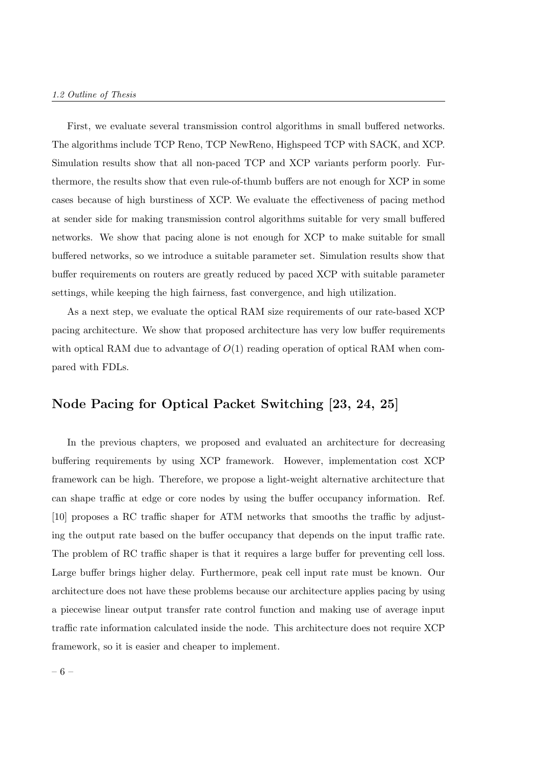First, we evaluate several transmission control algorithms in small buffered networks. The algorithms include TCP Reno, TCP NewReno, Highspeed TCP with SACK, and XCP. Simulation results show that all non-paced TCP and XCP variants perform poorly. Furthermore, the results show that even rule-of-thumb buffers are not enough for XCP in some cases because of high burstiness of XCP. We evaluate the effectiveness of pacing method at sender side for making transmission control algorithms suitable for very small buffered networks. We show that pacing alone is not enough for XCP to make suitable for small buffered networks, so we introduce a suitable parameter set. Simulation results show that buffer requirements on routers are greatly reduced by paced XCP with suitable parameter settings, while keeping the high fairness, fast convergence, and high utilization.

As a next step, we evaluate the optical RAM size requirements of our rate-based XCP pacing architecture. We show that proposed architecture has very low buffer requirements with optical RAM due to advantage of $O(1)$ reading operation of optical RAM when compared with FDLs.

## Node Pacing for Optical Packet Switching [23, 24, 25]

In the previous chapters, we proposed and evaluated an architecture for decreasing buffering requirements by using XCP framework. However, implementation cost XCP framework can be high. Therefore, we propose a light-weight alternative architecture that can shape traffic at edge or core nodes by using the buffer occupancy information. Ref. [10] proposes a RC traffic shaper for ATM networks that smooths the traffic by adjusting the output rate based on the buffer occupancy that depends on the input traffic rate. The problem of RC traffic shaper is that it requires a large buffer for preventing cell loss. Large buffer brings higher delay. Furthermore, peak cell input rate must be known. Our architecture does not have these problems because our architecture applies pacing by using a piecewise linear output transfer rate control function and making use of average input traffic rate information calculated inside the node. This architecture does not require XCP framework, so it is easier and cheaper to implement.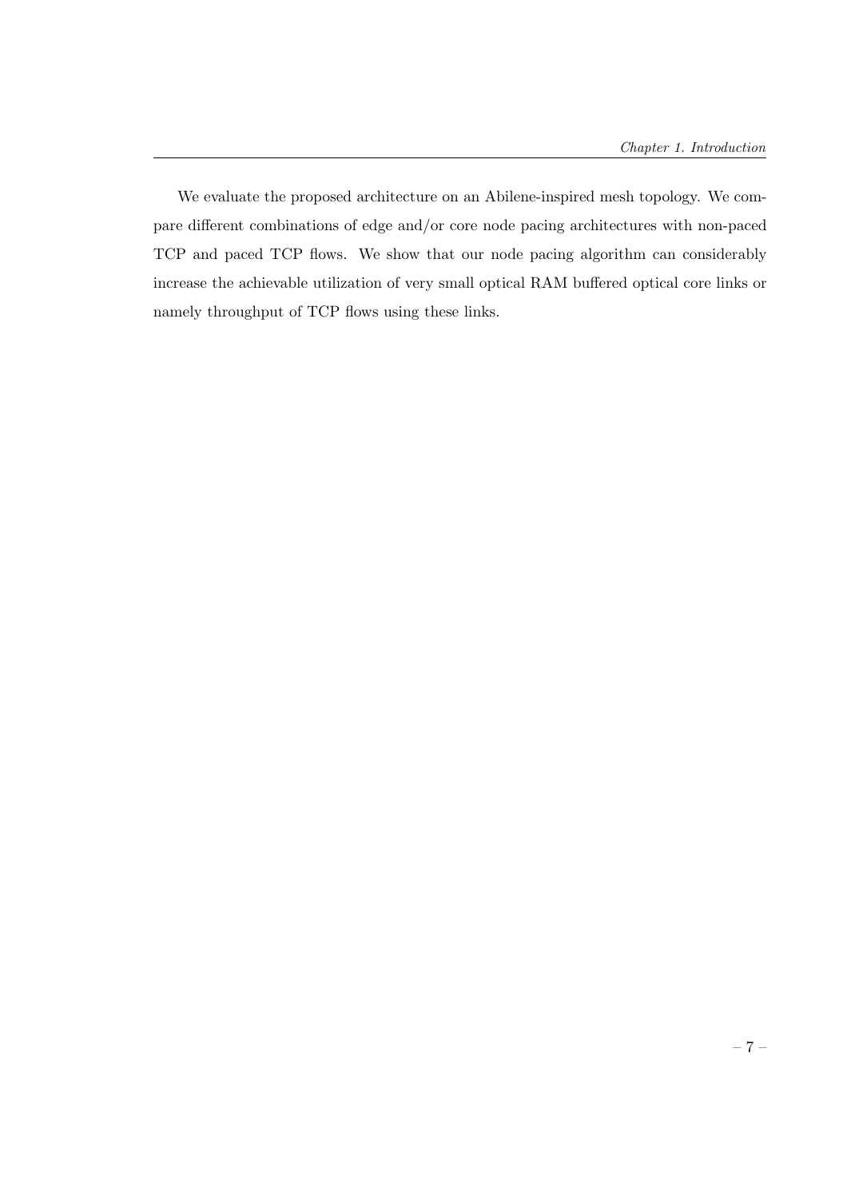We evaluate the proposed architecture on an Abilene-inspired mesh topology. We compare different combinations of edge and/or core node pacing architectures with non-paced TCP and paced TCP flows. We show that our node pacing algorithm can considerably increase the achievable utilization of very small optical RAM buffered optical core links or namely throughput of TCP flows using these links.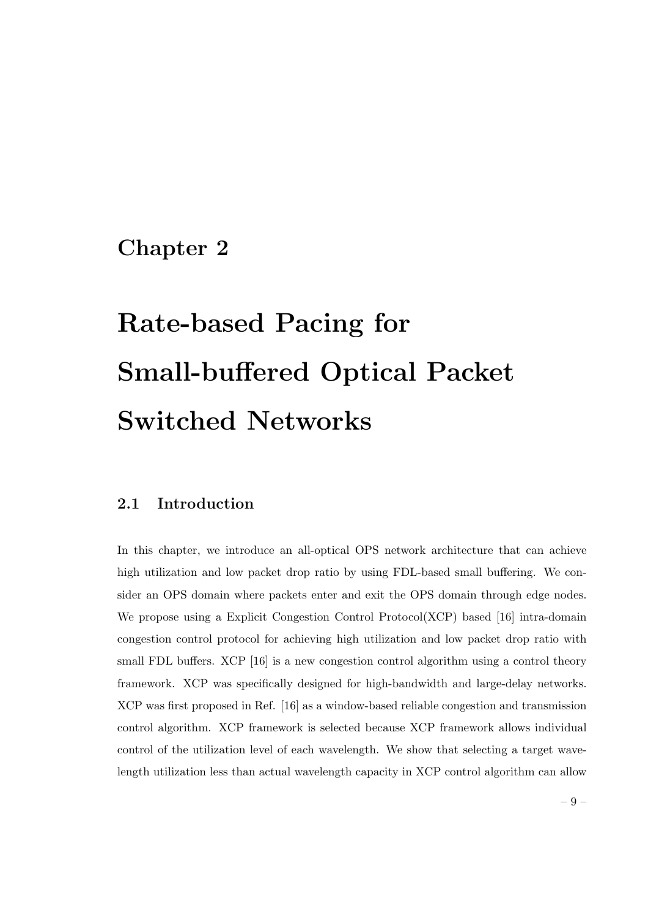# Chapter 2

# Rate-based Pacing for Small-buffered Optical Packet Switched Networks

## 2.1 Introduction

In this chapter, we introduce an all-optical OPS network architecture that can achieve high utilization and low packet drop ratio by using FDL-based small buffering. We consider an OPS domain where packets enter and exit the OPS domain through edge nodes. We propose using a Explicit Congestion Control Protocol(XCP) based [16] intra-domain congestion control protocol for achieving high utilization and low packet drop ratio with small FDL buffers. XCP [16] is a new congestion control algorithm using a control theory framework. XCP was specifically designed for high-bandwidth and large-delay networks. XCP was first proposed in Ref. [16] as a window-based reliable congestion and transmission control algorithm. XCP framework is selected because XCP framework allows individual control of the utilization level of each wavelength. We show that selecting a target wavelength utilization less than actual wavelength capacity in XCP control algorithm can allow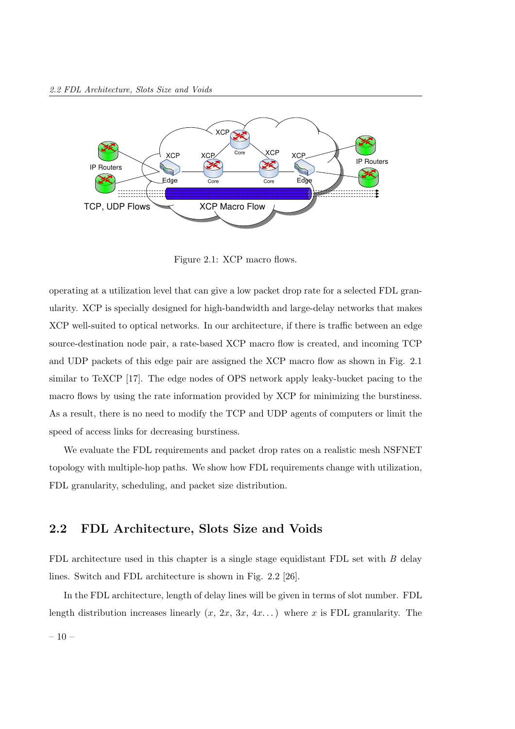XCP
Core
XCP
XCP
XCP
XCP
IP Routers
IP Routers
Edge
Core
Core
Edge
TCP, UDP Flows
XCP Macro Flow

Figure 2.1: XCP macro flows.

operating at a utilization level that can give a low packet drop rate for a selected FDL granularity. XCP is specially designed for high-bandwidth and large-delay networks that makes XCP well-suited to optical networks. In our architecture, if there is traffic between an edge source-destination node pair, a rate-based XCP macro flow is created, and incoming TCP and UDP packets of this edge pair are assigned the XCP macro flow as shown in Fig. 2.1 similar to TeXCP [17]. The edge nodes of OPS network apply leaky-bucket pacing to the macro flows by using the rate information provided by XCP for minimizing the burstiness. As a result, there is no need to modify the TCP and UDP agents of computers or limit the speed of access links for decreasing burstiness.

We evaluate the FDL requirements and packet drop rates on a realistic mesh NSFNET topology with multiple-hop paths. We show how FDL requirements change with utilization, FDL granularity, scheduling, and packet size distribution.

## 2.2 FDL Architecture, Slots Size and Voids

FDL architecture used in this chapter is a single stage equidistant FDL set with $B$ delay lines. Switch and FDL architecture is shown in Fig. 2.2 [26].

In the FDL architecture, length of delay lines will be given in terms of slot number. FDL length distribution increases linearly ($x$, $2x$, $3x$, $4x\ldots$) where $x$ is FDL granularity. The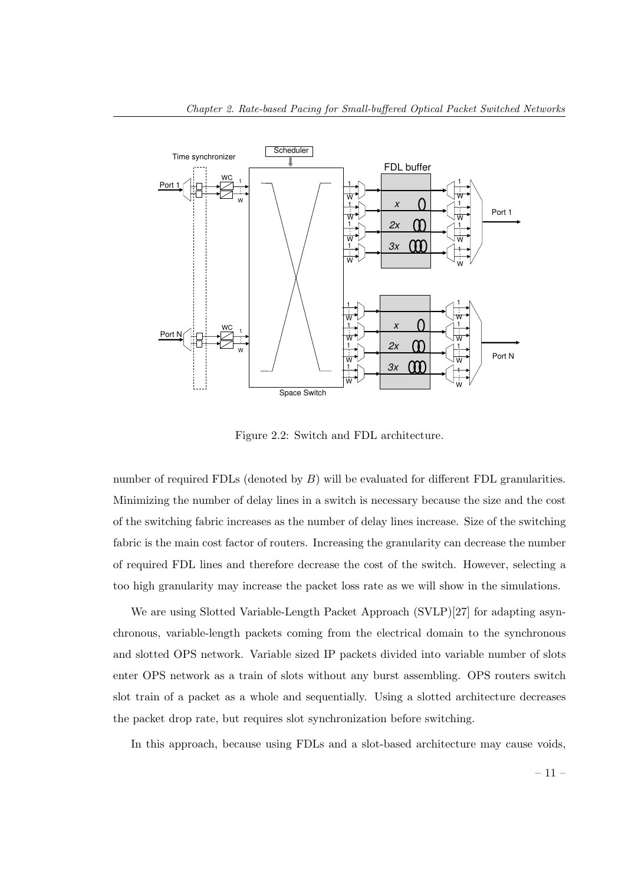Time synchronizer

Scheduler

FDL buffer

Port 1

WC

1

W

x

2x

3x

Port N

Space Switch

Figure 2.2: Switch and FDL architecture.

number of required FDLs (denoted by $B$) will be evaluated for different FDL granularities. Minimizing the number of delay lines in a switch is necessary because the size and the cost of the switching fabric increases as the number of delay lines increase. Size of the switching fabric is the main cost factor of routers. Increasing the granularity can decrease the number of required FDL lines and therefore decrease the cost of the switch. However, selecting a too high granularity may increase the packet loss rate as we will show in the simulations.

We are using Slotted Variable-Length Packet Approach (SVLP)[27] for adapting asynchronous, variable-length packets coming from the electrical domain to the synchronous and slotted OPS network. Variable sized IP packets divided into variable number of slots enter OPS network as a train of slots without any burst assembling. OPS routers switch slot train of a packet as a whole and sequentially. Using a slotted architecture decreases the packet drop rate, but requires slot synchronization before switching.

In this approach, because using FDLs and a slot-based architecture may cause voids,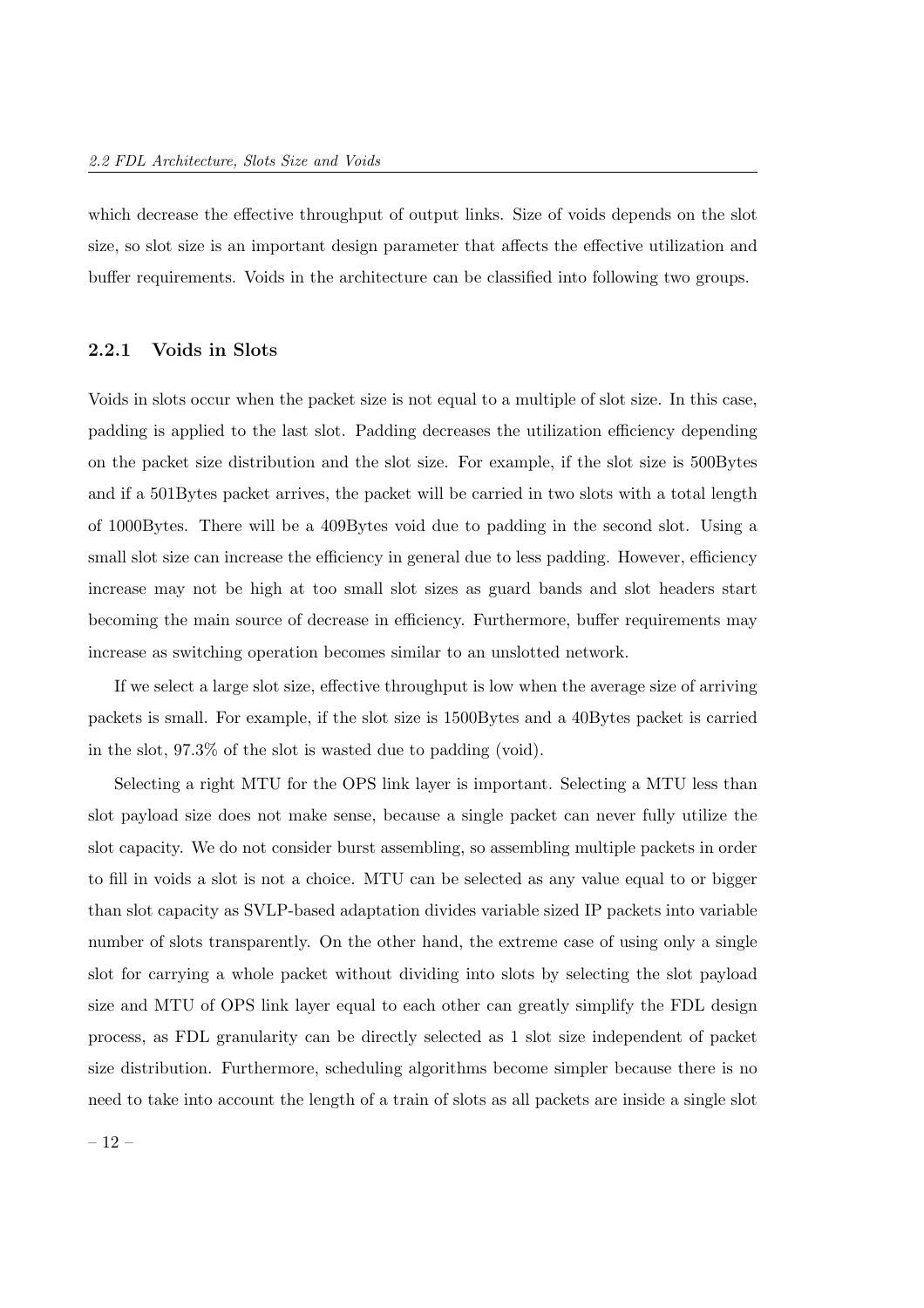which decrease the effective throughput of output links. Size of voids depends on the slot size, so slot size is an important design parameter that affects the effective utilization and buffer requirements. Voids in the architecture can be classified into following two groups.

### 2.2.1 Voids in Slots

Voids in slots occur when the packet size is not equal to a multiple of slot size. In this case, padding is applied to the last slot. Padding decreases the utilization efficiency depending on the packet size distribution and the slot size. For example, if the slot size is 500Bytes and if a 501Bytes packet arrives, the packet will be carried in two slots with a total length of 1000Bytes. There will be a 409Bytes void due to padding in the second slot. Using a small slot size can increase the efficiency in general due to less padding. However, efficiency increase may not be high at too small slot sizes as guard bands and slot headers start becoming the main source of decrease in efficiency. Furthermore, buffer requirements may increase as switching operation becomes similar to an unslotted network.

If we select a large slot size, effective throughput is low when the average size of arriving packets is small. For example, if the slot size is 1500Bytes and a 40Bytes packet is carried in the slot, 97.3% of the slot is wasted due to padding (void).

Selecting a right MTU for the OPS link layer is important. Selecting a MTU less than slot payload size does not make sense, because a single packet can never fully utilize the slot capacity. We do not consider burst assembling, so assembling multiple packets in order to fill in voids a slot is not a choice. MTU can be selected as any value equal to or bigger than slot capacity as SVLP-based adaptation divides variable sized IP packets into variable number of slots transparently. On the other hand, the extreme case of using only a single slot for carrying a whole packet without dividing into slots by selecting the slot payload size and MTU of OPS link layer equal to each other can greatly simplify the FDL design process, as FDL granularity can be directly selected as 1 slot size independent of packet size distribution. Furthermore, scheduling algorithms become simpler because there is no need to take into account the length of a train of slots as all packets are inside a single slot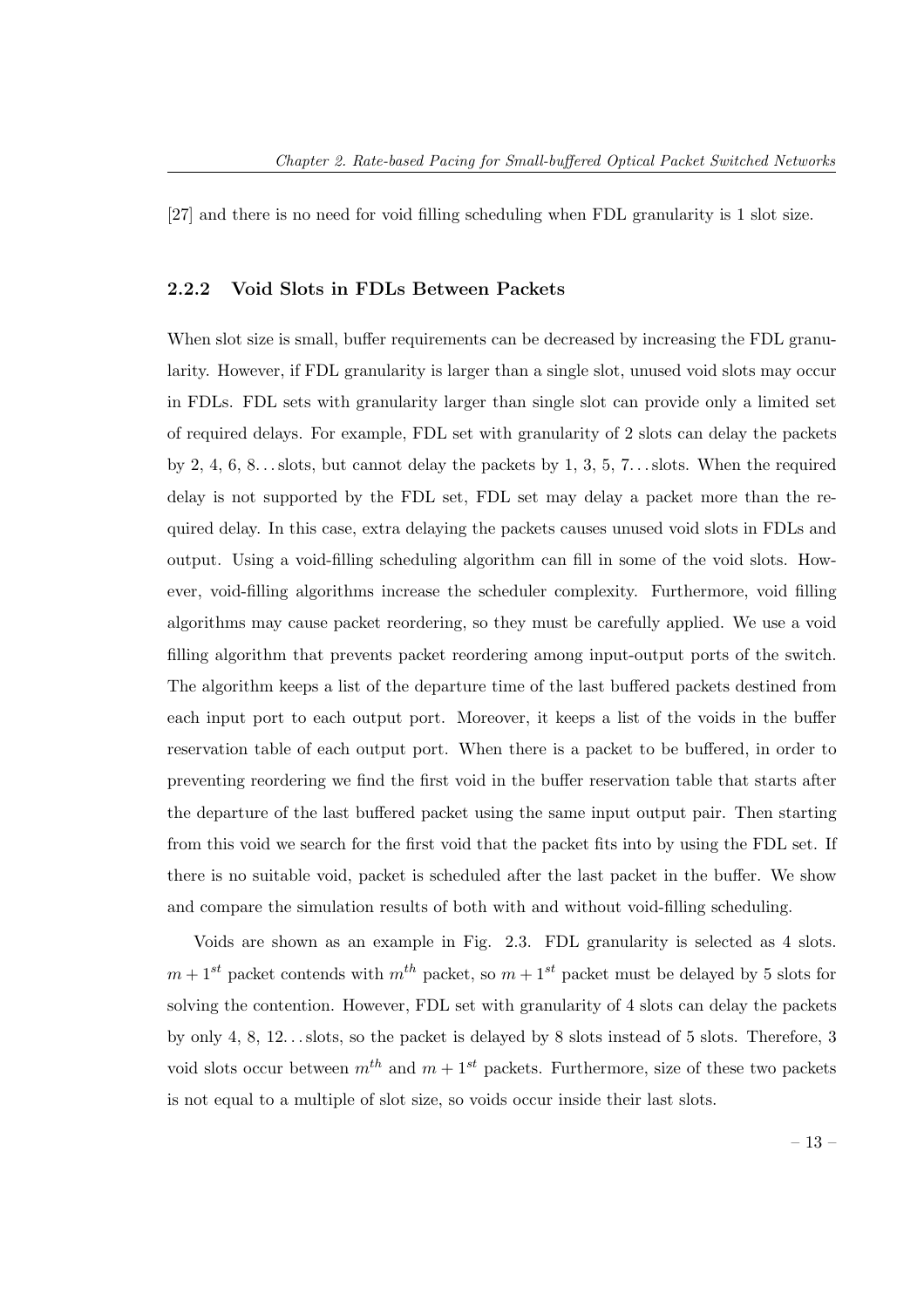[27] and there is no need for void filling scheduling when FDL granularity is 1 slot size.

### 2.2.2 Void Slots in FDLs Between Packets

When slot size is small, buffer requirements can be decreased by increasing the FDL granularity. However, if FDL granularity is larger than a single slot, unused void slots may occur in FDLs. FDL sets with granularity larger than single slot can provide only a limited set of required delays. For example, FDL set with granularity of 2 slots can delay the packets by 2, 4, 6, 8. . . slots, but cannot delay the packets by 1, 3, 5, 7. . . slots. When the required delay is not supported by the FDL set, FDL set may delay a packet more than the required delay. In this case, extra delaying the packets causes unused void slots in FDLs and output. Using a void-filling scheduling algorithm can fill in some of the void slots. However, void-filling algorithms increase the scheduler complexity. Furthermore, void filling algorithms may cause packet reordering, so they must be carefully applied. We use a void filling algorithm that prevents packet reordering among input-output ports of the switch. The algorithm keeps a list of the departure time of the last buffered packets destined from each input port to each output port. Moreover, it keeps a list of the voids in the buffer reservation table of each output port. When there is a packet to be buffered, in order to preventing reordering we find the first void in the buffer reservation table that starts after the departure of the last buffered packet using the same input output pair. Then starting from this void we search for the first void that the packet fits into by using the FDL set. If there is no suitable void, packet is scheduled after the last packet in the buffer. We show and compare the simulation results of both with and without void-filling scheduling.

Voids are shown as an example in Fig. 2.3. FDL granularity is selected as 4 slots. $m + 1^{st}$ packet contends with $m^{th}$ packet, so $m + 1^{st}$ packet must be delayed by 5 slots for solving the contention. However, FDL set with granularity of 4 slots can delay the packets by only 4, 8, 12. . . slots, so the packet is delayed by 8 slots instead of 5 slots. Therefore, 3 void slots occur between $m^{th}$ and $m + 1^{st}$ packets. Furthermore, size of these two packets is not equal to a multiple of slot size, so voids occur inside their last slots.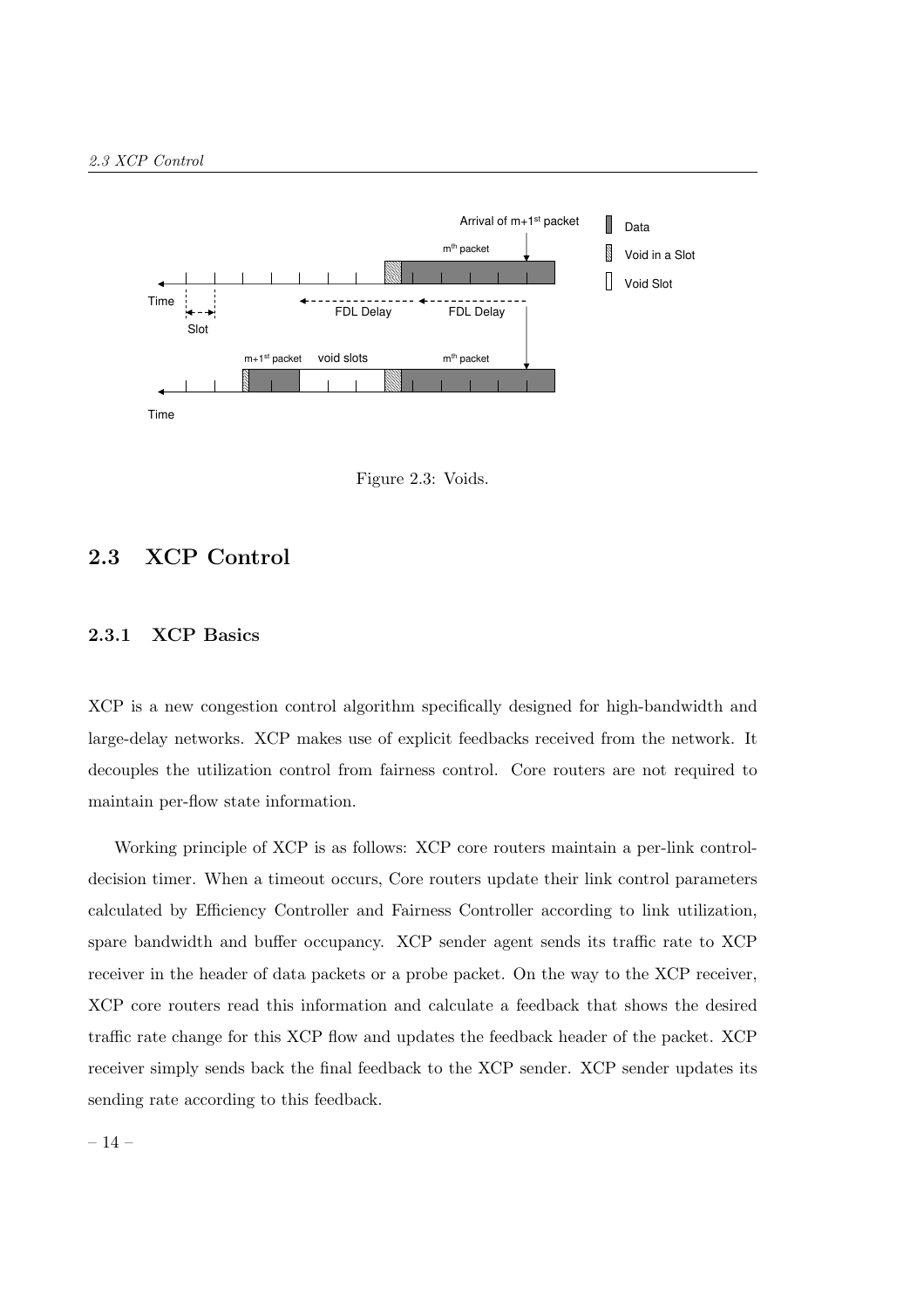Arrival of m+1st packet

mth packet

Data

Void in a Slot

Void Slot

Time

Slot

FDL Delay

FDL Delay

m+1st packet

void slots

mth packet

Time

Figure 2.3: Voids.

## 2.3 XCP Control

### 2.3.1 XCP Basics

XCP is a new congestion control algorithm specifically designed for high-bandwidth and large-delay networks. XCP makes use of explicit feedbacks received from the network. It decouples the utilization control from fairness control. Core routers are not required to maintain per-flow state information.

Working principle of XCP is as follows: XCP core routers maintain a per-link control-decision timer. When a timeout occurs, Core routers update their link control parameters calculated by Efficiency Controller and Fairness Controller according to link utilization, spare bandwidth and buffer occupancy. XCP sender agent sends its traffic rate to XCP receiver in the header of data packets or a probe packet. On the way to the XCP receiver, XCP core routers read this information and calculate a feedback that shows the desired traffic rate change for this XCP flow and updates the feedback header of the packet. XCP receiver simply sends back the final feedback to the XCP sender. XCP sender updates its sending rate according to this feedback.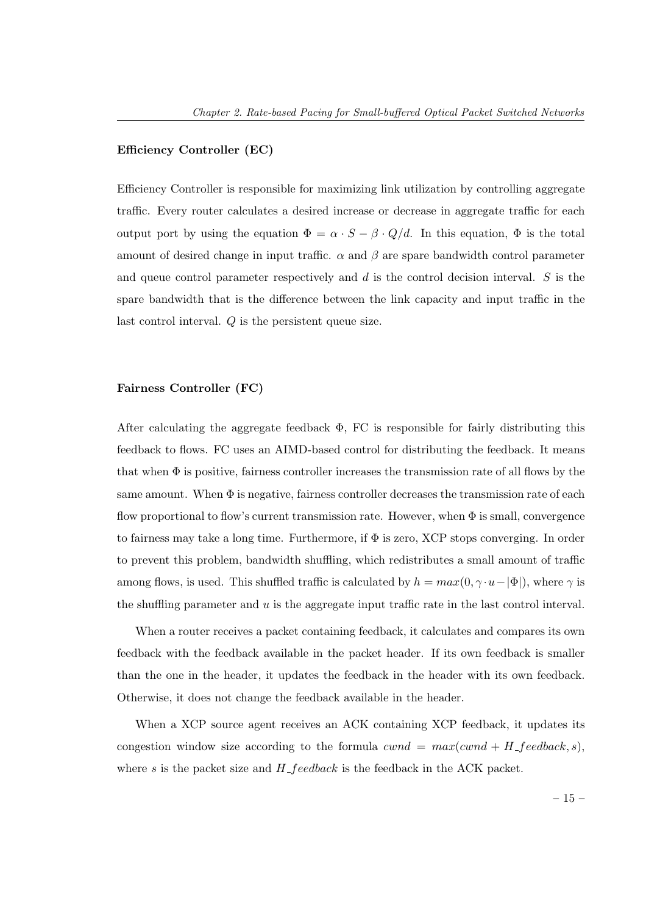#### Efficiency Controller (EC)

Efficiency Controller is responsible for maximizing link utilization by controlling aggregate traffic. Every router calculates a desired increase or decrease in aggregate traffic for each output port by using the equation $\Phi = \alpha \cdot S - \beta \cdot Q/d$. In this equation, $\Phi$ is the total amount of desired change in input traffic. $\alpha$ and $\beta$ are spare bandwidth control parameter and queue control parameter respectively and $d$ is the control decision interval. $S$ is the spare bandwidth that is the difference between the link capacity and input traffic in the last control interval. $Q$ is the persistent queue size.

#### Fairness Controller (FC)

After calculating the aggregate feedback $\Phi$, FC is responsible for fairly distributing this feedback to flows. FC uses an AIMD-based control for distributing the feedback. It means that when $\Phi$ is positive, fairness controller increases the transmission rate of all flows by the same amount. When $\Phi$ is negative, fairness controller decreases the transmission rate of each flow proportional to flow's current transmission rate. However, when $\Phi$ is small, convergence to fairness may take a long time. Furthermore, if $\Phi$ is zero, XCP stops converging. In order to prevent this problem, bandwidth shuffling, which redistributes a small amount of traffic among flows, is used. This shuffled traffic is calculated by $h = max(0, \gamma \cdot u - |\Phi|)$, where $\gamma$ is the shuffling parameter and $u$ is the aggregate input traffic rate in the last control interval.

When a router receives a packet containing feedback, it calculates and compares its own feedback with the feedback available in the packet header. If its own feedback is smaller than the one in the header, it updates the feedback in the header with its own feedback. Otherwise, it does not change the feedback available in the header.

When a XCP source agent receives an ACK containing XCP feedback, it updates its congestion window size according to the formula $cwnd = max(cwnd + H\_feedback, s)$, where $s$ is the packet size and $H\_feedback$ is the feedback in the ACK packet.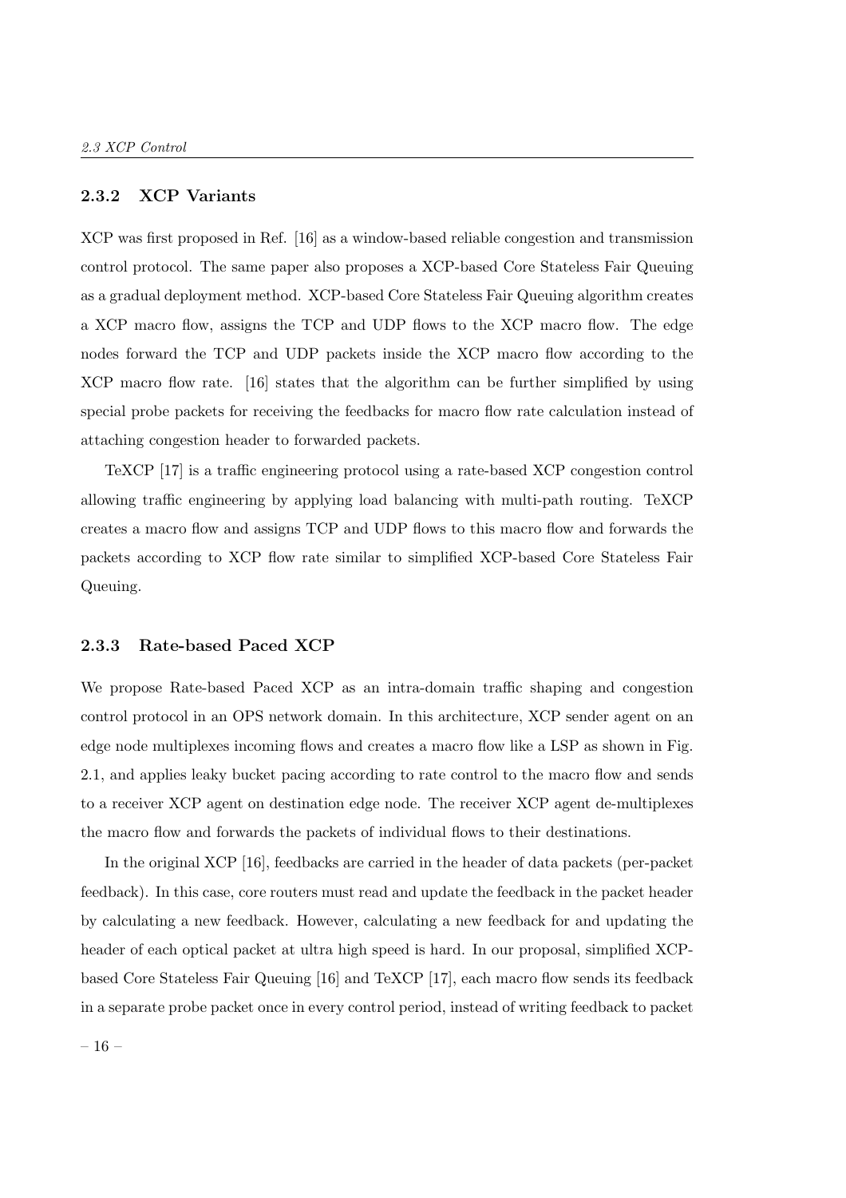### 2.3.2 XCP Variants

XCP was first proposed in Ref. [16] as a window-based reliable congestion and transmission control protocol. The same paper also proposes a XCP-based Core Stateless Fair Queuing as a gradual deployment method. XCP-based Core Stateless Fair Queuing algorithm creates a XCP macro flow, assigns the TCP and UDP flows to the XCP macro flow. The edge nodes forward the TCP and UDP packets inside the XCP macro flow according to the XCP macro flow rate. [16] states that the algorithm can be further simplified by using special probe packets for receiving the feedbacks for macro flow rate calculation instead of attaching congestion header to forwarded packets.

TeXCP [17] is a traffic engineering protocol using a rate-based XCP congestion control allowing traffic engineering by applying load balancing with multi-path routing. TeXCP creates a macro flow and assigns TCP and UDP flows to this macro flow and forwards the packets according to XCP flow rate similar to simplified XCP-based Core Stateless Fair Queuing.

### 2.3.3 Rate-based Paced XCP

We propose Rate-based Paced XCP as an intra-domain traffic shaping and congestion control protocol in an OPS network domain. In this architecture, XCP sender agent on an edge node multiplexes incoming flows and creates a macro flow like a LSP as shown in Fig. 2.1, and applies leaky bucket pacing according to rate control to the macro flow and sends to a receiver XCP agent on destination edge node. The receiver XCP agent de-multiplexes the macro flow and forwards the packets of individual flows to their destinations.

In the original XCP [16], feedbacks are carried in the header of data packets (per-packet feedback). In this case, core routers must read and update the feedback in the packet header by calculating a new feedback. However, calculating a new feedback for and updating the header of each optical packet at ultra high speed is hard. In our proposal, simplified XCP-based Core Stateless Fair Queuing [16] and TeXCP [17], each macro flow sends its feedback in a separate probe packet once in every control period, instead of writing feedback to packet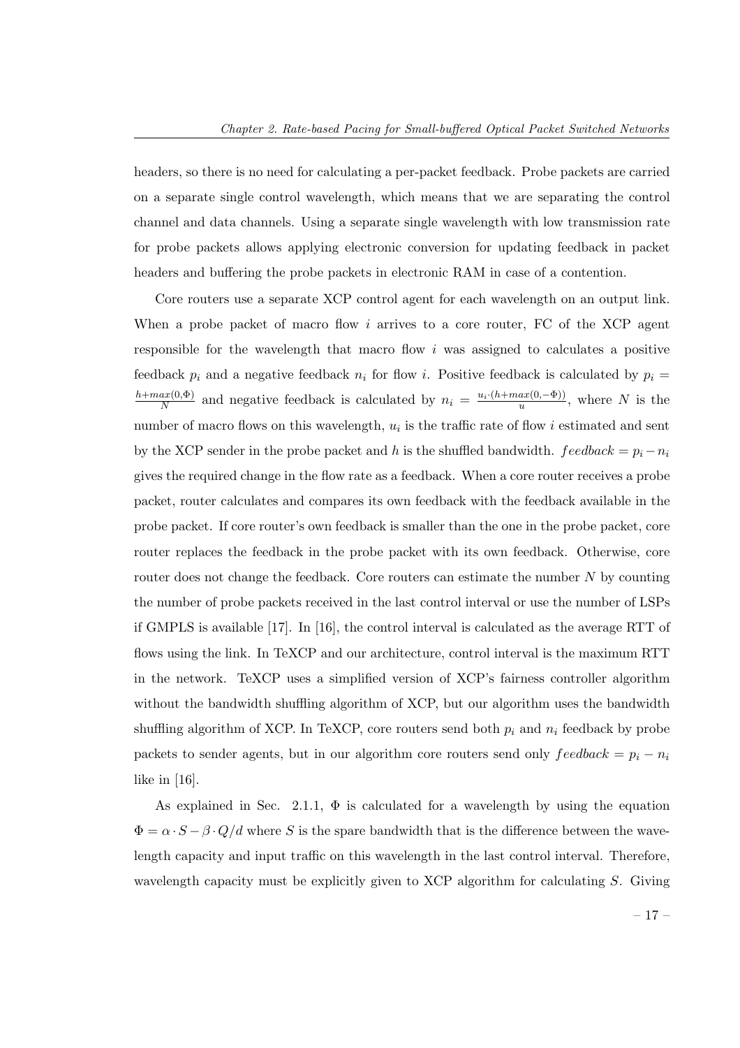headers, so there is no need for calculating a per-packet feedback. Probe packets are carried on a separate single control wavelength, which means that we are separating the control channel and data channels. Using a separate single wavelength with low transmission rate for probe packets allows applying electronic conversion for updating feedback in packet headers and buffering the probe packets in electronic RAM in case of a contention.

Core routers use a separate XCP control agent for each wavelength on an output link. When a probe packet of macro flow $i$ arrives to a core router, FC of the XCP agent responsible for the wavelength that macro flow $i$ was assigned to calculates a positive feedback $p_i$ and a negative feedback $n_i$ for flow $i$. Positive feedback is calculated by $p_i = \frac{h+max(0,\Phi)}{N}$ and negative feedback is calculated by $n_i = \frac{u_i \cdot (h+max(0,-\Phi))}{u}$, where $N$ is the number of macro flows on this wavelength, $u_i$ is the traffic rate of flow $i$ estimated and sent by the XCP sender in the probe packet and $h$ is the shuffled bandwidth. $feedback = p_i - n_i$ gives the required change in the flow rate as a feedback. When a core router receives a probe packet, router calculates and compares its own feedback with the feedback available in the probe packet. If core router's own feedback is smaller than the one in the probe packet, core router replaces the feedback in the probe packet with its own feedback. Otherwise, core router does not change the feedback. Core routers can estimate the number $N$ by counting the number of probe packets received in the last control interval or use the number of LSPs if GMPLS is available [17]. In [16], the control interval is calculated as the average RTT of flows using the link. In TeXCP and our architecture, control interval is the maximum RTT in the network. TeXCP uses a simplified version of XCP's fairness controller algorithm without the bandwidth shuffling algorithm of XCP, but our algorithm uses the bandwidth shuffling algorithm of XCP. In TeXCP, core routers send both $p_i$ and $n_i$ feedback by probe packets to sender agents, but in our algorithm core routers send only $feedback = p_i - n_i$ like in [16].

As explained in Sec. 2.1.1, $\Phi$ is calculated for a wavelength by using the equation $\Phi = \alpha \cdot S - \beta \cdot Q/d$ where $S$ is the spare bandwidth that is the difference between the wavelength capacity and input traffic on this wavelength in the last control interval. Therefore, wavelength capacity must be explicitly given to XCP algorithm for calculating $S$. Giving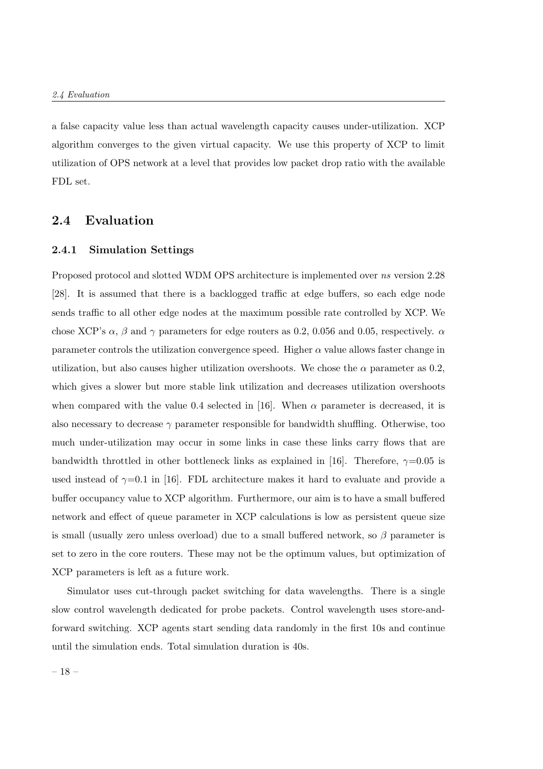a false capacity value less than actual wavelength capacity causes under-utilization. XCP algorithm converges to the given virtual capacity. We use this property of XCP to limit utilization of OPS network at a level that provides low packet drop ratio with the available FDL set.

## 2.4 Evaluation

### 2.4.1 Simulation Settings

Proposed protocol and slotted WDM OPS architecture is implemented over *ns* version 2.28 [28]. It is assumed that there is a backlogged traffic at edge buffers, so each edge node sends traffic to all other edge nodes at the maximum possible rate controlled by XCP. We chose XCP's $\alpha$, $\beta$ and $\gamma$ parameters for edge routers as 0.2, 0.056 and 0.05, respectively. $\alpha$ parameter controls the utilization convergence speed. Higher $\alpha$ value allows faster change in utilization, but also causes higher utilization overshoots. We chose the $\alpha$ parameter as 0.2, which gives a slower but more stable link utilization and decreases utilization overshoots when compared with the value 0.4 selected in [16]. When $\alpha$ parameter is decreased, it is also necessary to decrease $\gamma$ parameter responsible for bandwidth shuffling. Otherwise, too much under-utilization may occur in some links in case these links carry flows that are bandwidth throttled in other bottleneck links as explained in [16]. Therefore, $\gamma$=0.05 is used instead of $\gamma$=0.1 in [16]. FDL architecture makes it hard to evaluate and provide a buffer occupancy value to XCP algorithm. Furthermore, our aim is to have a small buffered network and effect of queue parameter in XCP calculations is low as persistent queue size is small (usually zero unless overload) due to a small buffered network, so $\beta$ parameter is set to zero in the core routers. These may not be the optimum values, but optimization of XCP parameters is left as a future work.

Simulator uses cut-through packet switching for data wavelengths. There is a single slow control wavelength dedicated for probe packets. Control wavelength uses store-and-forward switching. XCP agents start sending data randomly in the first 10s and continue until the simulation ends. Total simulation duration is 40s.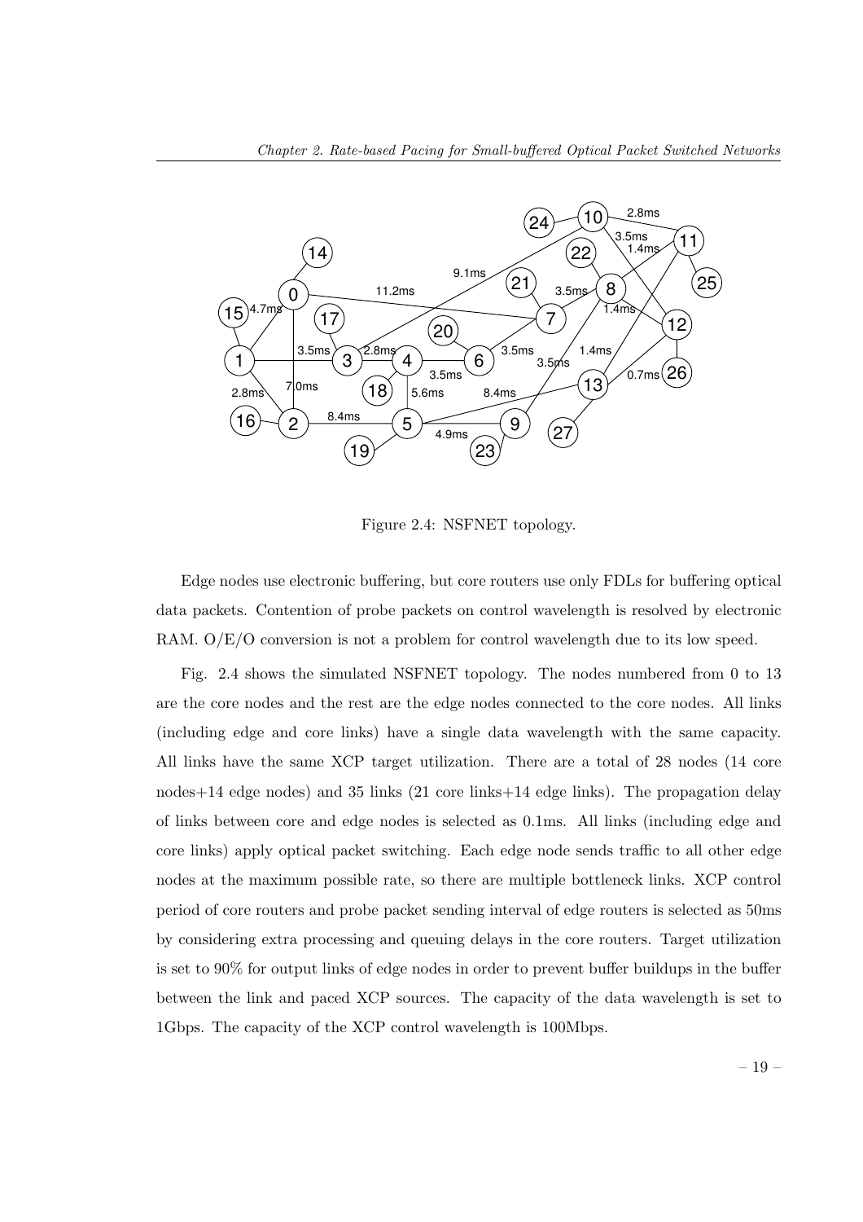24
10
2.8ms
3.5ms
11
1.4ms
14
22
9.1ms
21
25
0
11.2ms
3.5ms
8
15
4.7ms
17
1.4ms
7
12
20
1
3.5ms
3
2.8ms
4
6
3.5ms
1.4ms
3.5ms
26
3.5ms
0.7ms
2.8ms
7.0ms
18
5.6ms
8.4ms
13
16
2
8.4ms
5
9
27
4.9ms
19
23

Figure 2.4: NSFNET topology.

Edge nodes use electronic buffering, but core routers use only FDLs for buffering optical data packets. Contention of probe packets on control wavelength is resolved by electronic RAM. O/E/O conversion is not a problem for control wavelength due to its low speed.

Fig. 2.4 shows the simulated NSFNET topology. The nodes numbered from 0 to 13 are the core nodes and the rest are the edge nodes connected to the core nodes. All links (including edge and core links) have a single data wavelength with the same capacity. All links have the same XCP target utilization. There are a total of 28 nodes (14 core nodes+14 edge nodes) and 35 links (21 core links+14 edge links). The propagation delay of links between core and edge nodes is selected as 0.1ms. All links (including edge and core links) apply optical packet switching. Each edge node sends traffic to all other edge nodes at the maximum possible rate, so there are multiple bottleneck links. XCP control period of core routers and probe packet sending interval of edge routers is selected as 50ms by considering extra processing and queuing delays in the core routers. Target utilization is set to 90% for output links of edge nodes in order to prevent buffer buildups in the buffer between the link and paced XCP sources. The capacity of the data wavelength is set to 1Gbps. The capacity of the XCP control wavelength is 100Mbps.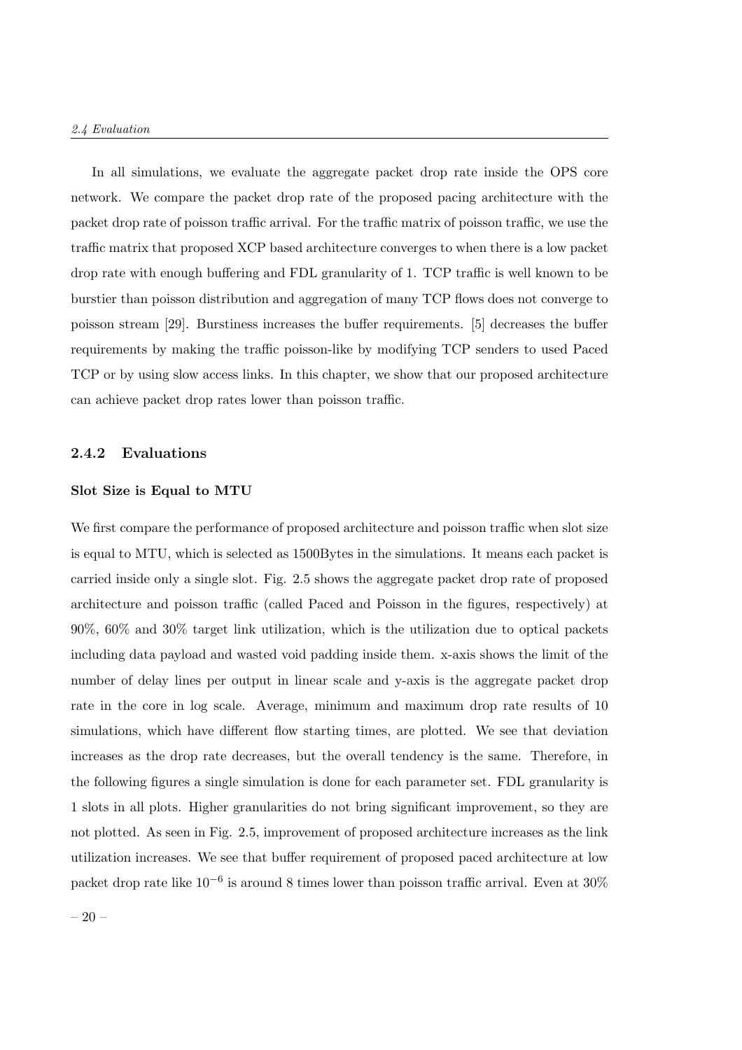In all simulations, we evaluate the aggregate packet drop rate inside the OPS core network. We compare the packet drop rate of the proposed pacing architecture with the packet drop rate of poisson traffic arrival. For the traffic matrix of poisson traffic, we use the traffic matrix that proposed XCP based architecture converges to when there is a low packet drop rate with enough buffering and FDL granularity of 1. TCP traffic is well known to be burstier than poisson distribution and aggregation of many TCP flows does not converge to poisson stream [29]. Burstiness increases the buffer requirements. [5] decreases the buffer requirements by making the traffic poisson-like by modifying TCP senders to used Paced TCP or by using slow access links. In this chapter, we show that our proposed architecture can achieve packet drop rates lower than poisson traffic.

### 2.4.2 Evaluations

#### Slot Size is Equal to MTU

We first compare the performance of proposed architecture and poisson traffic when slot size is equal to MTU, which is selected as 1500Bytes in the simulations. It means each packet is carried inside only a single slot. Fig. 2.5 shows the aggregate packet drop rate of proposed architecture and poisson traffic (called Paced and Poisson in the figures, respectively) at 90%, 60% and 30% target link utilization, which is the utilization due to optical packets including data payload and wasted void padding inside them. x-axis shows the limit of the number of delay lines per output in linear scale and y-axis is the aggregate packet drop rate in the core in log scale. Average, minimum and maximum drop rate results of 10 simulations, which have different flow starting times, are plotted. We see that deviation increases as the drop rate decreases, but the overall tendency is the same. Therefore, in the following figures a single simulation is done for each parameter set. FDL granularity is 1 slots in all plots. Higher granularities do not bring significant improvement, so they are not plotted. As seen in Fig. 2.5, improvement of proposed architecture increases as the link utilization increases. We see that buffer requirement of proposed paced architecture at low packet drop rate like $10^{-6}$ is around 8 times lower than poisson traffic arrival. Even at 30%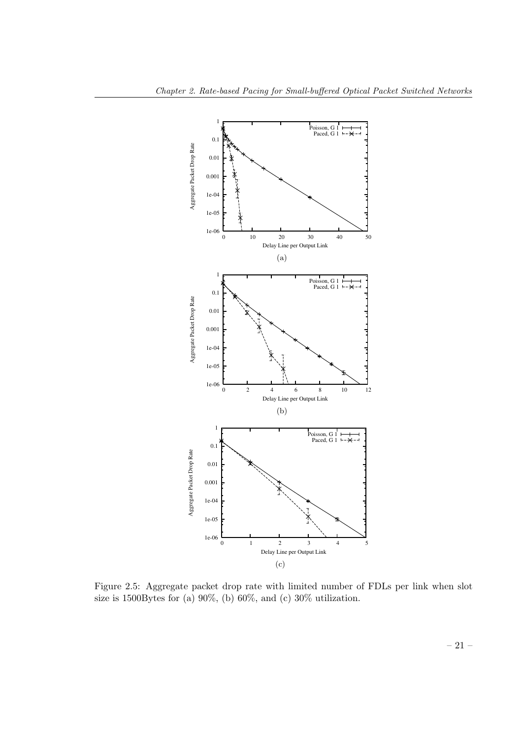Aggregate Packet Drop Rate

Delay Line per Output Link

Poisson, G 1
Paced, G 1

1, 0.1, 0.01, 0.001, 1e-04, 1e-05, 1e-06

0, 10, 20, 30, 40, 50

(a)

Aggregate Packet Drop Rate

Delay Line per Output Link

Poisson, G 1
Paced, G 1

1, 0.1, 0.01, 0.001, 1e-04, 1e-05, 1e-06

0, 2, 4, 6, 8, 10, 12

(b)

Aggregate Packet Drop Rate

Delay Line per Output Link

Poisson, G 1
Paced, G 1

1, 0.1, 0.01, 0.001, 1e-04, 1e-05, 1e-06

0, 1, 2, 3, 4, 5

(c)

Figure 2.5: Aggregate packet drop rate with limited number of FDLs per link when slot size is 1500Bytes for (a) 90%, (b) 60%, and (c) 30% utilization.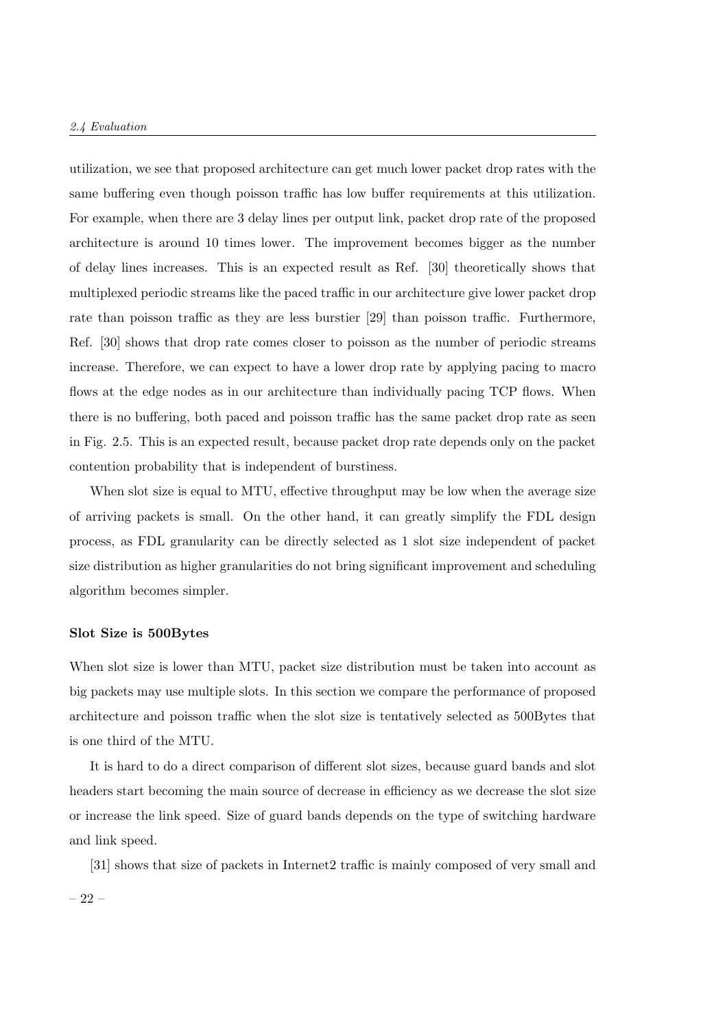utilization, we see that proposed architecture can get much lower packet drop rates with the same buffering even though poisson traffic has low buffer requirements at this utilization. For example, when there are 3 delay lines per output link, packet drop rate of the proposed architecture is around 10 times lower. The improvement becomes bigger as the number of delay lines increases. This is an expected result as Ref. [30] theoretically shows that multiplexed periodic streams like the paced traffic in our architecture give lower packet drop rate than poisson traffic as they are less burstier [29] than poisson traffic. Furthermore, Ref. [30] shows that drop rate comes closer to poisson as the number of periodic streams increase. Therefore, we can expect to have a lower drop rate by applying pacing to macro flows at the edge nodes as in our architecture than individually pacing TCP flows. When there is no buffering, both paced and poisson traffic has the same packet drop rate as seen in Fig. 2.5. This is an expected result, because packet drop rate depends only on the packet contention probability that is independent of burstiness.

When slot size is equal to MTU, effective throughput may be low when the average size of arriving packets is small. On the other hand, it can greatly simplify the FDL design process, as FDL granularity can be directly selected as 1 slot size independent of packet size distribution as higher granularities do not bring significant improvement and scheduling algorithm becomes simpler.

#### Slot Size is 500Bytes

When slot size is lower than MTU, packet size distribution must be taken into account as big packets may use multiple slots. In this section we compare the performance of proposed architecture and poisson traffic when the slot size is tentatively selected as 500Bytes that is one third of the MTU.

It is hard to do a direct comparison of different slot sizes, because guard bands and slot headers start becoming the main source of decrease in efficiency as we decrease the slot size or increase the link speed. Size of guard bands depends on the type of switching hardware and link speed.

[31] shows that size of packets in Internet2 traffic is mainly composed of very small and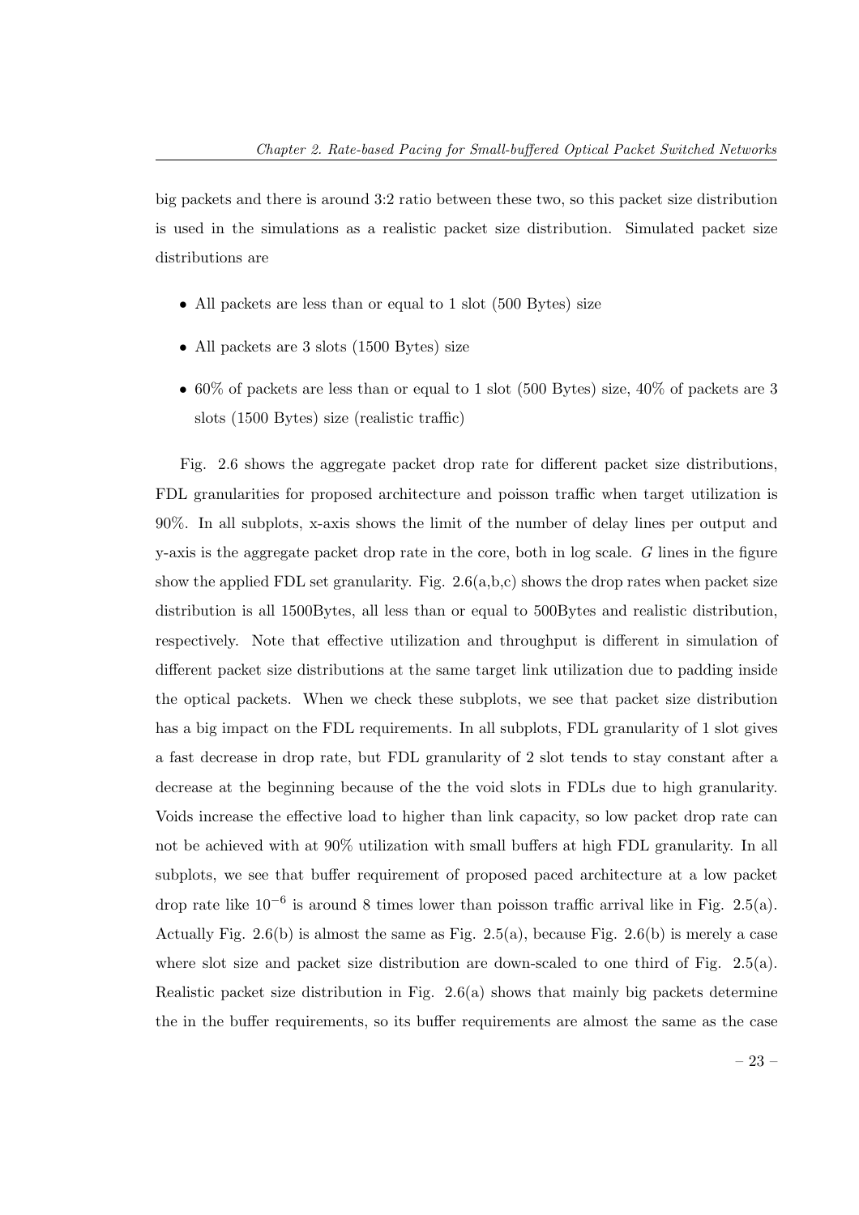big packets and there is around 3:2 ratio between these two, so this packet size distribution is used in the simulations as a realistic packet size distribution. Simulated packet size distributions are

- All packets are less than or equal to 1 slot (500 Bytes) size
- All packets are 3 slots (1500 Bytes) size
- 60% of packets are less than or equal to 1 slot (500 Bytes) size, 40% of packets are 3 slots (1500 Bytes) size (realistic traffic)

Fig. 2.6 shows the aggregate packet drop rate for different packet size distributions, FDL granularities for proposed architecture and poisson traffic when target utilization is 90%. In all subplots, x-axis shows the limit of the number of delay lines per output and y-axis is the aggregate packet drop rate in the core, both in log scale. $G$ lines in the figure show the applied FDL set granularity. Fig. 2.6(a,b,c) shows the drop rates when packet size distribution is all 1500Bytes, all less than or equal to 500Bytes and realistic distribution, respectively. Note that effective utilization and throughput is different in simulation of different packet size distributions at the same target link utilization due to padding inside the optical packets. When we check these subplots, we see that packet size distribution has a big impact on the FDL requirements. In all subplots, FDL granularity of 1 slot gives a fast decrease in drop rate, but FDL granularity of 2 slot tends to stay constant after a decrease at the beginning because of the the void slots in FDLs due to high granularity. Voids increase the effective load to higher than link capacity, so low packet drop rate can not be achieved with at 90% utilization with small buffers at high FDL granularity. In all subplots, we see that buffer requirement of proposed paced architecture at a low packet drop rate like $10^{-6}$ is around 8 times lower than poisson traffic arrival like in Fig. 2.5(a). Actually Fig. 2.6(b) is almost the same as Fig. 2.5(a), because Fig. 2.6(b) is merely a case where slot size and packet size distribution are down-scaled to one third of Fig. 2.5(a). Realistic packet size distribution in Fig. 2.6(a) shows that mainly big packets determine the in the buffer requirements, so its buffer requirements are almost the same as the case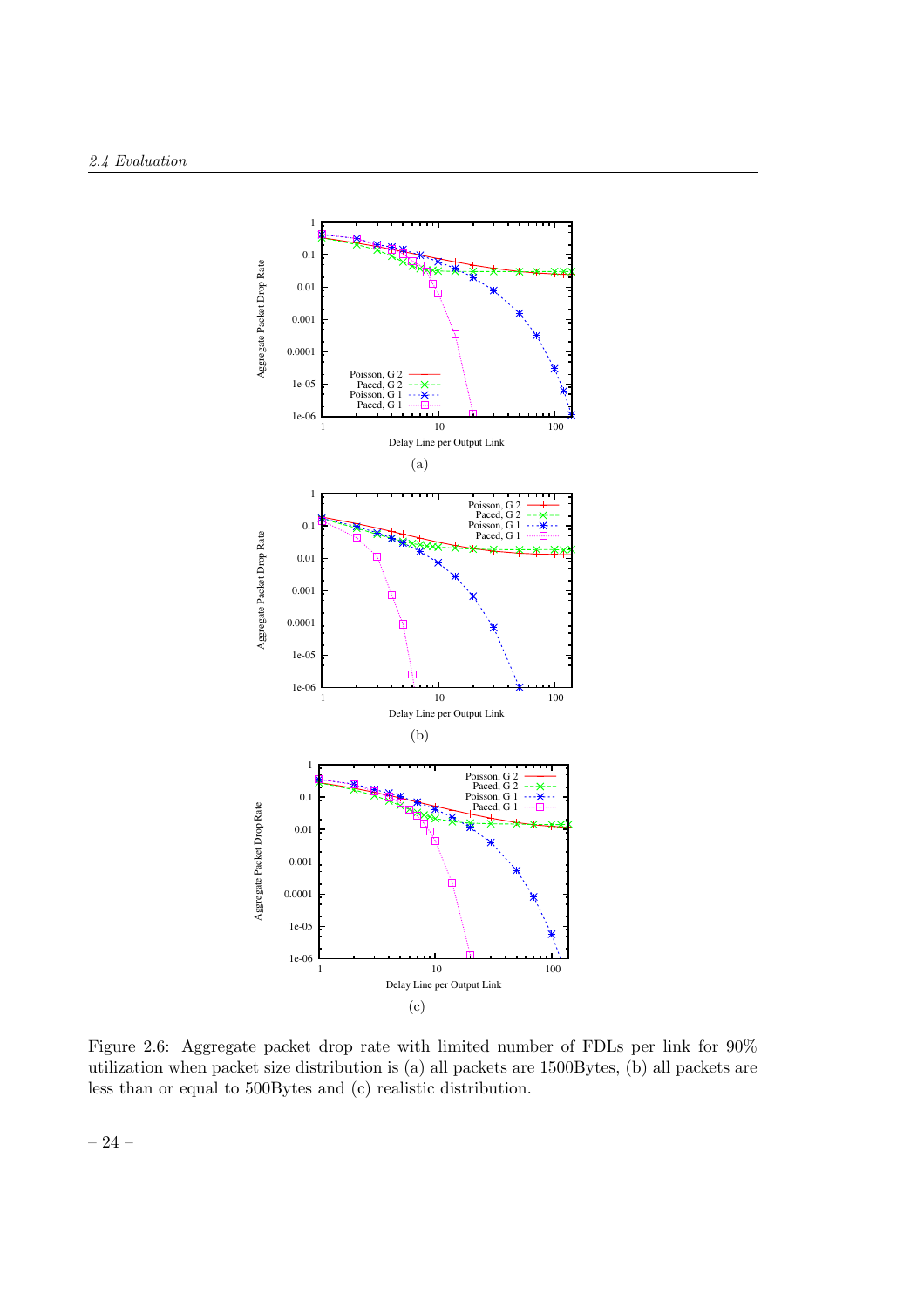Aggregate Packet Drop Rate

1
0.1
0.01
0.001
0.0001
1e-05
1e-06

1
10
100

Delay Line per Output Link

Poisson, G 2
Paced, G 2
Poisson, G 1
Paced, G 1

(a)

Aggregate Packet Drop Rate

1
0.1
0.01
0.001
0.0001
1e-05
1e-06

1
10
100

Delay Line per Output Link

Poisson, G 2
Paced, G 2
Poisson, G 1
Paced, G 1

(b)

Aggregate Packet Drop Rate

1
0.1
0.01
0.001
0.0001
1e-05
1e-06

1
10
100

Delay Line per Output Link

Poisson, G 2
Paced, G 2
Poisson, G 1
Paced, G 1

(c)

Figure 2.6: Aggregate packet drop rate with limited number of FDLs per link for 90% utilization when packet size distribution is (a) all packets are 1500Bytes, (b) all packets are less than or equal to 500Bytes and (c) realistic distribution.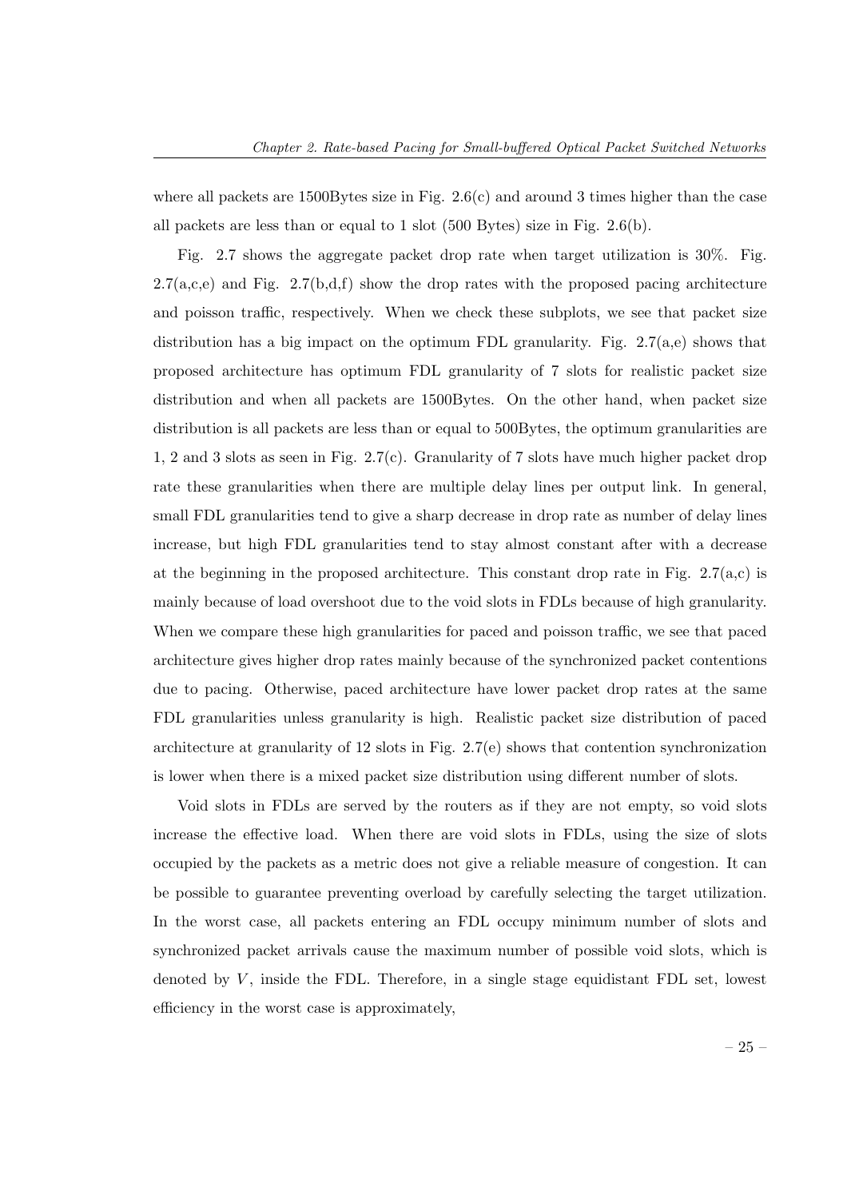where all packets are 1500Bytes size in Fig. 2.6(c) and around 3 times higher than the case all packets are less than or equal to 1 slot (500 Bytes) size in Fig. 2.6(b).

Fig. 2.7 shows the aggregate packet drop rate when target utilization is 30%. Fig. 2.7(a,c,e) and Fig. 2.7(b,d,f) show the drop rates with the proposed pacing architecture and poisson traffic, respectively. When we check these subplots, we see that packet size distribution has a big impact on the optimum FDL granularity. Fig. 2.7(a,e) shows that proposed architecture has optimum FDL granularity of 7 slots for realistic packet size distribution and when all packets are 1500Bytes. On the other hand, when packet size distribution is all packets are less than or equal to 500Bytes, the optimum granularities are 1, 2 and 3 slots as seen in Fig. 2.7(c). Granularity of 7 slots have much higher packet drop rate these granularities when there are multiple delay lines per output link. In general, small FDL granularities tend to give a sharp decrease in drop rate as number of delay lines increase, but high FDL granularities tend to stay almost constant after with a decrease at the beginning in the proposed architecture. This constant drop rate in Fig. 2.7(a,c) is mainly because of load overshoot due to the void slots in FDLs because of high granularity. When we compare these high granularities for paced and poisson traffic, we see that paced architecture gives higher drop rates mainly because of the synchronized packet contentions due to pacing. Otherwise, paced architecture have lower packet drop rates at the same FDL granularities unless granularity is high. Realistic packet size distribution of paced architecture at granularity of 12 slots in Fig. 2.7(e) shows that contention synchronization is lower when there is a mixed packet size distribution using different number of slots.

Void slots in FDLs are served by the routers as if they are not empty, so void slots increase the effective load. When there are void slots in FDLs, using the size of slots occupied by the packets as a metric does not give a reliable measure of congestion. It can be possible to guarantee preventing overload by carefully selecting the target utilization. In the worst case, all packets entering an FDL occupy minimum number of slots and synchronized packet arrivals cause the maximum number of possible void slots, which is denoted by $V$, inside the FDL. Therefore, in a single stage equidistant FDL set, lowest efficiency in the worst case is approximately,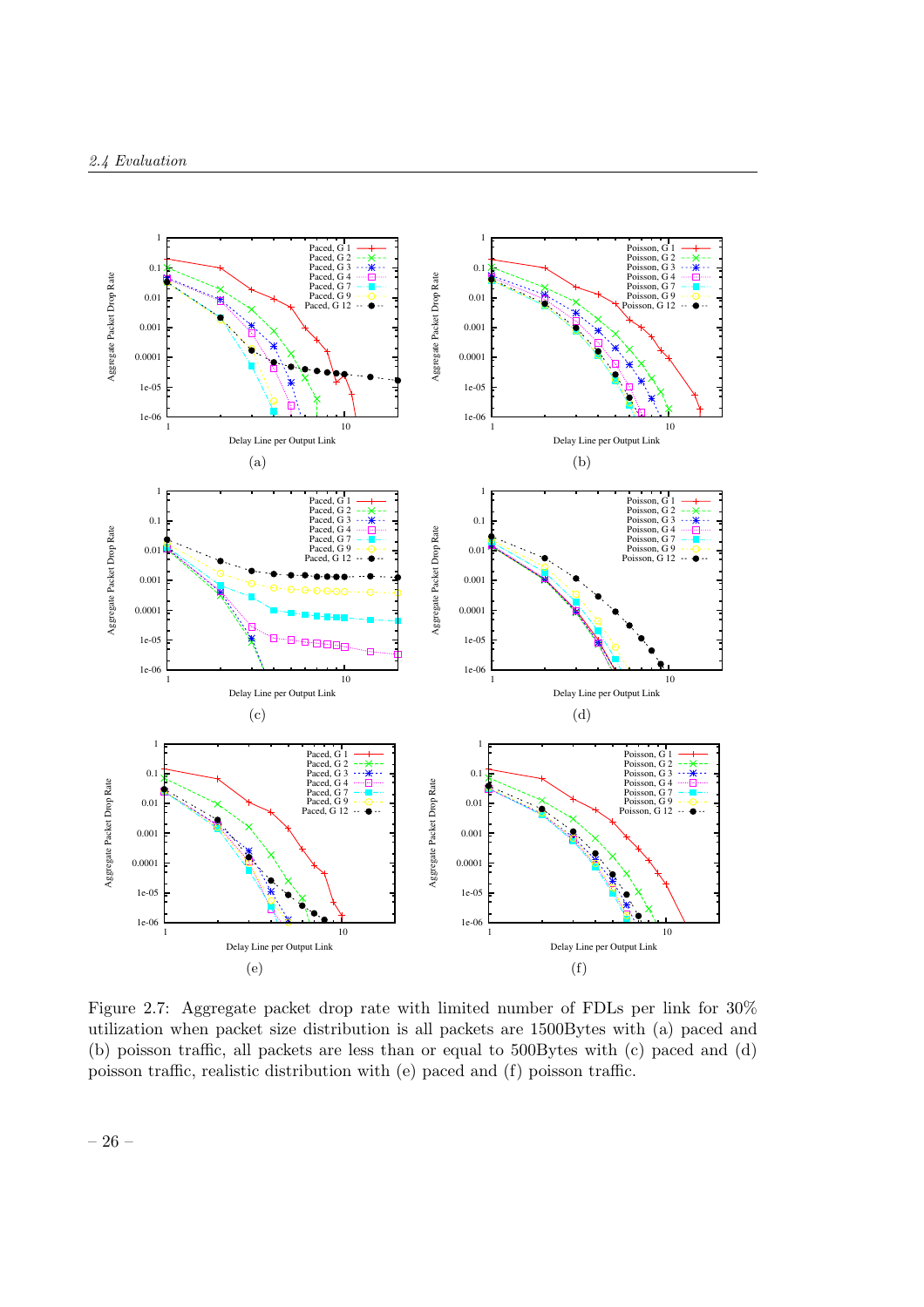Figure 2.7: Aggregate packet drop rate with limited number of FDLs per link for 30% utilization when packet size distribution is all packets are 1500Bytes with (a) paced and (b) poisson traffic, all packets are less than or equal to 500Bytes with (c) paced and (d) poisson traffic, realistic distribution with (e) paced and (f) poisson traffic.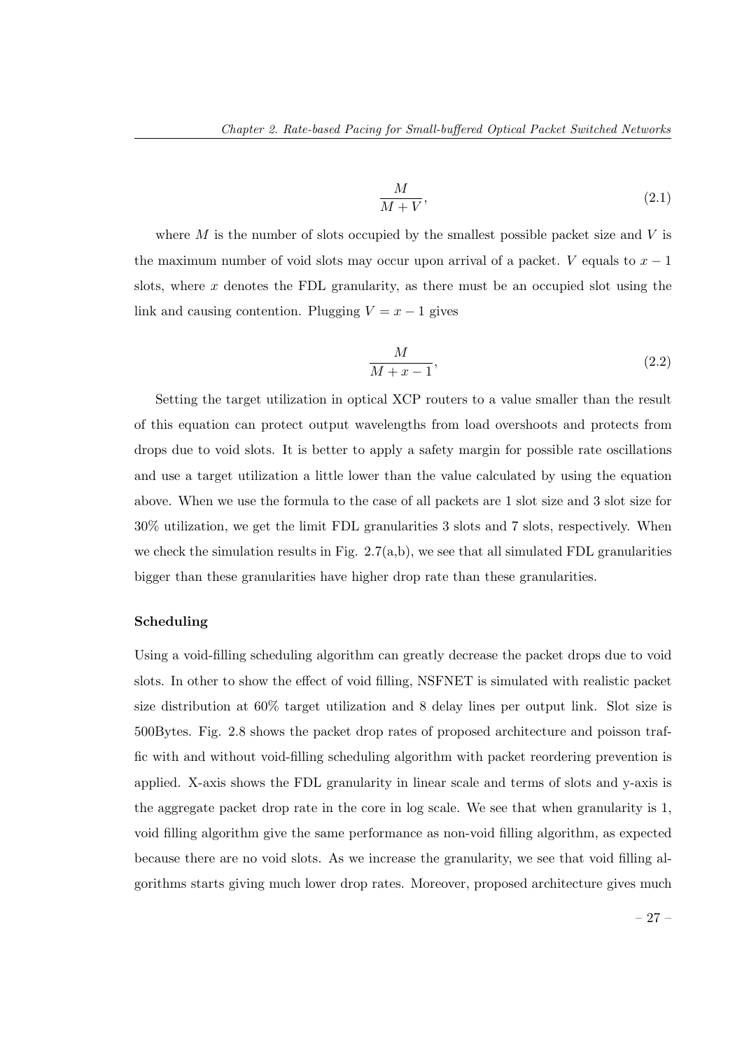$$\frac{M}{M+V}, \tag{2.1}$$

where $M$ is the number of slots occupied by the smallest possible packet size and $V$ is the maximum number of void slots may occur upon arrival of a packet. $V$ equals to $x-1$ slots, where $x$ denotes the FDL granularity, as there must be an occupied slot using the link and causing contention. Plugging $V = x - 1$ gives

$$\frac{M}{M+x-1}, \tag{2.2}$$

Setting the target utilization in optical XCP routers to a value smaller than the result of this equation can protect output wavelengths from load overshoots and protects from drops due to void slots. It is better to apply a safety margin for possible rate oscillations and use a target utilization a little lower than the value calculated by using the equation above. When we use the formula to the case of all packets are 1 slot size and 3 slot size for 30% utilization, we get the limit FDL granularities 3 slots and 7 slots, respectively. When we check the simulation results in Fig. 2.7(a,b), we see that all simulated FDL granularities bigger than these granularities have higher drop rate than these granularities.

#### Scheduling

Using a void-filling scheduling algorithm can greatly decrease the packet drops due to void slots. In other to show the effect of void filling, NSFNET is simulated with realistic packet size distribution at 60% target utilization and 8 delay lines per output link. Slot size is 500Bytes. Fig. 2.8 shows the packet drop rates of proposed architecture and poisson traffic with and without void-filling scheduling algorithm with packet reordering prevention is applied. X-axis shows the FDL granularity in linear scale and terms of slots and y-axis is the aggregate packet drop rate in the core in log scale. We see that when granularity is 1, void filling algorithm give the same performance as non-void filling algorithm, as expected because there are no void slots. As we increase the granularity, we see that void filling algorithms starts giving much lower drop rates. Moreover, proposed architecture gives much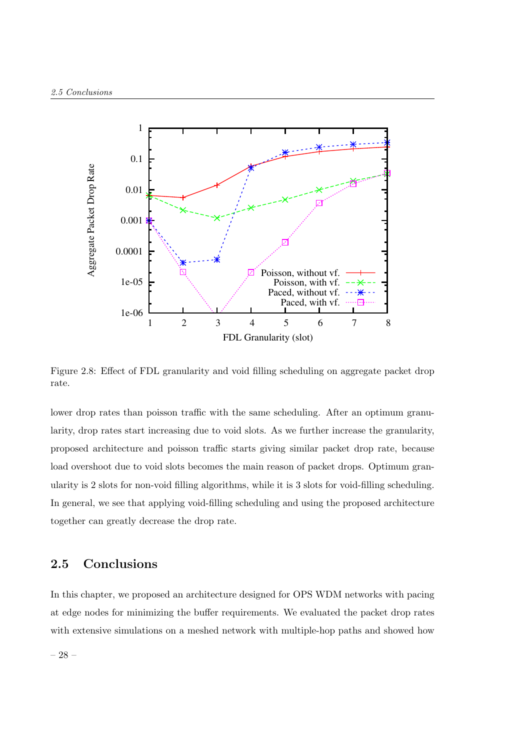1

0.1

0.01

0.001

0.0001

1e-05

1e-06

Aggregate Packet Drop Rate

1 2 3 4 5 6 7 8

FDL Granularity (slot)

Poisson, without vf.
Poisson, with vf.
Paced, without vf.
Paced, with vf.

Figure 2.8: Effect of FDL granularity and void filling scheduling on aggregate packet drop rate.

lower drop rates than poisson traffic with the same scheduling. After an optimum granularity, drop rates start increasing due to void slots. As we further increase the granularity, proposed architecture and poisson traffic starts giving similar packet drop rate, because load overshoot due to void slots becomes the main reason of packet drops. Optimum granularity is 2 slots for non-void filling algorithms, while it is 3 slots for void-filling scheduling. In general, we see that applying void-filling scheduling and using the proposed architecture together can greatly decrease the drop rate.

## 2.5 Conclusions

In this chapter, we proposed an architecture designed for OPS WDM networks with pacing at edge nodes for minimizing the buffer requirements. We evaluated the packet drop rates with extensive simulations on a meshed network with multiple-hop paths and showed how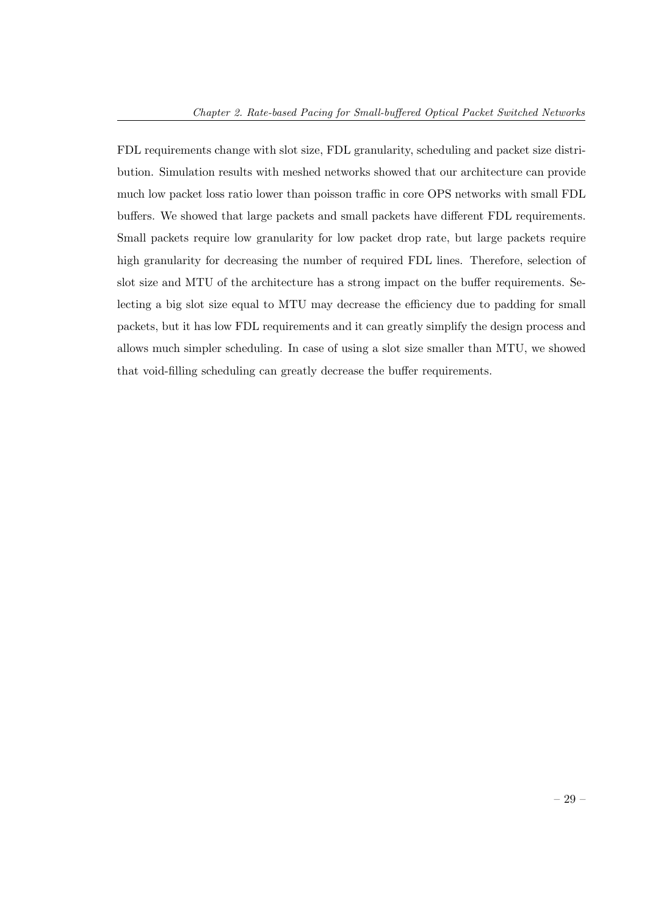FDL requirements change with slot size, FDL granularity, scheduling and packet size distribution. Simulation results with meshed networks showed that our architecture can provide much low packet loss ratio lower than poisson traffic in core OPS networks with small FDL buffers. We showed that large packets and small packets have different FDL requirements. Small packets require low granularity for low packet drop rate, but large packets require high granularity for decreasing the number of required FDL lines. Therefore, selection of slot size and MTU of the architecture has a strong impact on the buffer requirements. Selecting a big slot size equal to MTU may decrease the efficiency due to padding for small packets, but it has low FDL requirements and it can greatly simplify the design process and allows much simpler scheduling. In case of using a slot size smaller than MTU, we showed that void-filling scheduling can greatly decrease the buffer requirements.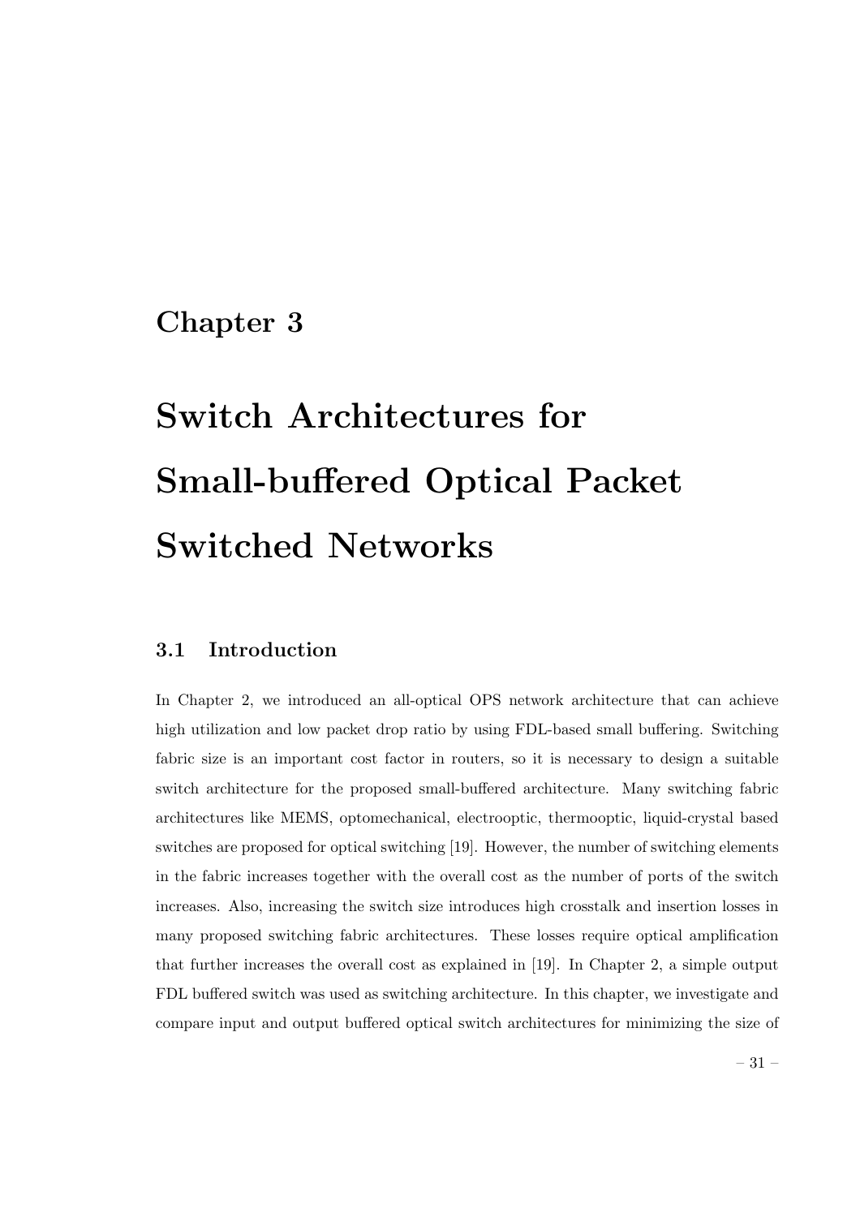# Chapter 3

# Switch Architectures for Small-buffered Optical Packet Switched Networks

## 3.1 Introduction

In Chapter 2, we introduced an all-optical OPS network architecture that can achieve high utilization and low packet drop ratio by using FDL-based small buffering. Switching fabric size is an important cost factor in routers, so it is necessary to design a suitable switch architecture for the proposed small-buffered architecture. Many switching fabric architectures like MEMS, optomechanical, electrooptic, thermooptic, liquid-crystal based switches are proposed for optical switching [19]. However, the number of switching elements in the fabric increases together with the overall cost as the number of ports of the switch increases. Also, increasing the switch size introduces high crosstalk and insertion losses in many proposed switching fabric architectures. These losses require optical amplification that further increases the overall cost as explained in [19]. In Chapter 2, a simple output FDL buffered switch was used as switching architecture. In this chapter, we investigate and compare input and output buffered optical switch architectures for minimizing the size of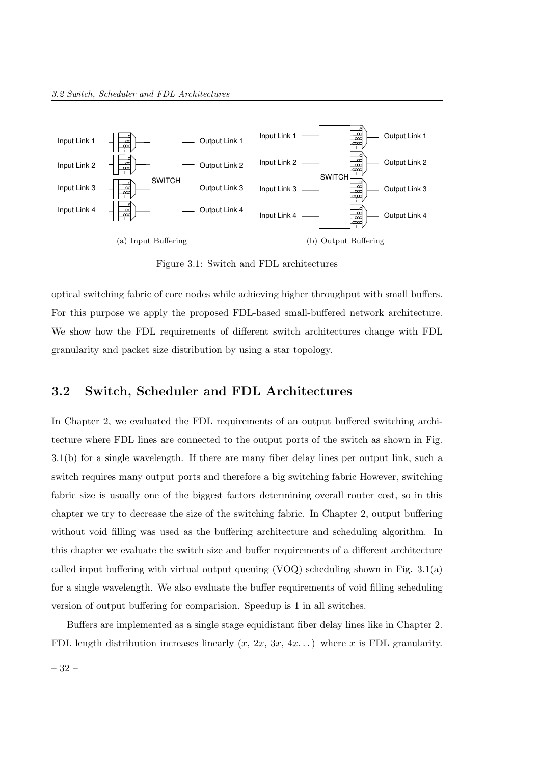Input Link 1
Input Link 2
Input Link 3
Input Link 4
SWITCH
Output Link 1
Output Link 2
Output Link 3
Output Link 4

(a) Input Buffering

Input Link 1
Input Link 2
Input Link 3
Input Link 4
SWITCH
Output Link 1
Output Link 2
Output Link 3
Output Link 4

(b) Output Buffering

Figure 3.1: Switch and FDL architectures

optical switching fabric of core nodes while achieving higher throughput with small buffers. For this purpose we apply the proposed FDL-based small-buffered network architecture. We show how the FDL requirements of different switch architectures change with FDL granularity and packet size distribution by using a star topology.

## 3.2 Switch, Scheduler and FDL Architectures

In Chapter 2, we evaluated the FDL requirements of an output buffered switching architecture where FDL lines are connected to the output ports of the switch as shown in Fig. 3.1(b) for a single wavelength. If there are many fiber delay lines per output link, such a switch requires many output ports and therefore a big switching fabric However, switching fabric size is usually one of the biggest factors determining overall router cost, so in this chapter we try to decrease the size of the switching fabric. In Chapter 2, output buffering without void filling was used as the buffering architecture and scheduling algorithm. In this chapter we evaluate the switch size and buffer requirements of a different architecture called input buffering with virtual output queuing (VOQ) scheduling shown in Fig. 3.1(a) for a single wavelength. We also evaluate the buffer requirements of void filling scheduling version of output buffering for comparision. Speedup is 1 in all switches.

Buffers are implemented as a single stage equidistant fiber delay lines like in Chapter 2. FDL length distribution increases linearly ($x$, $2x$, $3x$, $4x\dots$) where $x$ is FDL granularity.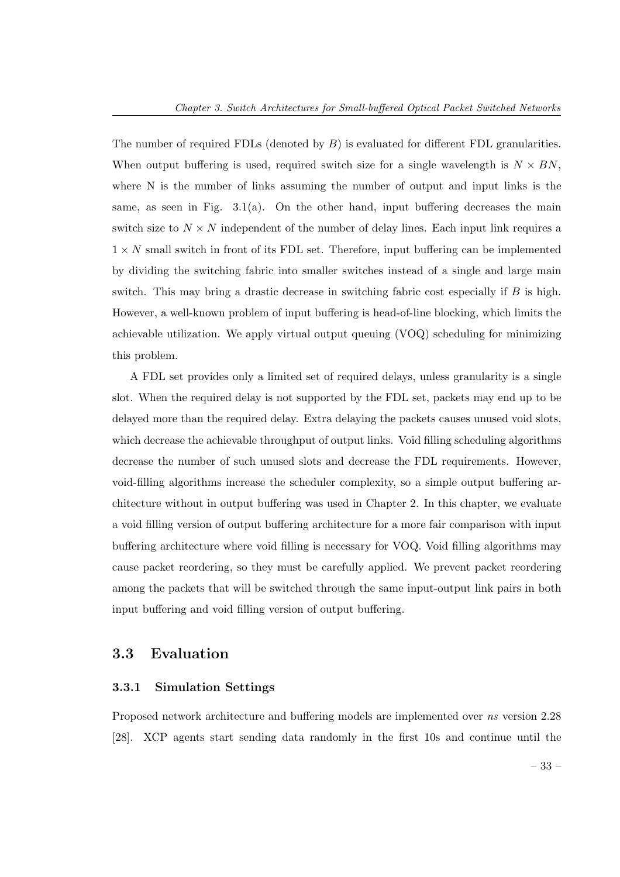The number of required FDLs (denoted by $B$) is evaluated for different FDL granularities. When output buffering is used, required switch size for a single wavelength is $N \times BN$, where N is the number of links assuming the number of output and input links is the same, as seen in Fig. 3.1(a). On the other hand, input buffering decreases the main switch size to $N \times N$ independent of the number of delay lines. Each input link requires a $1 \times N$ small switch in front of its FDL set. Therefore, input buffering can be implemented by dividing the switching fabric into smaller switches instead of a single and large main switch. This may bring a drastic decrease in switching fabric cost especially if $B$ is high. However, a well-known problem of input buffering is head-of-line blocking, which limits the achievable utilization. We apply virtual output queuing (VOQ) scheduling for minimizing this problem.

A FDL set provides only a limited set of required delays, unless granularity is a single slot. When the required delay is not supported by the FDL set, packets may end up to be delayed more than the required delay. Extra delaying the packets causes unused void slots, which decrease the achievable throughput of output links. Void filling scheduling algorithms decrease the number of such unused slots and decrease the FDL requirements. However, void-filling algorithms increase the scheduler complexity, so a simple output buffering architecture without in output buffering was used in Chapter 2. In this chapter, we evaluate a void filling version of output buffering architecture for a more fair comparison with input buffering architecture where void filling is necessary for VOQ. Void filling algorithms may cause packet reordering, so they must be carefully applied. We prevent packet reordering among the packets that will be switched through the same input-output link pairs in both input buffering and void filling version of output buffering.

## 3.3 Evaluation

### 3.3.1 Simulation Settings

Proposed network architecture and buffering models are implemented over *ns* version 2.28 [28]. XCP agents start sending data randomly in the first 10s and continue until the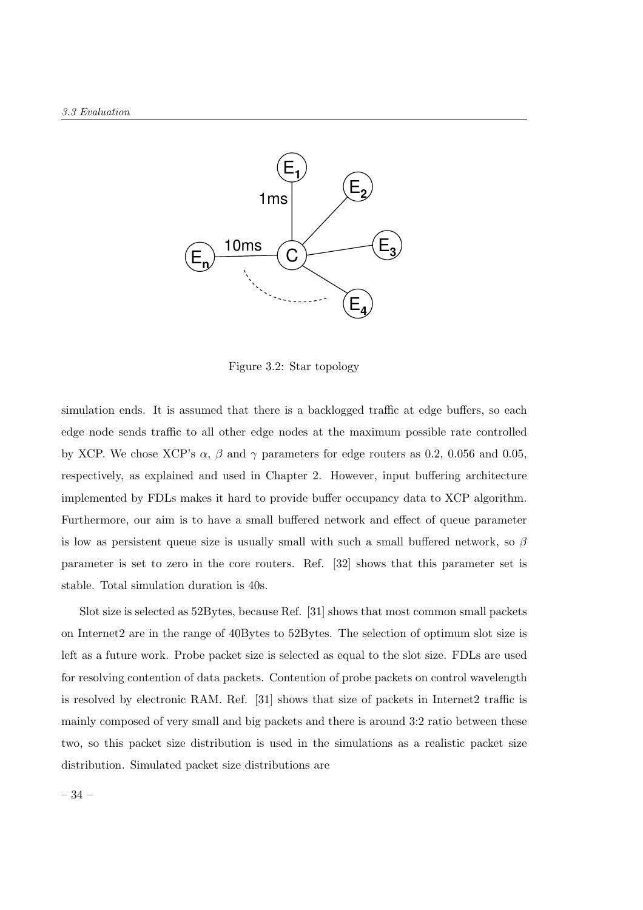E1

E2

1ms

10ms

En

C

E3

E4

Figure 3.2: Star topology

simulation ends. It is assumed that there is a backlogged traffic at edge buffers, so each edge node sends traffic to all other edge nodes at the maximum possible rate controlled by XCP. We chose XCP's $\alpha$, $\beta$ and $\gamma$ parameters for edge routers as 0.2, 0.056 and 0.05, respectively, as explained and used in Chapter 2. However, input buffering architecture implemented by FDLs makes it hard to provide buffer occupancy data to XCP algorithm. Furthermore, our aim is to have a small buffered network and effect of queue parameter is low as persistent queue size is usually small with such a small buffered network, so $\beta$ parameter is set to zero in the core routers. Ref. [32] shows that this parameter set is stable. Total simulation duration is 40s.

Slot size is selected as 52Bytes, because Ref. [31] shows that most common small packets on Internet2 are in the range of 40Bytes to 52Bytes. The selection of optimum slot size is left as a future work. Probe packet size is selected as equal to the slot size. FDLs are used for resolving contention of data packets. Contention of probe packets on control wavelength is resolved by electronic RAM. Ref. [31] shows that size of packets in Internet2 traffic is mainly composed of very small and big packets and there is around 3:2 ratio between these two, so this packet size distribution is used in the simulations as a realistic packet size distribution. Simulated packet size distributions are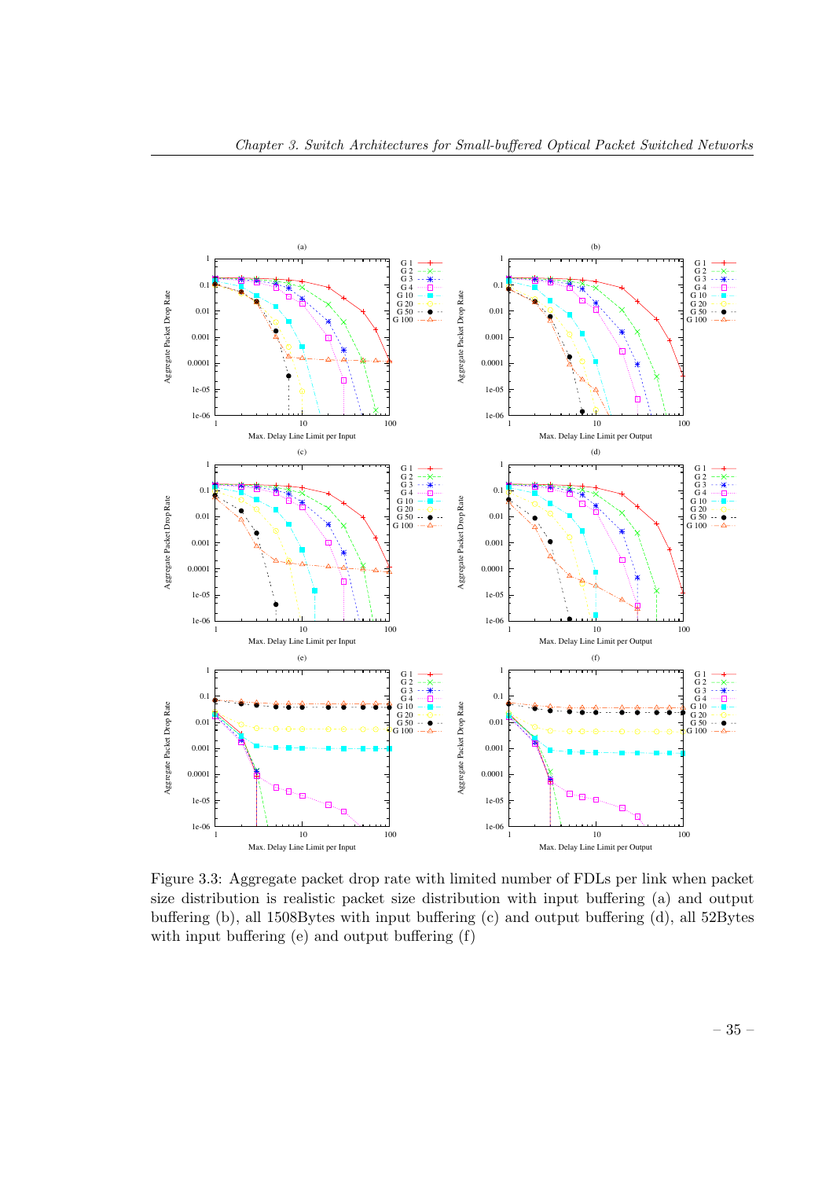(a)

1
0.1
0.01
0.001
0.0001
1e-05
1e-06

Aggregate Packet Drop Rate

1 10 100

Max. Delay Line Limit per Input

G 1
G 2
G 3
G 4
G 10
G 20
G 50
G 100

(b)

1
0.1
0.01
0.001
0.0001
1e-05
1e-06

Aggregate Packet Drop Rate

1 10 100

Max. Delay Line Limit per Output

G 1
G 2
G 3
G 4
G 10
G 20
G 50
G 100

(c)

1
0.1
0.01
0.001
0.0001
1e-05
1e-06

Aggregate Packet Drop Rate

1 10 100

Max. Delay Line Limit per Input

G 1
G 2
G 3
G 4
G 10
G 20
G 50
G 100

(d)

1
0.1
0.01
0.001
0.0001
1e-05
1e-06

Aggregate Packet Drop Rate

1 10 100

Max. Delay Line Limit per Output

G 1
G 2
G 3
G 4
G 10
G 20
G 50
G 100

(e)

1
0.1
0.01
0.001
0.0001
1e-05
1e-06

Aggregate Packet Drop Rate

1 10 100

Max. Delay Line Limit per Input

G 1
G 2
G 3
G 4
G 10
G 20
G 50
G 100

(f)

1
0.1
0.01
0.001
0.0001
1e-05
1e-06

Aggregate Packet Drop Rate

1 10 100

Max. Delay Line Limit per Output

G 1
G 2
G 3
G 4
G 10
G 20
G 50
G 100

Figure 3.3: Aggregate packet drop rate with limited number of FDLs per link when packet size distribution is realistic packet size distribution with input buffering (a) and output buffering (b), all 1508Bytes with input buffering (c) and output buffering (d), all 52Bytes with input buffering (e) and output buffering (f)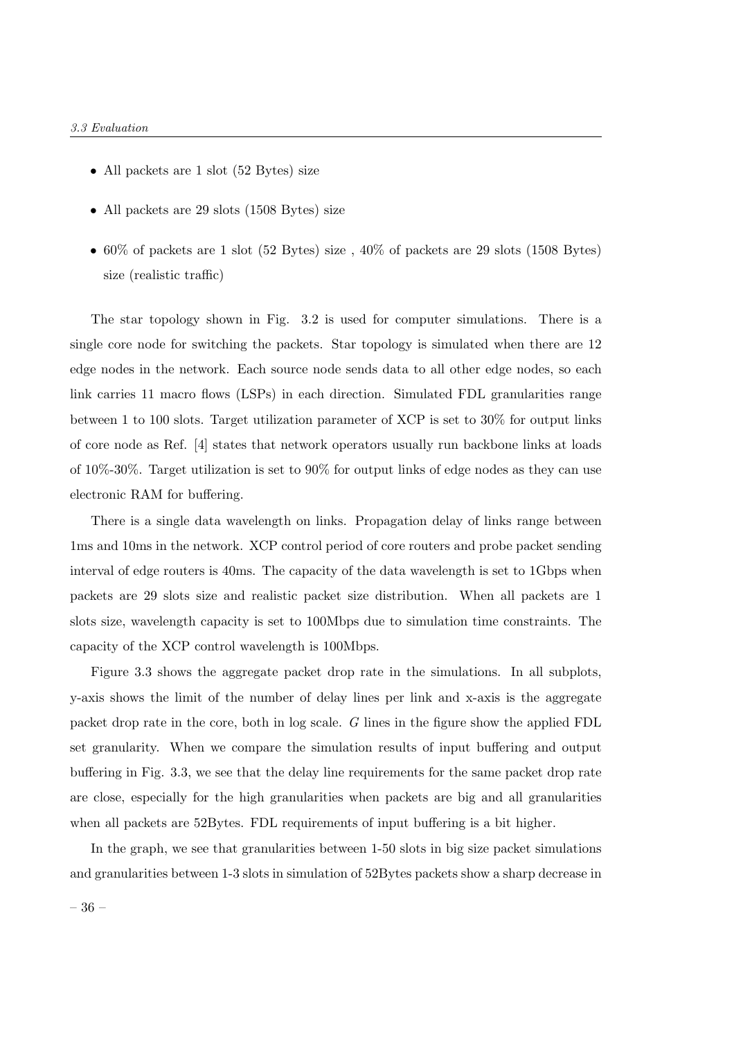- All packets are 1 slot (52 Bytes) size
- All packets are 29 slots (1508 Bytes) size
- 60% of packets are 1 slot (52 Bytes) size , 40% of packets are 29 slots (1508 Bytes) size (realistic traffic)

The star topology shown in Fig. 3.2 is used for computer simulations. There is a single core node for switching the packets. Star topology is simulated when there are 12 edge nodes in the network. Each source node sends data to all other edge nodes, so each link carries 11 macro flows (LSPs) in each direction. Simulated FDL granularities range between 1 to 100 slots. Target utilization parameter of XCP is set to 30% for output links of core node as Ref. [4] states that network operators usually run backbone links at loads of 10%-30%. Target utilization is set to 90% for output links of edge nodes as they can use electronic RAM for buffering.

There is a single data wavelength on links. Propagation delay of links range between 1ms and 10ms in the network. XCP control period of core routers and probe packet sending interval of edge routers is 40ms. The capacity of the data wavelength is set to 1Gbps when packets are 29 slots size and realistic packet size distribution. When all packets are 1 slots size, wavelength capacity is set to 100Mbps due to simulation time constraints. The capacity of the XCP control wavelength is 100Mbps.

Figure 3.3 shows the aggregate packet drop rate in the simulations. In all subplots, y-axis shows the limit of the number of delay lines per link and x-axis is the aggregate packet drop rate in the core, both in log scale. $G$ lines in the figure show the applied FDL set granularity. When we compare the simulation results of input buffering and output buffering in Fig. 3.3, we see that the delay line requirements for the same packet drop rate are close, especially for the high granularities when packets are big and all granularities when all packets are 52Bytes. FDL requirements of input buffering is a bit higher.

In the graph, we see that granularities between 1-50 slots in big size packet simulations and granularities between 1-3 slots in simulation of 52Bytes packets show a sharp decrease in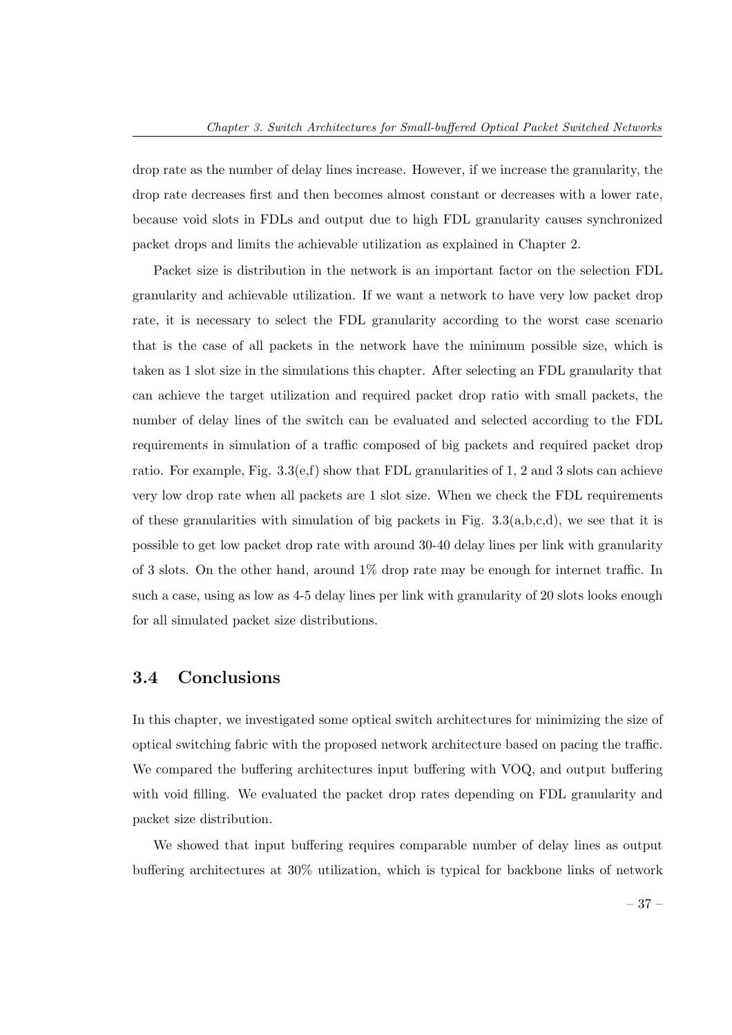drop rate as the number of delay lines increase. However, if we increase the granularity, the drop rate decreases first and then becomes almost constant or decreases with a lower rate, because void slots in FDLs and output due to high FDL granularity causes synchronized packet drops and limits the achievable utilization as explained in Chapter 2.

Packet size is distribution in the network is an important factor on the selection FDL granularity and achievable utilization. If we want a network to have very low packet drop rate, it is necessary to select the FDL granularity according to the worst case scenario that is the case of all packets in the network have the minimum possible size, which is taken as 1 slot size in the simulations this chapter. After selecting an FDL granularity that can achieve the target utilization and required packet drop ratio with small packets, the number of delay lines of the switch can be evaluated and selected according to the FDL requirements in simulation of a traffic composed of big packets and required packet drop ratio. For example, Fig. 3.3(e,f) show that FDL granularities of 1, 2 and 3 slots can achieve very low drop rate when all packets are 1 slot size. When we check the FDL requirements of these granularities with simulation of big packets in Fig. 3.3(a,b,c,d), we see that it is possible to get low packet drop rate with around 30-40 delay lines per link with granularity of 3 slots. On the other hand, around 1% drop rate may be enough for internet traffic. In such a case, using as low as 4-5 delay lines per link with granularity of 20 slots looks enough for all simulated packet size distributions.

## 3.4 Conclusions

In this chapter, we investigated some optical switch architectures for minimizing the size of optical switching fabric with the proposed network architecture based on pacing the traffic. We compared the buffering architectures input buffering with VOQ, and output buffering with void filling. We evaluated the packet drop rates depending on FDL granularity and packet size distribution.

We showed that input buffering requires comparable number of delay lines as output buffering architectures at 30% utilization, which is typical for backbone links of network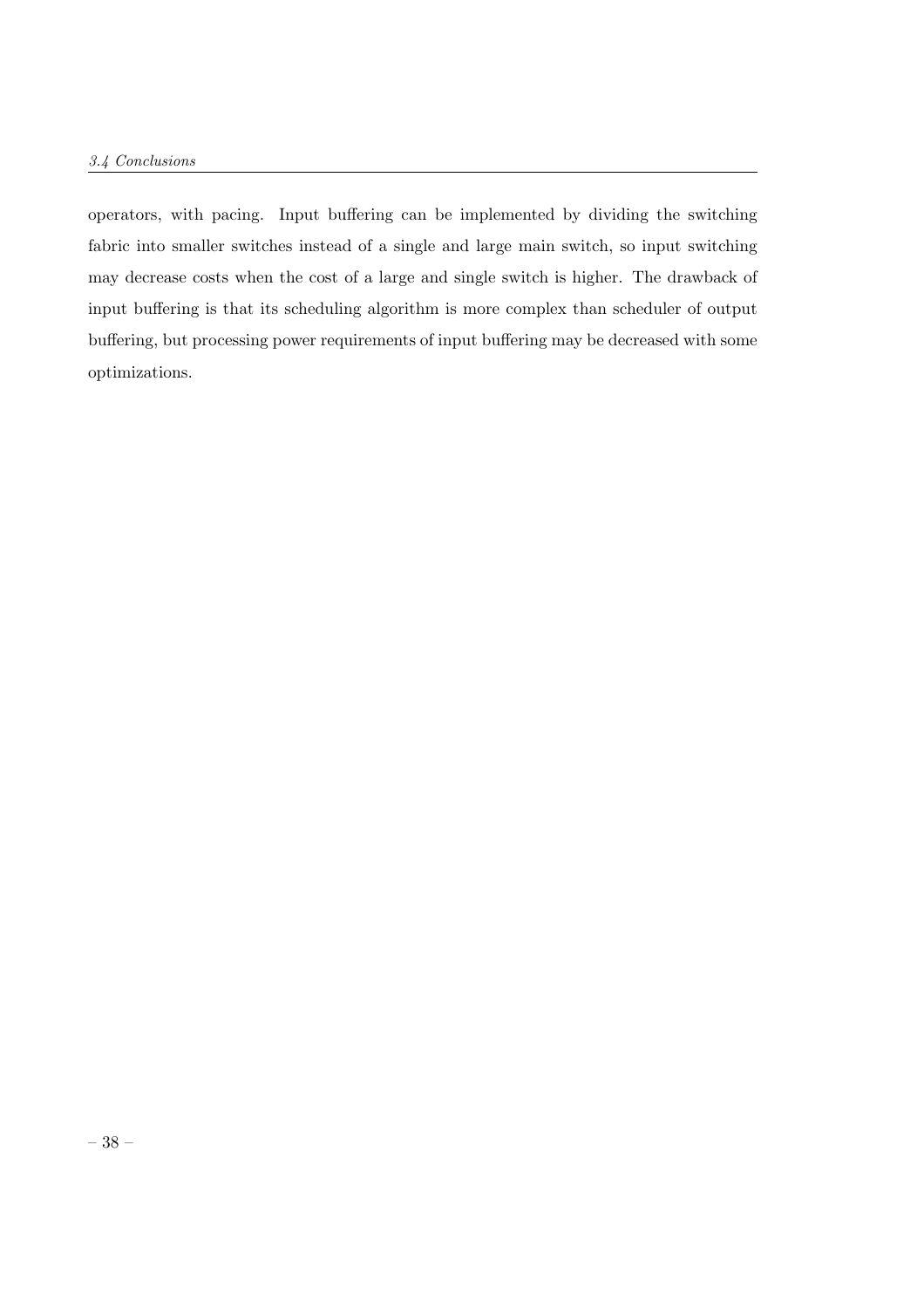operators, with pacing. Input buffering can be implemented by dividing the switching fabric into smaller switches instead of a single and large main switch, so input switching may decrease costs when the cost of a large and single switch is higher. The drawback of input buffering is that its scheduling algorithm is more complex than scheduler of output buffering, but processing power requirements of input buffering may be decreased with some optimizations.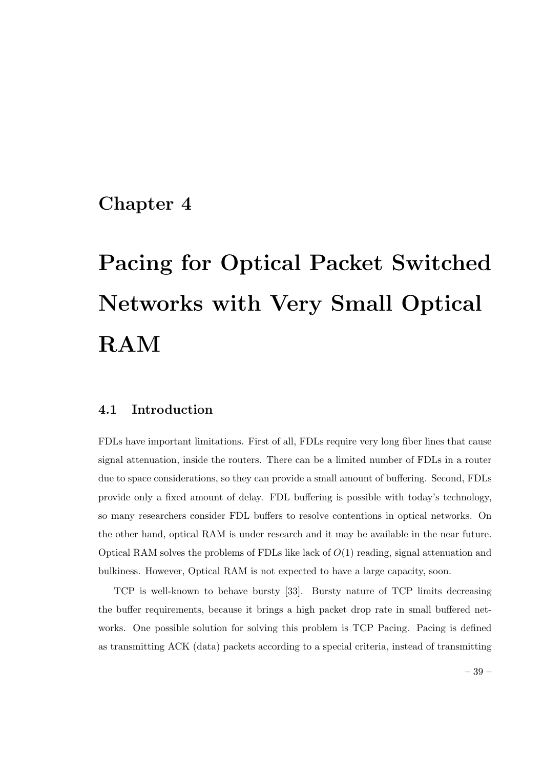# Chapter 4

# Pacing for Optical Packet Switched Networks with Very Small Optical RAM

## 4.1 Introduction

FDLs have important limitations. First of all, FDLs require very long fiber lines that cause signal attenuation, inside the routers. There can be a limited number of FDLs in a router due to space considerations, so they can provide a small amount of buffering. Second, FDLs provide only a fixed amount of delay. FDL buffering is possible with today's technology, so many researchers consider FDL buffers to resolve contentions in optical networks. On the other hand, optical RAM is under research and it may be available in the near future. Optical RAM solves the problems of FDLs like lack of $O(1)$ reading, signal attenuation and bulkiness. However, Optical RAM is not expected to have a large capacity, soon.

TCP is well-known to behave bursty [33]. Bursty nature of TCP limits decreasing the buffer requirements, because it brings a high packet drop rate in small buffered networks. One possible solution for solving this problem is TCP Pacing. Pacing is defined as transmitting ACK (data) packets according to a special criteria, instead of transmitting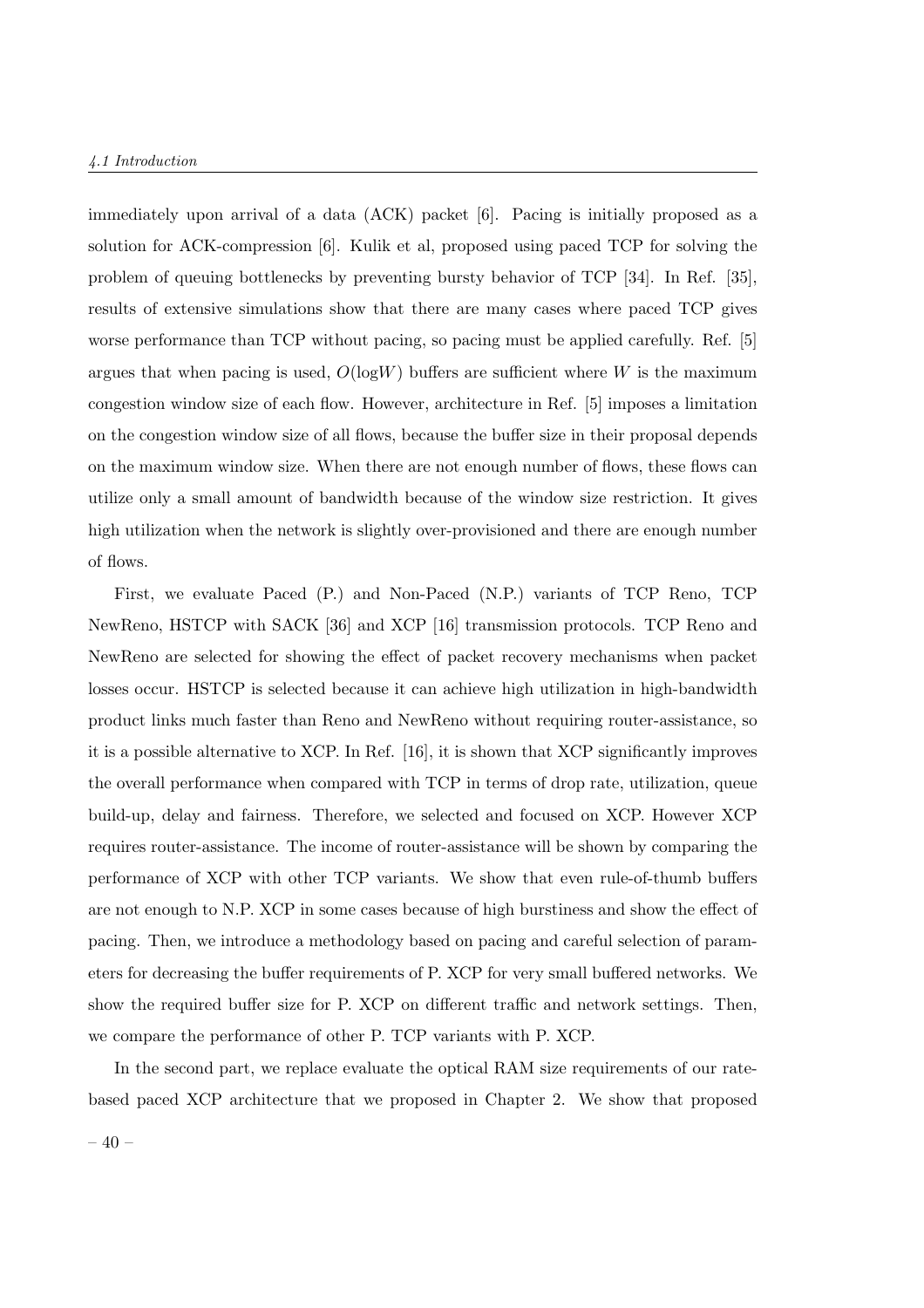immediately upon arrival of a data (ACK) packet [6]. Pacing is initially proposed as a solution for ACK-compression [6]. Kulik et al, proposed using paced TCP for solving the problem of queuing bottlenecks by preventing bursty behavior of TCP [34]. In Ref. [35], results of extensive simulations show that there are many cases where paced TCP gives worse performance than TCP without pacing, so pacing must be applied carefully. Ref. [5] argues that when pacing is used, $O(\log W)$ buffers are sufficient where $W$ is the maximum congestion window size of each flow. However, architecture in Ref. [5] imposes a limitation on the congestion window size of all flows, because the buffer size in their proposal depends on the maximum window size. When there are not enough number of flows, these flows can utilize only a small amount of bandwidth because of the window size restriction. It gives high utilization when the network is slightly over-provisioned and there are enough number of flows.

First, we evaluate Paced (P.) and Non-Paced (N.P.) variants of TCP Reno, TCP NewReno, HSTCP with SACK [36] and XCP [16] transmission protocols. TCP Reno and NewReno are selected for showing the effect of packet recovery mechanisms when packet losses occur. HSTCP is selected because it can achieve high utilization in high-bandwidth product links much faster than Reno and NewReno without requiring router-assistance, so it is a possible alternative to XCP. In Ref. [16], it is shown that XCP significantly improves the overall performance when compared with TCP in terms of drop rate, utilization, queue build-up, delay and fairness. Therefore, we selected and focused on XCP. However XCP requires router-assistance. The income of router-assistance will be shown by comparing the performance of XCP with other TCP variants. We show that even rule-of-thumb buffers are not enough to N.P. XCP in some cases because of high burstiness and show the effect of pacing. Then, we introduce a methodology based on pacing and careful selection of parameters for decreasing the buffer requirements of P. XCP for very small buffered networks. We show the required buffer size for P. XCP on different traffic and network settings. Then, we compare the performance of other P. TCP variants with P. XCP.

In the second part, we replace evaluate the optical RAM size requirements of our rate-based paced XCP architecture that we proposed in Chapter 2. We show that proposed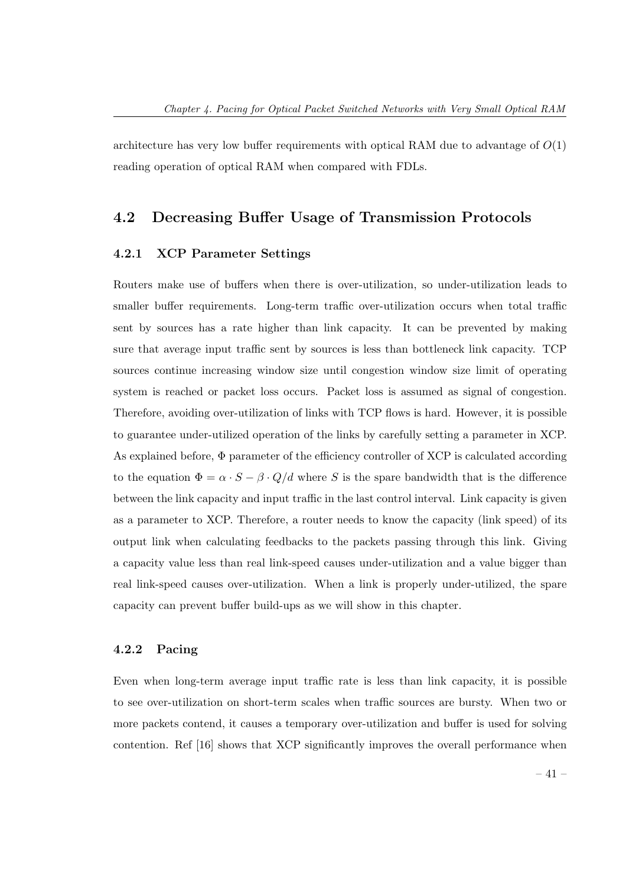architecture has very low buffer requirements with optical RAM due to advantage of $O(1)$ reading operation of optical RAM when compared with FDLs.

## 4.2 Decreasing Buffer Usage of Transmission Protocols

### 4.2.1 XCP Parameter Settings

Routers make use of buffers when there is over-utilization, so under-utilization leads to smaller buffer requirements. Long-term traffic over-utilization occurs when total traffic sent by sources has a rate higher than link capacity. It can be prevented by making sure that average input traffic sent by sources is less than bottleneck link capacity. TCP sources continue increasing window size until congestion window size limit of operating system is reached or packet loss occurs. Packet loss is assumed as signal of congestion. Therefore, avoiding over-utilization of links with TCP flows is hard. However, it is possible to guarantee under-utilized operation of the links by carefully setting a parameter in XCP. As explained before, $\Phi$ parameter of the efficiency controller of XCP is calculated according to the equation $\Phi = \alpha \cdot S - \beta \cdot Q/d$ where $S$ is the spare bandwidth that is the difference between the link capacity and input traffic in the last control interval. Link capacity is given as a parameter to XCP. Therefore, a router needs to know the capacity (link speed) of its output link when calculating feedbacks to the packets passing through this link. Giving a capacity value less than real link-speed causes under-utilization and a value bigger than real link-speed causes over-utilization. When a link is properly under-utilized, the spare capacity can prevent buffer build-ups as we will show in this chapter.

### 4.2.2 Pacing

Even when long-term average input traffic rate is less than link capacity, it is possible to see over-utilization on short-term scales when traffic sources are bursty. When two or more packets contend, it causes a temporary over-utilization and buffer is used for solving contention. Ref [16] shows that XCP significantly improves the overall performance when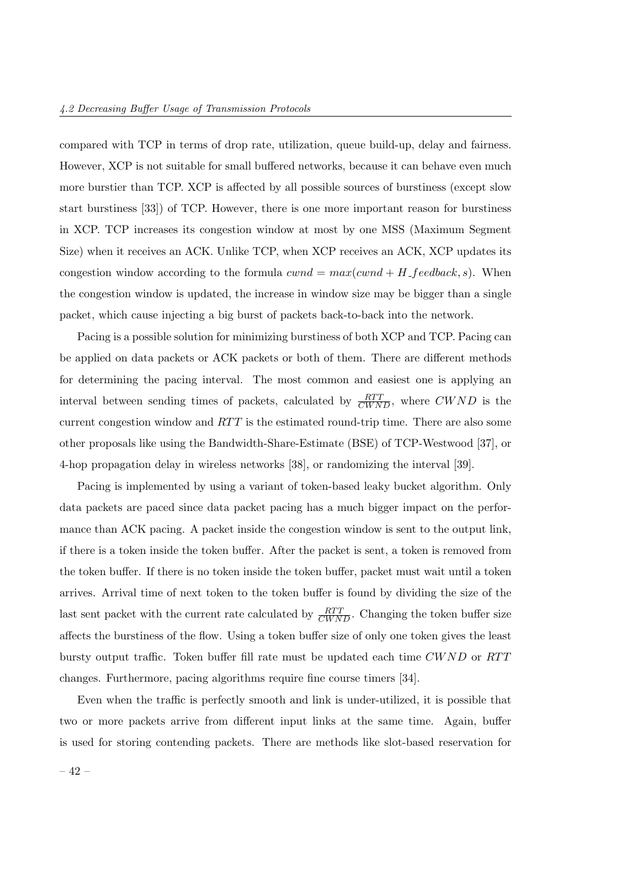compared with TCP in terms of drop rate, utilization, queue build-up, delay and fairness. However, XCP is not suitable for small buffered networks, because it can behave even much more burstier than TCP. XCP is affected by all possible sources of burstiness (except slow start burstiness [33]) of TCP. However, there is one more important reason for burstiness in XCP. TCP increases its congestion window at most by one MSS (Maximum Segment Size) when it receives an ACK. Unlike TCP, when XCP receives an ACK, XCP updates its congestion window according to the formula $cwnd = max(cwnd + H\_feedback, s)$. When the congestion window is updated, the increase in window size may be bigger than a single packet, which cause injecting a big burst of packets back-to-back into the network.

Pacing is a possible solution for minimizing burstiness of both XCP and TCP. Pacing can be applied on data packets or ACK packets or both of them. There are different methods for determining the pacing interval. The most common and easiest one is applying an interval between sending times of packets, calculated by $\frac{RTT}{CWND}$, where $CWND$ is the current congestion window and $RTT$ is the estimated round-trip time. There are also some other proposals like using the Bandwidth-Share-Estimate (BSE) of TCP-Westwood [37], or 4-hop propagation delay in wireless networks [38], or randomizing the interval [39].

Pacing is implemented by using a variant of token-based leaky bucket algorithm. Only data packets are paced since data packet pacing has a much bigger impact on the performance than ACK pacing. A packet inside the congestion window is sent to the output link, if there is a token inside the token buffer. After the packet is sent, a token is removed from the token buffer. If there is no token inside the token buffer, packet must wait until a token arrives. Arrival time of next token to the token buffer is found by dividing the size of the last sent packet with the current rate calculated by $\frac{RTT}{CWND}$. Changing the token buffer size affects the burstiness of the flow. Using a token buffer size of only one token gives the least bursty output traffic. Token buffer fill rate must be updated each time $CWND$ or $RTT$ changes. Furthermore, pacing algorithms require fine course timers [34].

Even when the traffic is perfectly smooth and link is under-utilized, it is possible that two or more packets arrive from different input links at the same time. Again, buffer is used for storing contending packets. There are methods like slot-based reservation for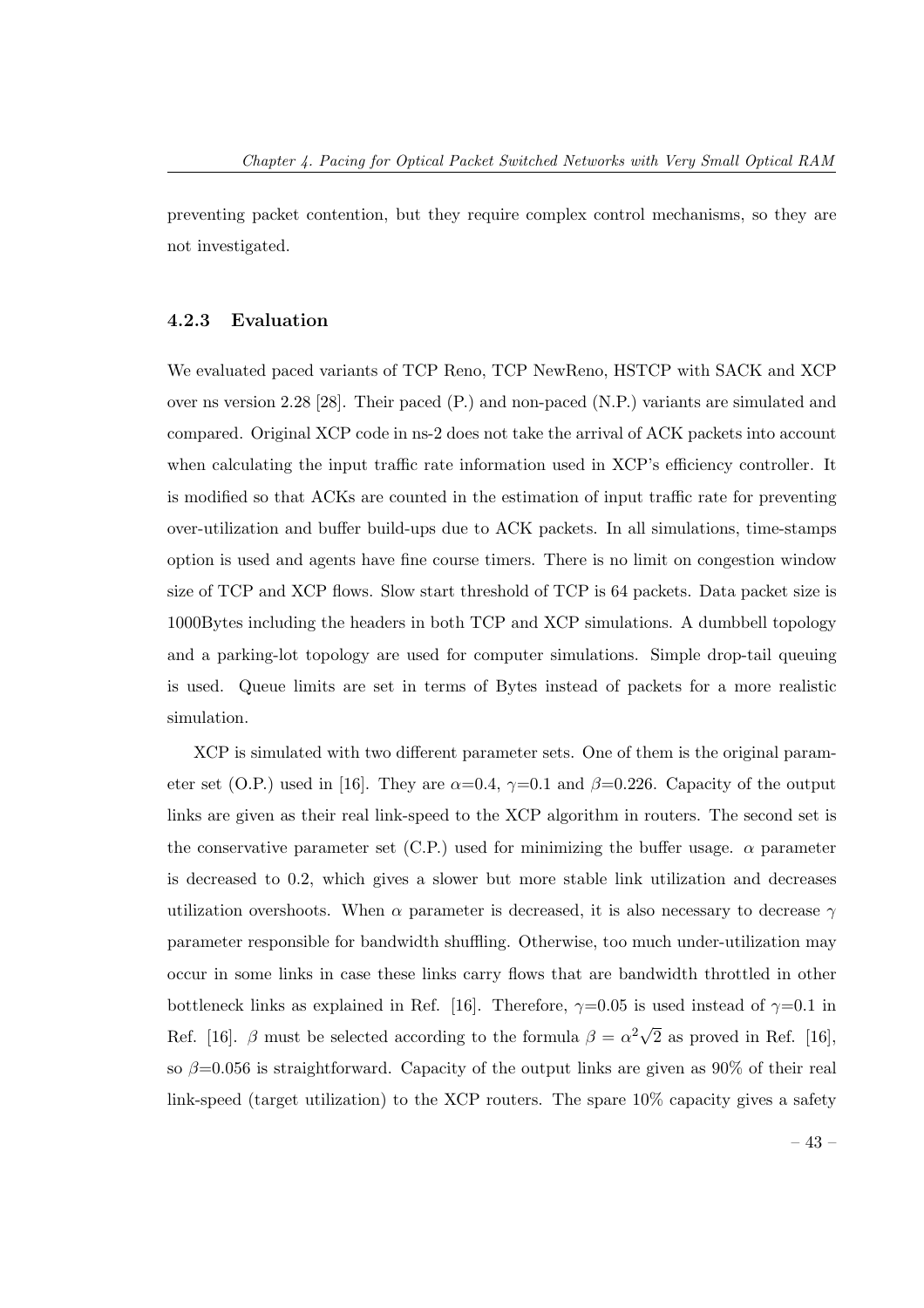preventing packet contention, but they require complex control mechanisms, so they are not investigated.

### 4.2.3 Evaluation

We evaluated paced variants of TCP Reno, TCP NewReno, HSTCP with SACK and XCP over ns version 2.28 [28]. Their paced (P.) and non-paced (N.P.) variants are simulated and compared. Original XCP code in ns-2 does not take the arrival of ACK packets into account when calculating the input traffic rate information used in XCP's efficiency controller. It is modified so that ACKs are counted in the estimation of input traffic rate for preventing over-utilization and buffer build-ups due to ACK packets. In all simulations, time-stamps option is used and agents have fine course timers. There is no limit on congestion window size of TCP and XCP flows. Slow start threshold of TCP is 64 packets. Data packet size is 1000Bytes including the headers in both TCP and XCP simulations. A dumbbell topology and a parking-lot topology are used for computer simulations. Simple drop-tail queuing is used. Queue limits are set in terms of Bytes instead of packets for a more realistic simulation.

XCP is simulated with two different parameter sets. One of them is the original parameter set (O.P.) used in [16]. They are $\alpha$=0.4, $\gamma$=0.1 and $\beta$=0.226. Capacity of the output links are given as their real link-speed to the XCP algorithm in routers. The second set is the conservative parameter set (C.P.) used for minimizing the buffer usage. $\alpha$ parameter is decreased to 0.2, which gives a slower but more stable link utilization and decreases utilization overshoots. When $\alpha$ parameter is decreased, it is also necessary to decrease $\gamma$ parameter responsible for bandwidth shuffling. Otherwise, too much under-utilization may occur in some links in case these links carry flows that are bandwidth throttled in other bottleneck links as explained in Ref. [16]. Therefore, $\gamma$=0.05 is used instead of $\gamma$=0.1 in Ref. [16]. $\beta$ must be selected according to the formula $\beta = \alpha^2\sqrt{2}$ as proved in Ref. [16], so $\beta$=0.056 is straightforward. Capacity of the output links are given as 90% of their real link-speed (target utilization) to the XCP routers. The spare 10% capacity gives a safety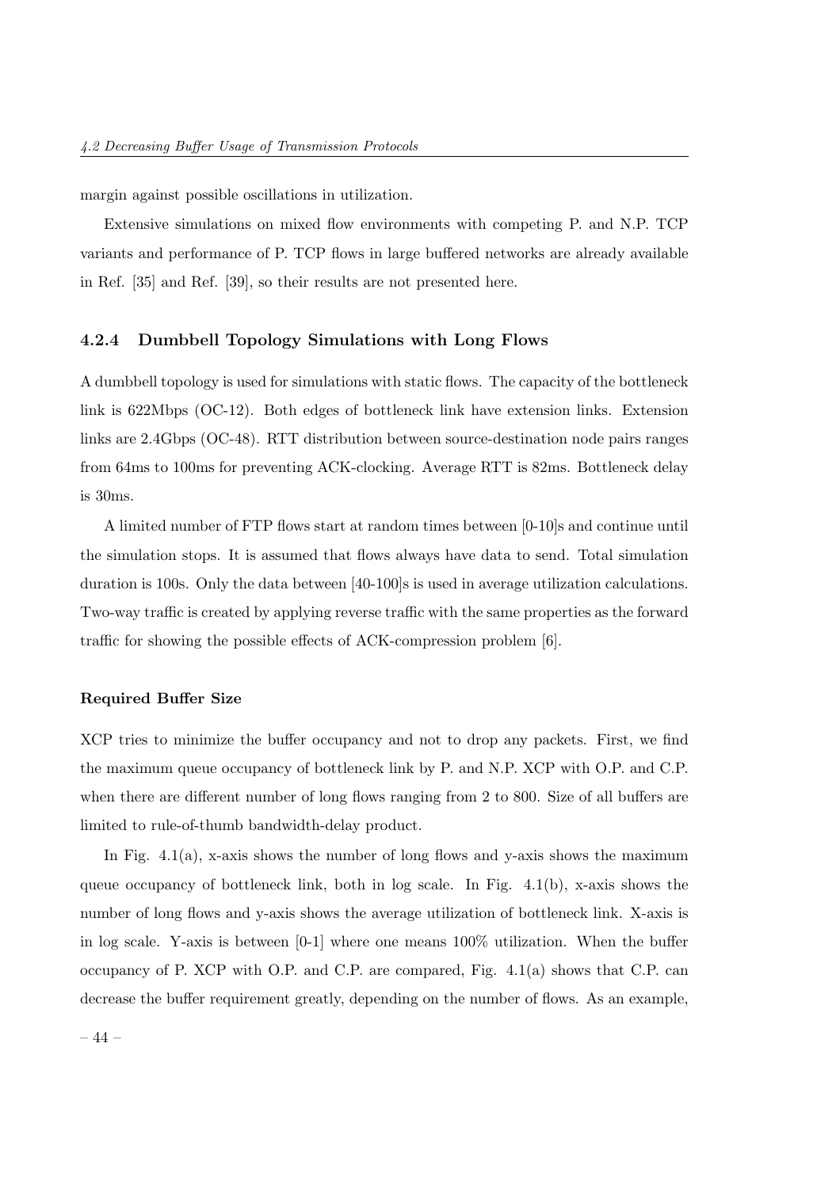margin against possible oscillations in utilization.

Extensive simulations on mixed flow environments with competing P. and N.P. TCP variants and performance of P. TCP flows in large buffered networks are already available in Ref. [35] and Ref. [39], so their results are not presented here.

### 4.2.4 Dumbbell Topology Simulations with Long Flows

A dumbbell topology is used for simulations with static flows. The capacity of the bottleneck link is 622Mbps (OC-12). Both edges of bottleneck link have extension links. Extension links are 2.4Gbps (OC-48). RTT distribution between source-destination node pairs ranges from 64ms to 100ms for preventing ACK-clocking. Average RTT is 82ms. Bottleneck delay is 30ms.

A limited number of FTP flows start at random times between [0-10]s and continue until the simulation stops. It is assumed that flows always have data to send. Total simulation duration is 100s. Only the data between [40-100]s is used in average utilization calculations. Two-way traffic is created by applying reverse traffic with the same properties as the forward traffic for showing the possible effects of ACK-compression problem [6].

#### Required Buffer Size

XCP tries to minimize the buffer occupancy and not to drop any packets. First, we find the maximum queue occupancy of bottleneck link by P. and N.P. XCP with O.P. and C.P. when there are different number of long flows ranging from 2 to 800. Size of all buffers are limited to rule-of-thumb bandwidth-delay product.

In Fig. 4.1(a), x-axis shows the number of long flows and y-axis shows the maximum queue occupancy of bottleneck link, both in log scale. In Fig. 4.1(b), x-axis shows the number of long flows and y-axis shows the average utilization of bottleneck link. X-axis is in log scale. Y-axis is between [0-1] where one means 100% utilization. When the buffer occupancy of P. XCP with O.P. and C.P. are compared, Fig. 4.1(a) shows that C.P. can decrease the buffer requirement greatly, depending on the number of flows. As an example,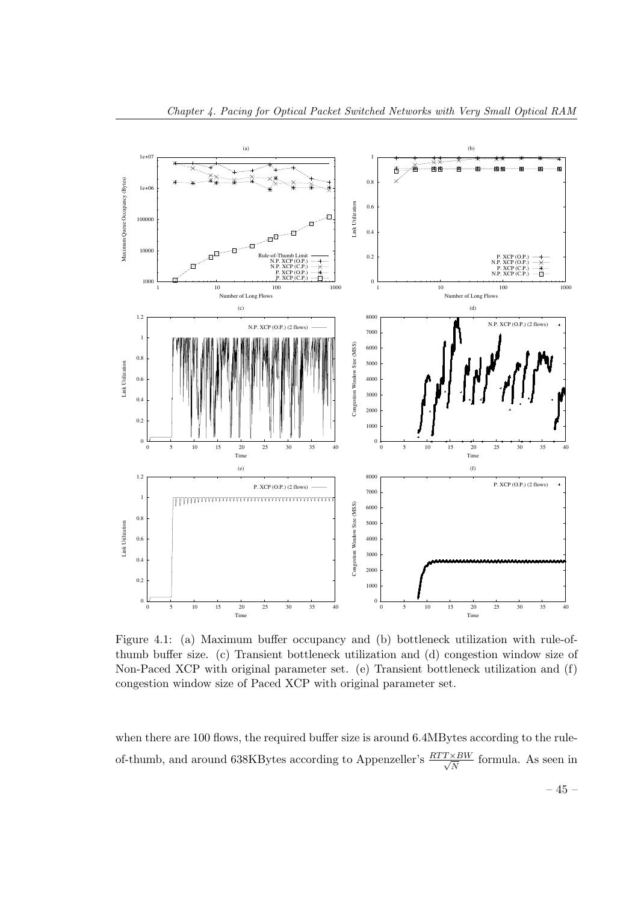(a)

1e+07
1e+06
100000
10000
1000

Maximum Queue Occupancy (Bytes)

1 10 100 1000

Number of Long Flows

Rule-of-Thumb Limit
N.P. XCP (O.P.)
N.P. XCP (C.P.)
P. XCP (O.P.)
P. XCP (C.P.)

(b)

1
0.8
0.6
0.4
0.2
0

Link Utilization

1 10 100 1000

Number of Long Flows

P. XCP (O.P.)
N.P. XCP (O.P.)
P. XCP (C.P.)
N.P. XCP (C.P.)

(c)

1.2
1
0.8
0.6
0.4
0.2
0

Link Utilization

0 5 10 15 20 25 30 35 40

Time

N.P. XCP (O.P.) (2 flows)

(d)

8000
7000
6000
5000
4000
3000
2000
1000
0

Congestion Window Size (MSS)

0 5 10 15 20 25 30 35 40

Time

N.P. XCP (O.P.) (2 flows)

(e)

1.2
1
0.8
0.6
0.4
0.2
0

Link Utilization

0 5 10 15 20 25 30 35 40

Time

P. XCP (O.P.) (2 flows)

(f)

8000
7000
6000
5000
4000
3000
2000
1000
0

Congestion Window Size (MSS)

0 5 10 15 20 25 30 35 40

Time

P. XCP (O.P.) (2 flows)

Figure 4.1: (a) Maximum buffer occupancy and (b) bottleneck utilization with rule-of-thumb buffer size. (c) Transient bottleneck utilization and (d) congestion window size of Non-Paced XCP with original parameter set. (e) Transient bottleneck utilization and (f) congestion window size of Paced XCP with original parameter set.

when there are 100 flows, the required buffer size is around 6.4MBytes according to the rule-of-thumb, and around 638KBytes according to Appenzeller's $\frac{RTT \times BW}{\sqrt{N}}$ formula. As seen in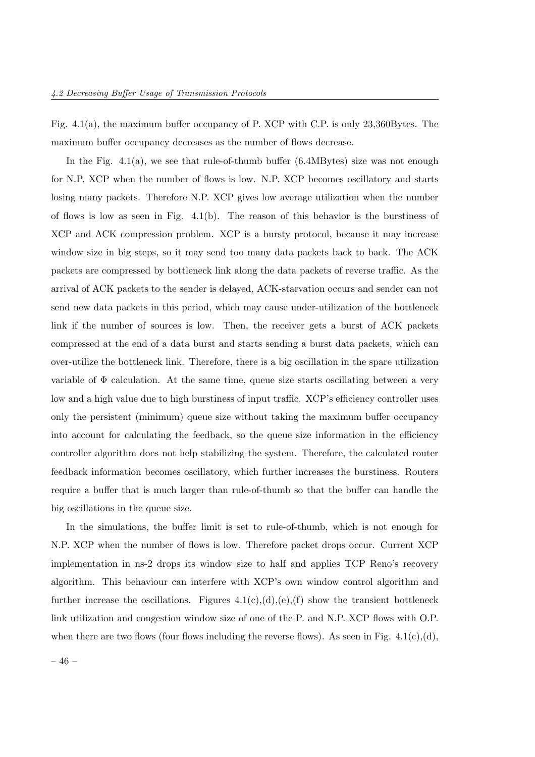Fig. 4.1(a), the maximum buffer occupancy of P. XCP with C.P. is only 23,360Bytes. The maximum buffer occupancy decreases as the number of flows decrease.

In the Fig. 4.1(a), we see that rule-of-thumb buffer (6.4MBytes) size was not enough for N.P. XCP when the number of flows is low. N.P. XCP becomes oscillatory and starts losing many packets. Therefore N.P. XCP gives low average utilization when the number of flows is low as seen in Fig. 4.1(b). The reason of this behavior is the burstiness of XCP and ACK compression problem. XCP is a bursty protocol, because it may increase window size in big steps, so it may send too many data packets back to back. The ACK packets are compressed by bottleneck link along the data packets of reverse traffic. As the arrival of ACK packets to the sender is delayed, ACK-starvation occurs and sender can not send new data packets in this period, which may cause under-utilization of the bottleneck link if the number of sources is low. Then, the receiver gets a burst of ACK packets compressed at the end of a data burst and starts sending a burst data packets, which can over-utilize the bottleneck link. Therefore, there is a big oscillation in the spare utilization variable of $\Phi$ calculation. At the same time, queue size starts oscillating between a very low and a high value due to high burstiness of input traffic. XCP's efficiency controller uses only the persistent (minimum) queue size without taking the maximum buffer occupancy into account for calculating the feedback, so the queue size information in the efficiency controller algorithm does not help stabilizing the system. Therefore, the calculated router feedback information becomes oscillatory, which further increases the burstiness. Routers require a buffer that is much larger than rule-of-thumb so that the buffer can handle the big oscillations in the queue size.

In the simulations, the buffer limit is set to rule-of-thumb, which is not enough for N.P. XCP when the number of flows is low. Therefore packet drops occur. Current XCP implementation in ns-2 drops its window size to half and applies TCP Reno's recovery algorithm. This behaviour can interfere with XCP's own window control algorithm and further increase the oscillations. Figures 4.1(c),(d),(e),(f) show the transient bottleneck link utilization and congestion window size of one of the P. and N.P. XCP flows with O.P. when there are two flows (four flows including the reverse flows). As seen in Fig. 4.1(c),(d),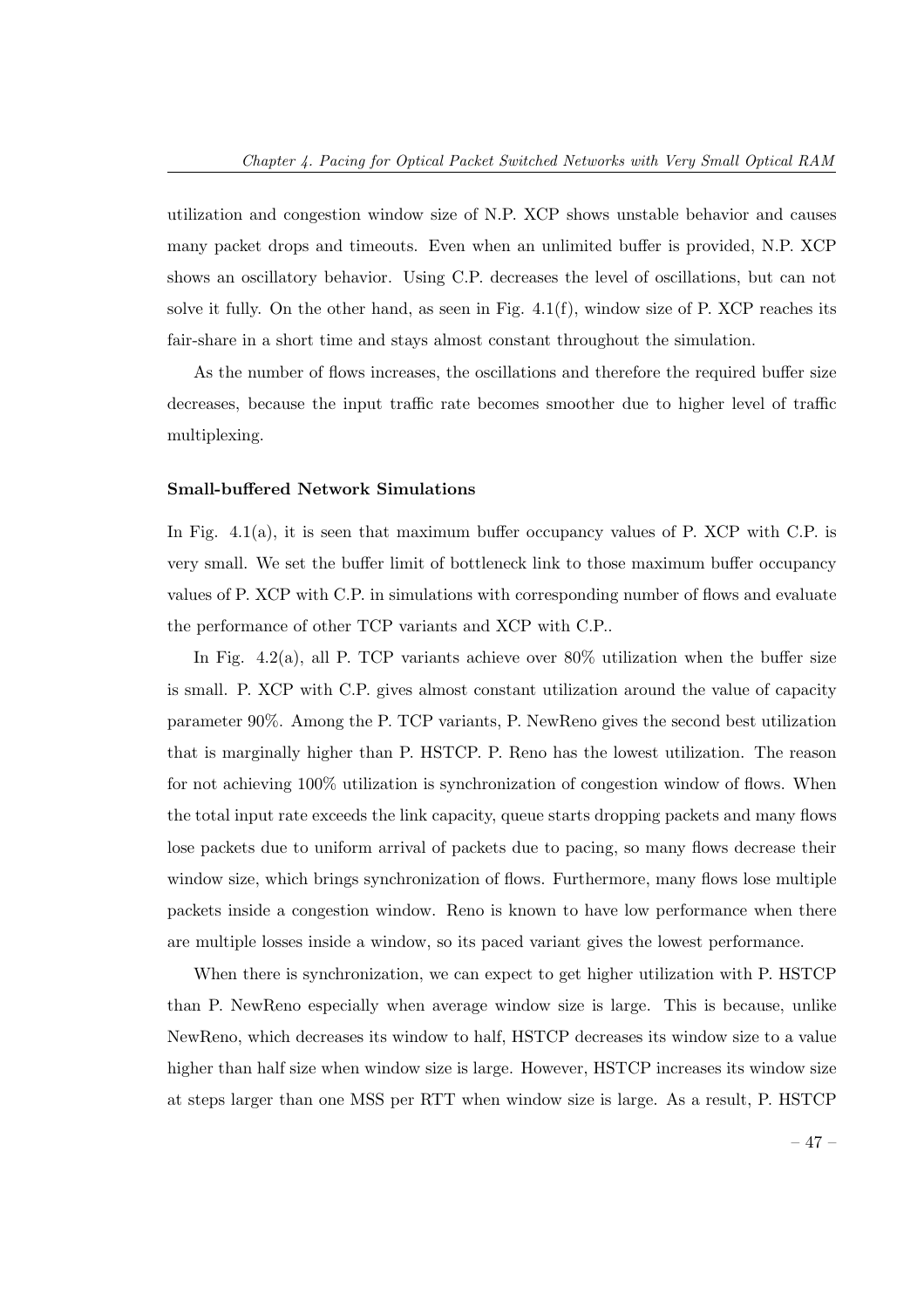utilization and congestion window size of N.P. XCP shows unstable behavior and causes many packet drops and timeouts. Even when an unlimited buffer is provided, N.P. XCP shows an oscillatory behavior. Using C.P. decreases the level of oscillations, but can not solve it fully. On the other hand, as seen in Fig. 4.1(f), window size of P. XCP reaches its fair-share in a short time and stays almost constant throughout the simulation.

As the number of flows increases, the oscillations and therefore the required buffer size decreases, because the input traffic rate becomes smoother due to higher level of traffic multiplexing.

#### Small-buffered Network Simulations

In Fig. 4.1(a), it is seen that maximum buffer occupancy values of P. XCP with C.P. is very small. We set the buffer limit of bottleneck link to those maximum buffer occupancy values of P. XCP with C.P. in simulations with corresponding number of flows and evaluate the performance of other TCP variants and XCP with C.P..

In Fig. 4.2(a), all P. TCP variants achieve over 80% utilization when the buffer size is small. P. XCP with C.P. gives almost constant utilization around the value of capacity parameter 90%. Among the P. TCP variants, P. NewReno gives the second best utilization that is marginally higher than P. HSTCP. P. Reno has the lowest utilization. The reason for not achieving 100% utilization is synchronization of congestion window of flows. When the total input rate exceeds the link capacity, queue starts dropping packets and many flows lose packets due to uniform arrival of packets due to pacing, so many flows decrease their window size, which brings synchronization of flows. Furthermore, many flows lose multiple packets inside a congestion window. Reno is known to have low performance when there are multiple losses inside a window, so its paced variant gives the lowest performance.

When there is synchronization, we can expect to get higher utilization with P. HSTCP than P. NewReno especially when average window size is large. This is because, unlike NewReno, which decreases its window to half, HSTCP decreases its window size to a value higher than half size when window size is large. However, HSTCP increases its window size at steps larger than one MSS per RTT when window size is large. As a result, P. HSTCP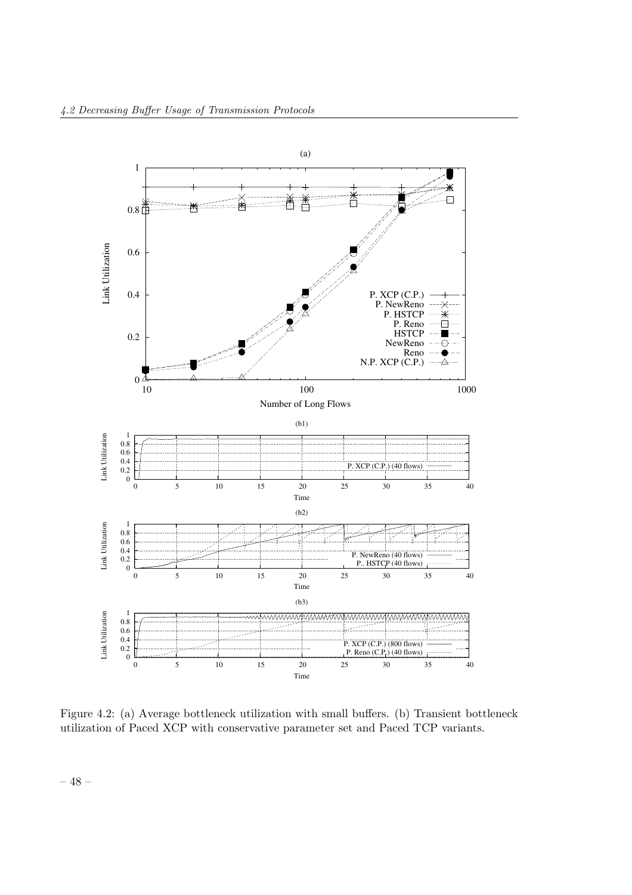(a)

Link Utilization

1
0.8
0.6
0.4
0.2
0

10
100
1000

Number of Long Flows

P. XCP (C.P.)
P. NewReno
P. HSTCP
P. Reno
HSTCP
NewReno
Reno
N.P. XCP (C.P.)

(b1)

Link Utilization

1
0.8
0.6
0.4
0.2
0

0
5
10
15
20
25
30
35
40

Time

P. XCP (C.P.) (40 flows)

(b2)

Link Utilization

1
0.8
0.6
0.4
0.2
0

0
5
10
15
20
25
30
35
40

Time

P. NewReno (40 flows)
P.. HSTCP (40 flows)

(b3)

Link Utilization

1
0.8
0.6
0.4
0.2
0

0
5
10
15
20
25
30
35
40

Time

P. XCP (C.P.) (800 flows)
P. Reno (C.P.) (40 flows)

Figure 4.2: (a) Average bottleneck utilization with small buffers. (b) Transient bottleneck utilization of Paced XCP with conservative parameter set and Paced TCP variants.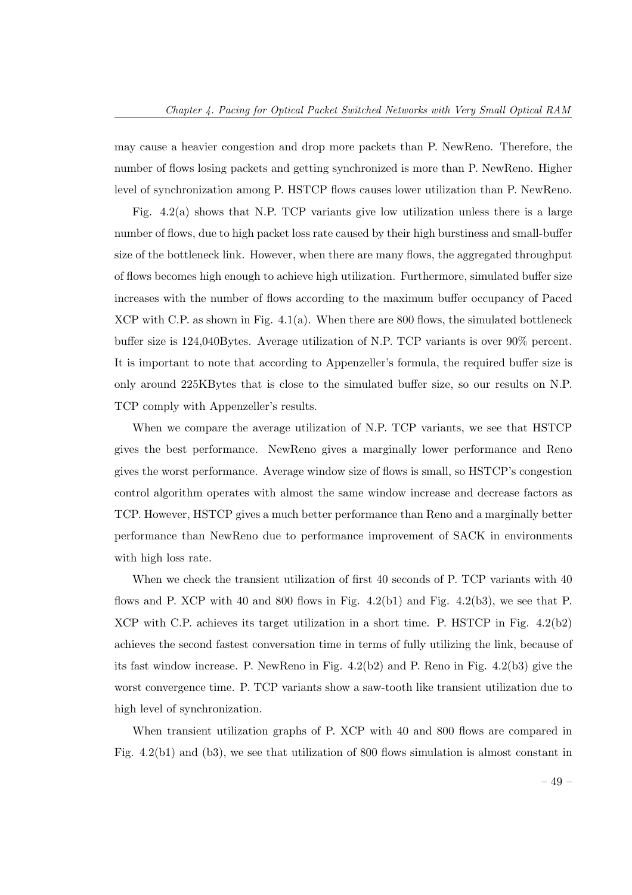may cause a heavier congestion and drop more packets than P. NewReno. Therefore, the number of flows losing packets and getting synchronized is more than P. NewReno. Higher level of synchronization among P. HSTCP flows causes lower utilization than P. NewReno.

Fig. 4.2(a) shows that N.P. TCP variants give low utilization unless there is a large number of flows, due to high packet loss rate caused by their high burstiness and small-buffer size of the bottleneck link. However, when there are many flows, the aggregated throughput of flows becomes high enough to achieve high utilization. Furthermore, simulated buffer size increases with the number of flows according to the maximum buffer occupancy of Paced XCP with C.P. as shown in Fig. 4.1(a). When there are 800 flows, the simulated bottleneck buffer size is 124,040Bytes. Average utilization of N.P. TCP variants is over 90% percent. It is important to note that according to Appenzeller's formula, the required buffer size is only around 225KBytes that is close to the simulated buffer size, so our results on N.P. TCP comply with Appenzeller's results.

When we compare the average utilization of N.P. TCP variants, we see that HSTCP gives the best performance. NewReno gives a marginally lower performance and Reno gives the worst performance. Average window size of flows is small, so HSTCP's congestion control algorithm operates with almost the same window increase and decrease factors as TCP. However, HSTCP gives a much better performance than Reno and a marginally better performance than NewReno due to performance improvement of SACK in environments with high loss rate.

When we check the transient utilization of first 40 seconds of P. TCP variants with 40 flows and P. XCP with 40 and 800 flows in Fig. 4.2(b1) and Fig. 4.2(b3), we see that P. XCP with C.P. achieves its target utilization in a short time. P. HSTCP in Fig. 4.2(b2) achieves the second fastest conversation time in terms of fully utilizing the link, because of its fast window increase. P. NewReno in Fig. 4.2(b2) and P. Reno in Fig. 4.2(b3) give the worst convergence time. P. TCP variants show a saw-tooth like transient utilization due to high level of synchronization.

When transient utilization graphs of P. XCP with 40 and 800 flows are compared in Fig. 4.2(b1) and (b3), we see that utilization of 800 flows simulation is almost constant in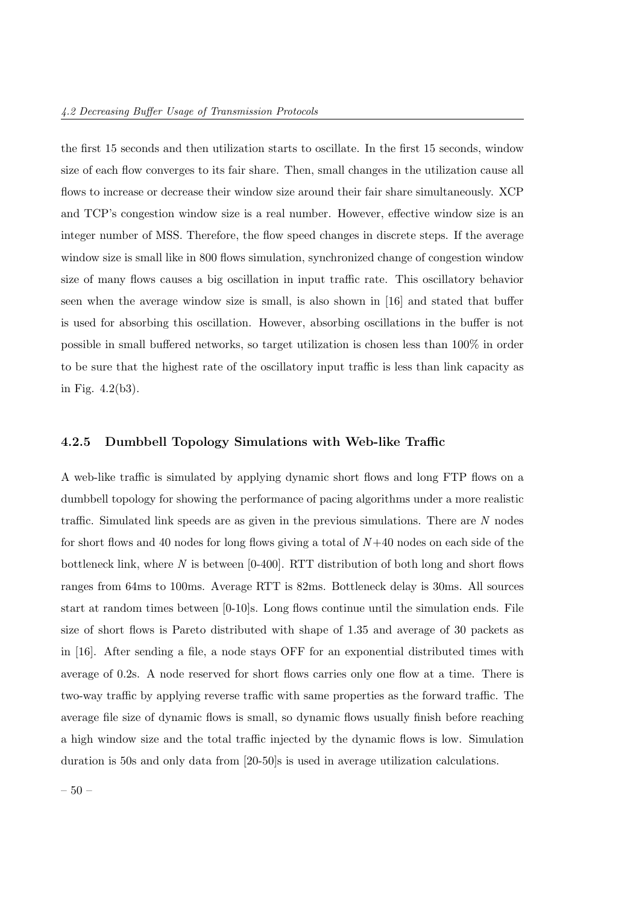the first 15 seconds and then utilization starts to oscillate. In the first 15 seconds, window size of each flow converges to its fair share. Then, small changes in the utilization cause all flows to increase or decrease their window size around their fair share simultaneously. XCP and TCP's congestion window size is a real number. However, effective window size is an integer number of MSS. Therefore, the flow speed changes in discrete steps. If the average window size is small like in 800 flows simulation, synchronized change of congestion window size of many flows causes a big oscillation in input traffic rate. This oscillatory behavior seen when the average window size is small, is also shown in [16] and stated that buffer is used for absorbing this oscillation. However, absorbing oscillations in the buffer is not possible in small buffered networks, so target utilization is chosen less than 100% in order to be sure that the highest rate of the oscillatory input traffic is less than link capacity as in Fig. 4.2(b3).

### 4.2.5 Dumbbell Topology Simulations with Web-like Traffic

A web-like traffic is simulated by applying dynamic short flows and long FTP flows on a dumbbell topology for showing the performance of pacing algorithms under a more realistic traffic. Simulated link speeds are as given in the previous simulations. There are $N$ nodes for short flows and 40 nodes for long flows giving a total of $N$+40 nodes on each side of the bottleneck link, where $N$ is between [0-400]. RTT distribution of both long and short flows ranges from 64ms to 100ms. Average RTT is 82ms. Bottleneck delay is 30ms. All sources start at random times between [0-10]s. Long flows continue until the simulation ends. File size of short flows is Pareto distributed with shape of 1.35 and average of 30 packets as in [16]. After sending a file, a node stays OFF for an exponential distributed times with average of 0.2s. A node reserved for short flows carries only one flow at a time. There is two-way traffic by applying reverse traffic with same properties as the forward traffic. The average file size of dynamic flows is small, so dynamic flows usually finish before reaching a high window size and the total traffic injected by the dynamic flows is low. Simulation duration is 50s and only data from [20-50]s is used in average utilization calculations.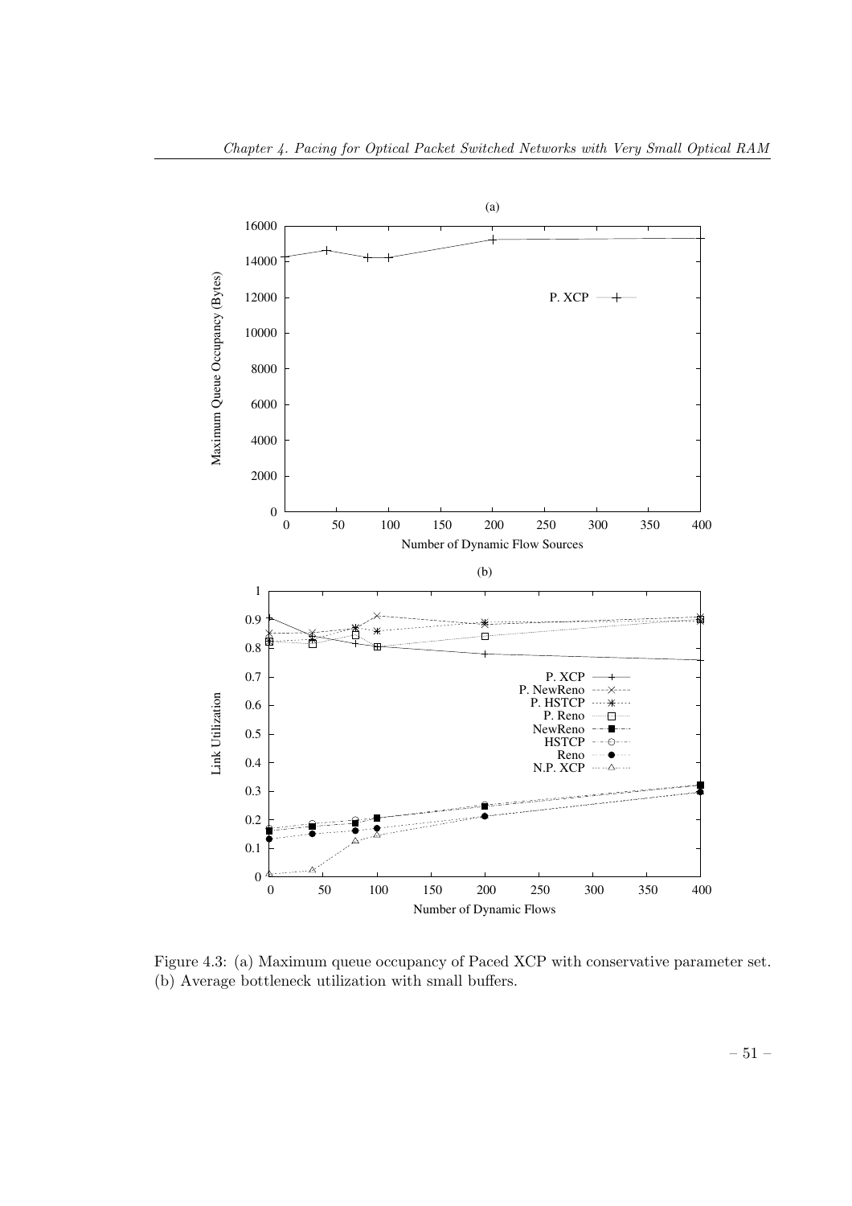(a)

Maximum Queue Occupancy (Bytes)

0
2000
4000
6000
8000
10000
12000
14000
16000

0
50
100
150
200
250
300
350
400

Number of Dynamic Flow Sources

P. XCP

(b)

Link Utilization

0
0.1
0.2
0.3
0.4
0.5
0.6
0.7
0.8
0.9
1

0
50
100
150
200
250
300
350
400

Number of Dynamic Flows

P. XCP
P. NewReno
P. HSTCP
P. Reno
NewReno
HSTCP
Reno
N.P. XCP

Figure 4.3: (a) Maximum queue occupancy of Paced XCP with conservative parameter set. (b) Average bottleneck utilization with small buffers.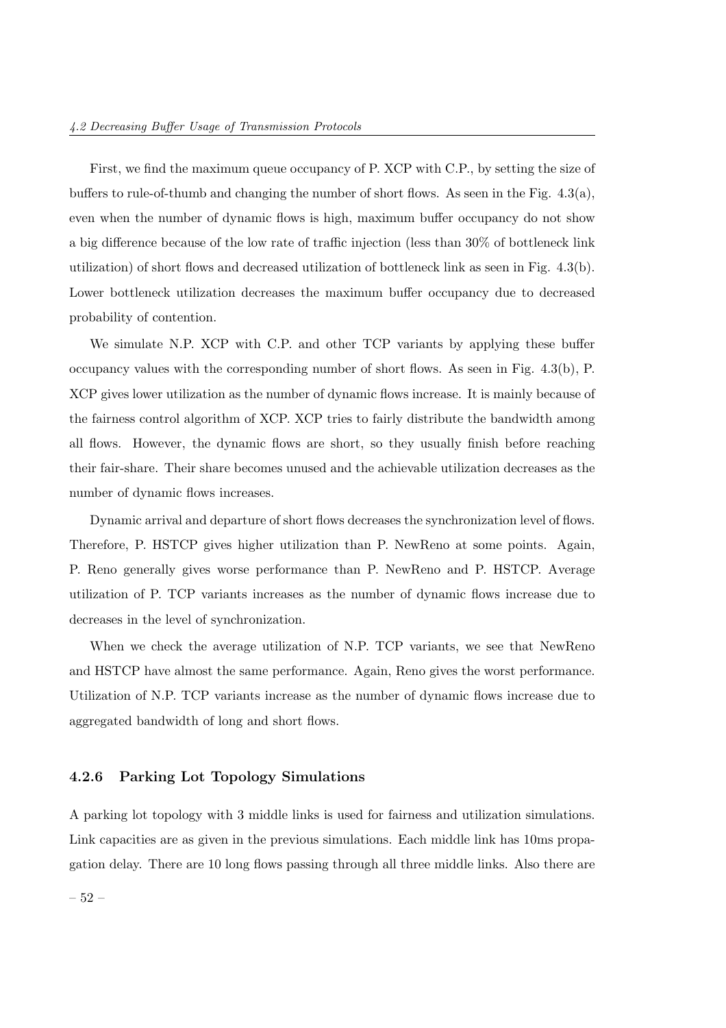First, we find the maximum queue occupancy of P. XCP with C.P., by setting the size of buffers to rule-of-thumb and changing the number of short flows. As seen in the Fig. 4.3(a), even when the number of dynamic flows is high, maximum buffer occupancy do not show a big difference because of the low rate of traffic injection (less than 30% of bottleneck link utilization) of short flows and decreased utilization of bottleneck link as seen in Fig. 4.3(b). Lower bottleneck utilization decreases the maximum buffer occupancy due to decreased probability of contention.

We simulate N.P. XCP with C.P. and other TCP variants by applying these buffer occupancy values with the corresponding number of short flows. As seen in Fig. 4.3(b), P. XCP gives lower utilization as the number of dynamic flows increase. It is mainly because of the fairness control algorithm of XCP. XCP tries to fairly distribute the bandwidth among all flows. However, the dynamic flows are short, so they usually finish before reaching their fair-share. Their share becomes unused and the achievable utilization decreases as the number of dynamic flows increases.

Dynamic arrival and departure of short flows decreases the synchronization level of flows. Therefore, P. HSTCP gives higher utilization than P. NewReno at some points. Again, P. Reno generally gives worse performance than P. NewReno and P. HSTCP. Average utilization of P. TCP variants increases as the number of dynamic flows increase due to decreases in the level of synchronization.

When we check the average utilization of N.P. TCP variants, we see that NewReno and HSTCP have almost the same performance. Again, Reno gives the worst performance. Utilization of N.P. TCP variants increase as the number of dynamic flows increase due to aggregated bandwidth of long and short flows.

### 4.2.6 Parking Lot Topology Simulations

A parking lot topology with 3 middle links is used for fairness and utilization simulations. Link capacities are as given in the previous simulations. Each middle link has 10ms propagation delay. There are 10 long flows passing through all three middle links. Also there are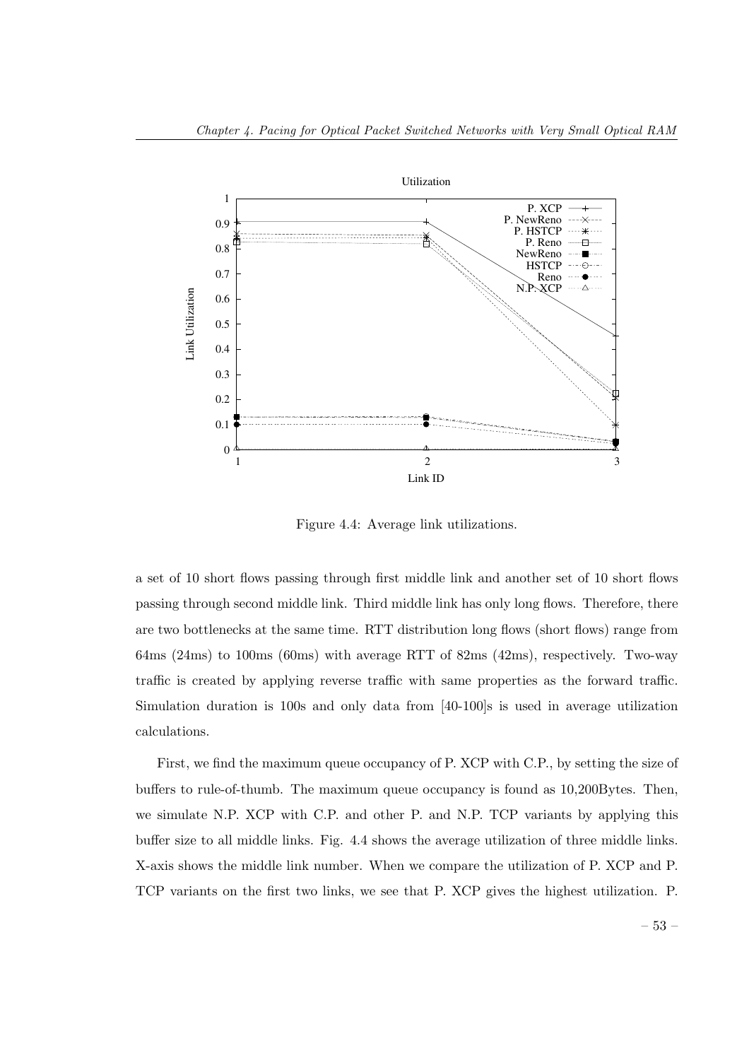Utilization

Link Utilization

Link ID

1

0.9

0.8

0.7

0.6

0.5

0.4

0.3

0.2

0.1

0

1

2

3

P. XCP

P. NewReno

P. HSTCP

P. Reno

NewReno

HSTCP

Reno

N.P. XCP

Figure 4.4: Average link utilizations.

a set of 10 short flows passing through first middle link and another set of 10 short flows passing through second middle link. Third middle link has only long flows. Therefore, there are two bottlenecks at the same time. RTT distribution long flows (short flows) range from 64ms (24ms) to 100ms (60ms) with average RTT of 82ms (42ms), respectively. Two-way traffic is created by applying reverse traffic with same properties as the forward traffic. Simulation duration is 100s and only data from [40-100]s is used in average utilization calculations.

First, we find the maximum queue occupancy of P. XCP with C.P., by setting the size of buffers to rule-of-thumb. The maximum queue occupancy is found as 10,200Bytes. Then, we simulate N.P. XCP with C.P. and other P. and N.P. TCP variants by applying this buffer size to all middle links. Fig. 4.4 shows the average utilization of three middle links. X-axis shows the middle link number. When we compare the utilization of P. XCP and P. TCP variants on the first two links, we see that P. XCP gives the highest utilization. P.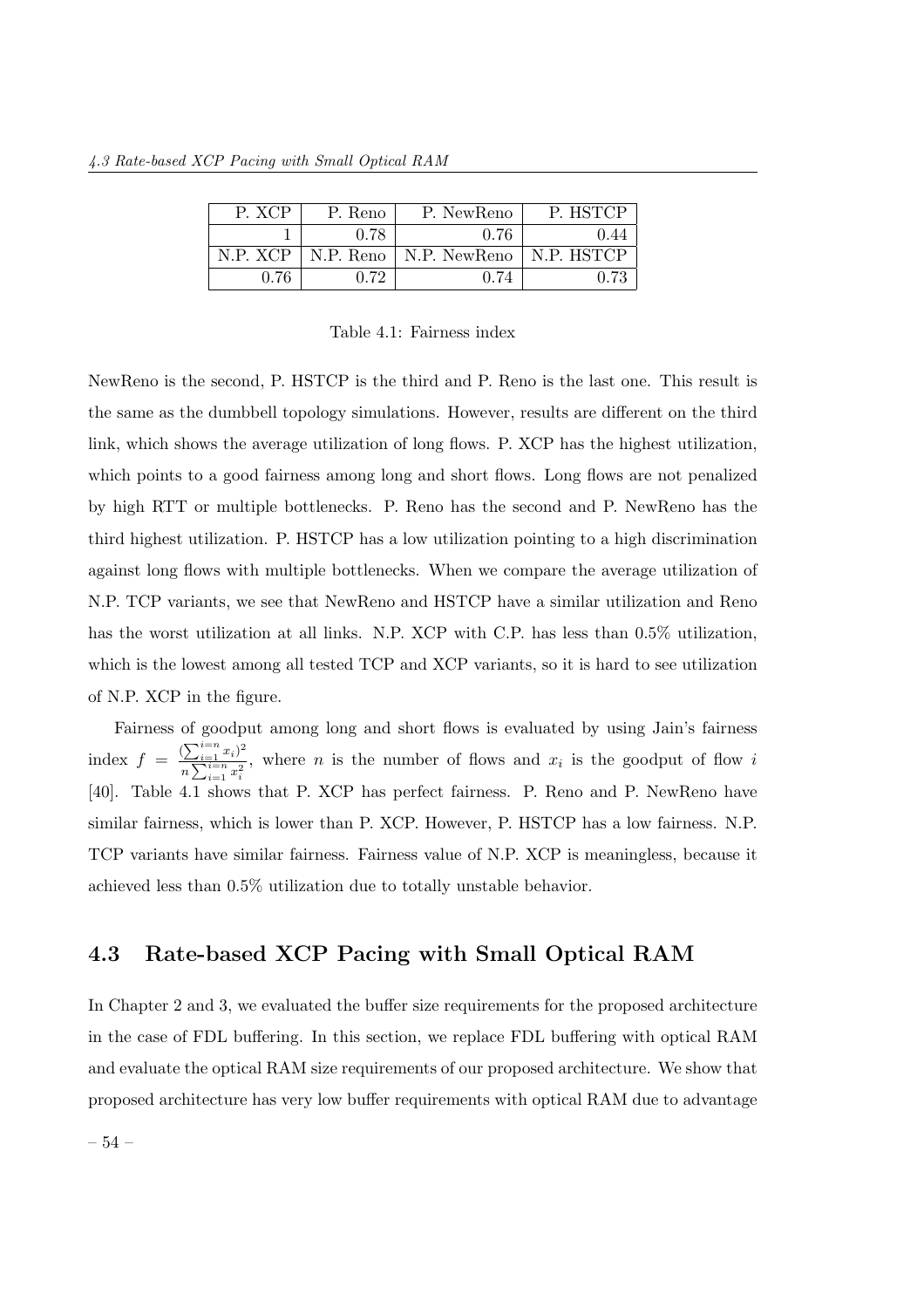| | | | |
|---|---|---|---|
| P. XCP | P. Reno | P. NewReno | P. HSTCP |
| 1 | 0.78 | 0.76 | 0.44 |
| N.P. XCP | N.P. Reno | N.P. NewReno | N.P. HSTCP |
| 0.76 | 0.72 | 0.74 | 0.73 |

Table 4.1: Fairness index

NewReno is the second, P. HSTCP is the third and P. Reno is the last one. This result is the same as the dumbbell topology simulations. However, results are different on the third link, which shows the average utilization of long flows. P. XCP has the highest utilization, which points to a good fairness among long and short flows. Long flows are not penalized by high RTT or multiple bottlenecks. P. Reno has the second and P. NewReno has the third highest utilization. P. HSTCP has a low utilization pointing to a high discrimination against long flows with multiple bottlenecks. When we compare the average utilization of N.P. TCP variants, we see that NewReno and HSTCP have a similar utilization and Reno has the worst utilization at all links. N.P. XCP with C.P. has less than 0.5% utilization, which is the lowest among all tested TCP and XCP variants, so it is hard to see utilization of N.P. XCP in the figure.

Fairness of goodput among long and short flows is evaluated by using Jain's fairness index $f = \frac{(\sum_{i=1}^{i=n} x_i)^2}{n \sum_{i=1}^{i=n} x_i^2}$, where $n$ is the number of flows and $x_i$ is the goodput of flow $i$ [40]. Table 4.1 shows that P. XCP has perfect fairness. P. Reno and P. NewReno have similar fairness, which is lower than P. XCP. However, P. HSTCP has a low fairness. N.P. TCP variants have similar fairness. Fairness value of N.P. XCP is meaningless, because it achieved less than 0.5% utilization due to totally unstable behavior.

## 4.3 Rate-based XCP Pacing with Small Optical RAM

In Chapter 2 and 3, we evaluated the buffer size requirements for the proposed architecture in the case of FDL buffering. In this section, we replace FDL buffering with optical RAM and evaluate the optical RAM size requirements of our proposed architecture. We show that proposed architecture has very low buffer requirements with optical RAM due to advantage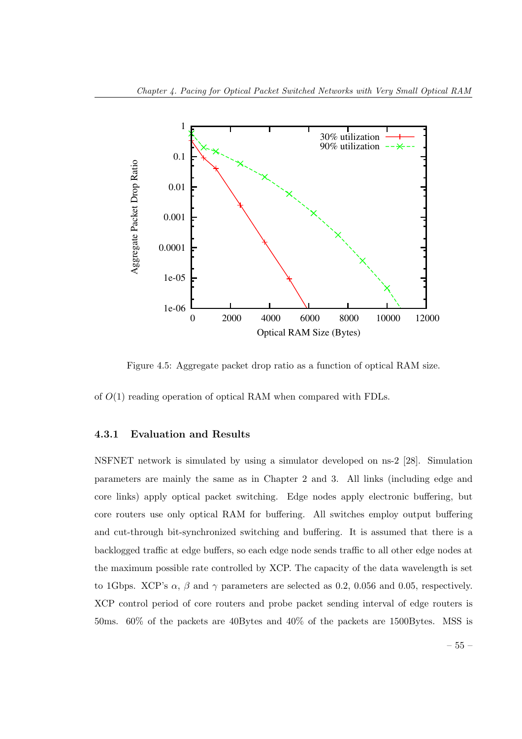1

0.1

0.01

0.001

0.0001

1e-05

1e-06

0 2000 4000 6000 8000 10000 12000

Optical RAM Size (Bytes)

Aggregate Packet Drop Ratio

30% utilization

90% utilization

Figure 4.5: Aggregate packet drop ratio as a function of optical RAM size.

of $O(1)$ reading operation of optical RAM when compared with FDLs.

### 4.3.1 Evaluation and Results

NSFNET network is simulated by using a simulator developed on ns-2 [28]. Simulation parameters are mainly the same as in Chapter 2 and 3. All links (including edge and core links) apply optical packet switching. Edge nodes apply electronic buffering, but core routers use only optical RAM for buffering. All switches employ output buffering and cut-through bit-synchronized switching and buffering. It is assumed that there is a backlogged traffic at edge buffers, so each edge node sends traffic to all other edge nodes at the maximum possible rate controlled by XCP. The capacity of the data wavelength is set to 1Gbps. XCP's $\alpha$, $\beta$ and $\gamma$ parameters are selected as 0.2, 0.056 and 0.05, respectively. XCP control period of core routers and probe packet sending interval of edge routers is 50ms. 60% of the packets are 40Bytes and 40% of the packets are 1500Bytes. MSS is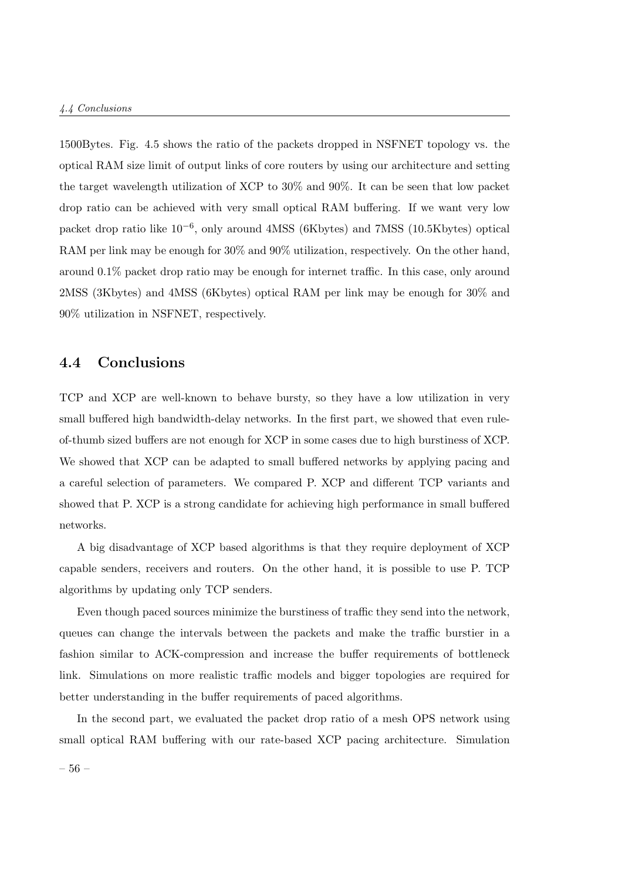1500Bytes. Fig. 4.5 shows the ratio of the packets dropped in NSFNET topology vs. the optical RAM size limit of output links of core routers by using our architecture and setting the target wavelength utilization of XCP to 30% and 90%. It can be seen that low packet drop ratio can be achieved with very small optical RAM buffering. If we want very low packet drop ratio like $10^{-6}$, only around 4MSS (6Kbytes) and 7MSS (10.5Kbytes) optical RAM per link may be enough for 30% and 90% utilization, respectively. On the other hand, around 0.1% packet drop ratio may be enough for internet traffic. In this case, only around 2MSS (3Kbytes) and 4MSS (6Kbytes) optical RAM per link may be enough for 30% and 90% utilization in NSFNET, respectively.

## 4.4 Conclusions

TCP and XCP are well-known to behave bursty, so they have a low utilization in very small buffered high bandwidth-delay networks. In the first part, we showed that even rule-of-thumb sized buffers are not enough for XCP in some cases due to high burstiness of XCP. We showed that XCP can be adapted to small buffered networks by applying pacing and a careful selection of parameters. We compared P. XCP and different TCP variants and showed that P. XCP is a strong candidate for achieving high performance in small buffered networks.

A big disadvantage of XCP based algorithms is that they require deployment of XCP capable senders, receivers and routers. On the other hand, it is possible to use P. TCP algorithms by updating only TCP senders.

Even though paced sources minimize the burstiness of traffic they send into the network, queues can change the intervals between the packets and make the traffic burstier in a fashion similar to ACK-compression and increase the buffer requirements of bottleneck link. Simulations on more realistic traffic models and bigger topologies are required for better understanding in the buffer requirements of paced algorithms.

In the second part, we evaluated the packet drop ratio of a mesh OPS network using small optical RAM buffering with our rate-based XCP pacing architecture. Simulation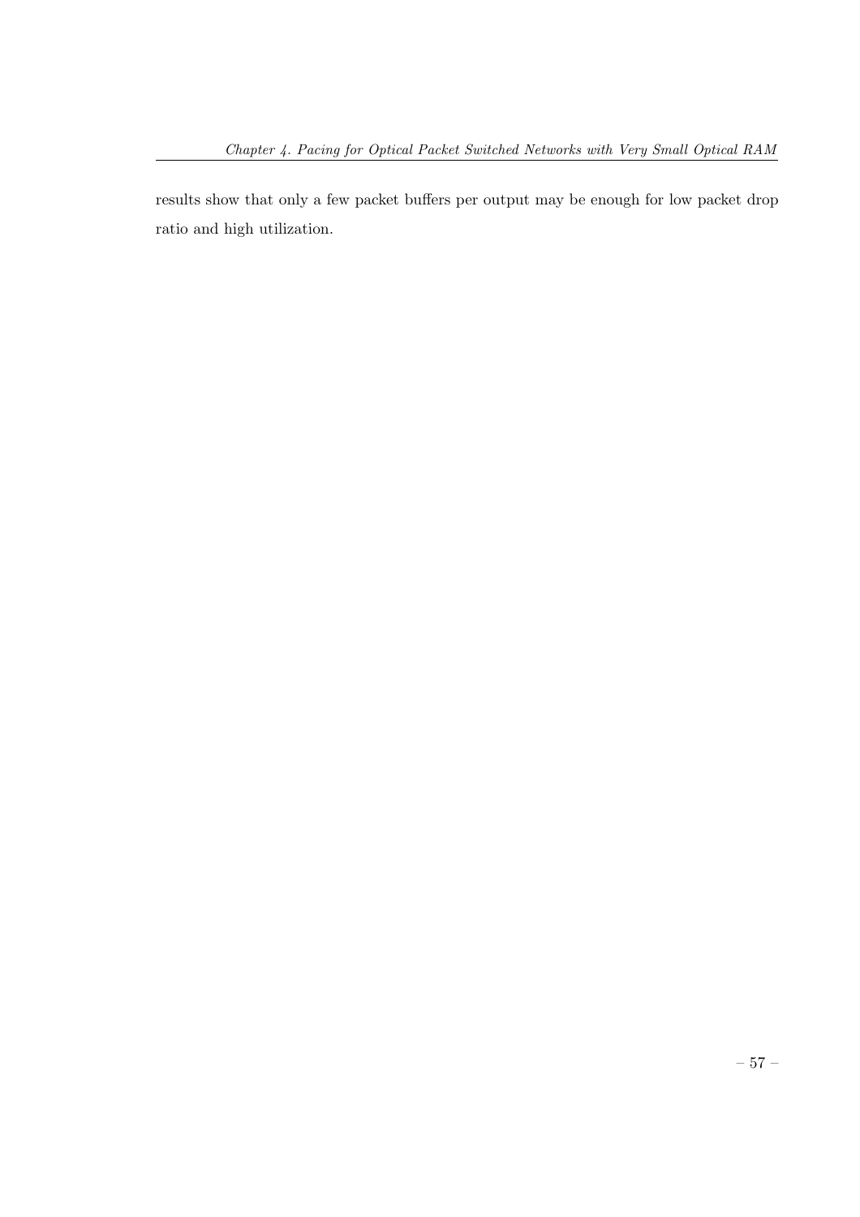results show that only a few packet buffers per output may be enough for low packet drop ratio and high utilization.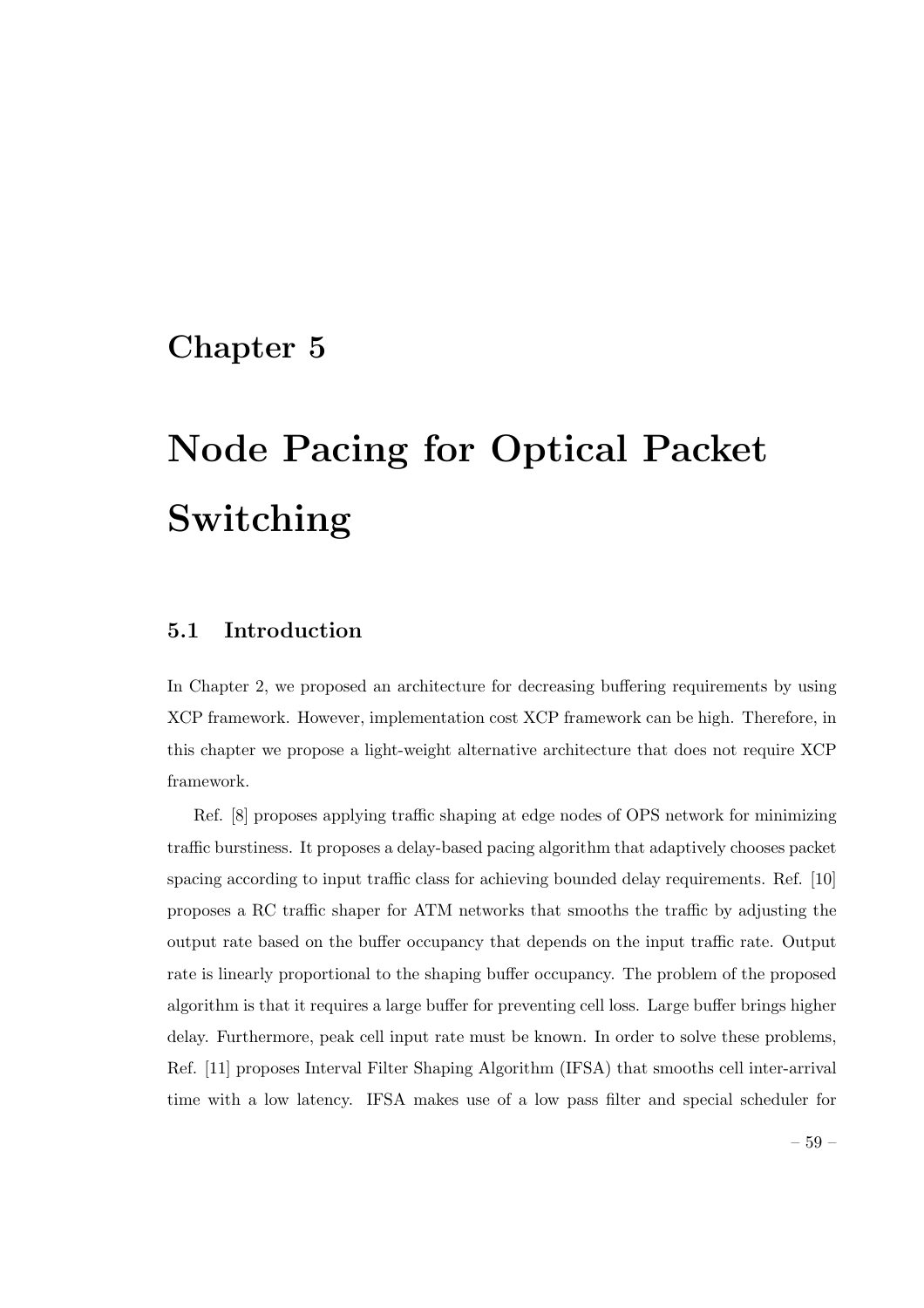# Chapter 5

# Node Pacing for Optical Packet Switching

## 5.1 Introduction

In Chapter 2, we proposed an architecture for decreasing buffering requirements by using XCP framework. However, implementation cost XCP framework can be high. Therefore, in this chapter we propose a light-weight alternative architecture that does not require XCP framework.

Ref. [8] proposes applying traffic shaping at edge nodes of OPS network for minimizing traffic burstiness. It proposes a delay-based pacing algorithm that adaptively chooses packet spacing according to input traffic class for achieving bounded delay requirements. Ref. [10] proposes a RC traffic shaper for ATM networks that smooths the traffic by adjusting the output rate based on the buffer occupancy that depends on the input traffic rate. Output rate is linearly proportional to the shaping buffer occupancy. The problem of the proposed algorithm is that it requires a large buffer for preventing cell loss. Large buffer brings higher delay. Furthermore, peak cell input rate must be known. In order to solve these problems, Ref. [11] proposes Interval Filter Shaping Algorithm (IFSA) that smooths cell inter-arrival time with a low latency. IFSA makes use of a low pass filter and special scheduler for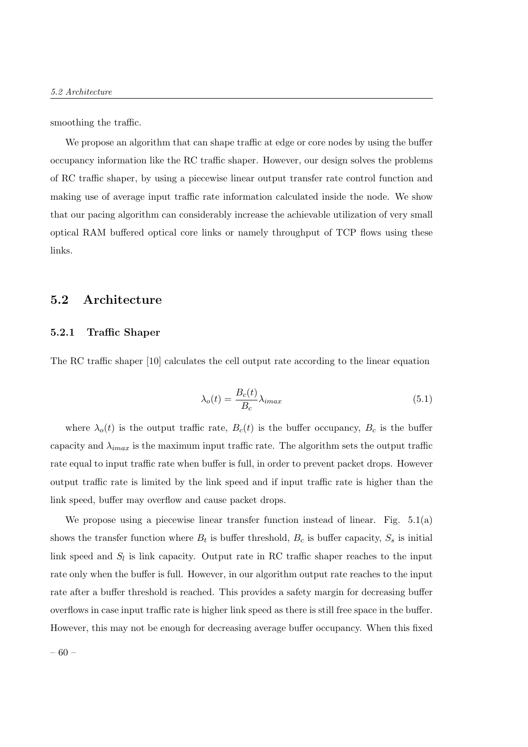smoothing the traffic.

We propose an algorithm that can shape traffic at edge or core nodes by using the buffer occupancy information like the RC traffic shaper. However, our design solves the problems of RC traffic shaper, by using a piecewise linear output transfer rate control function and making use of average input traffic rate information calculated inside the node. We show that our pacing algorithm can considerably increase the achievable utilization of very small optical RAM buffered optical core links or namely throughput of TCP flows using these links.

## 5.2 Architecture

### 5.2.1 Traffic Shaper

The RC traffic shaper [10] calculates the cell output rate according to the linear equation

$$\lambda_o(t) = \frac{B_c(t)}{B_c} \lambda_{imax} \tag{5.1}$$

where $\lambda_o(t)$ is the output traffic rate, $B_c(t)$ is the buffer occupancy, $B_c$ is the buffer capacity and $\lambda_{imax}$ is the maximum input traffic rate. The algorithm sets the output traffic rate equal to input traffic rate when buffer is full, in order to prevent packet drops. However output traffic rate is limited by the link speed and if input traffic rate is higher than the link speed, buffer may overflow and cause packet drops.

We propose using a piecewise linear transfer function instead of linear. Fig. 5.1(a) shows the transfer function where $B_t$ is buffer threshold, $B_c$ is buffer capacity, $S_s$ is initial link speed and $S_l$ is link capacity. Output rate in RC traffic shaper reaches to the input rate only when the buffer is full. However, in our algorithm output rate reaches to the input rate after a buffer threshold is reached. This provides a safety margin for decreasing buffer overflows in case input traffic rate is higher link speed as there is still free space in the buffer. However, this may not be enough for decreasing average buffer occupancy. When this fixed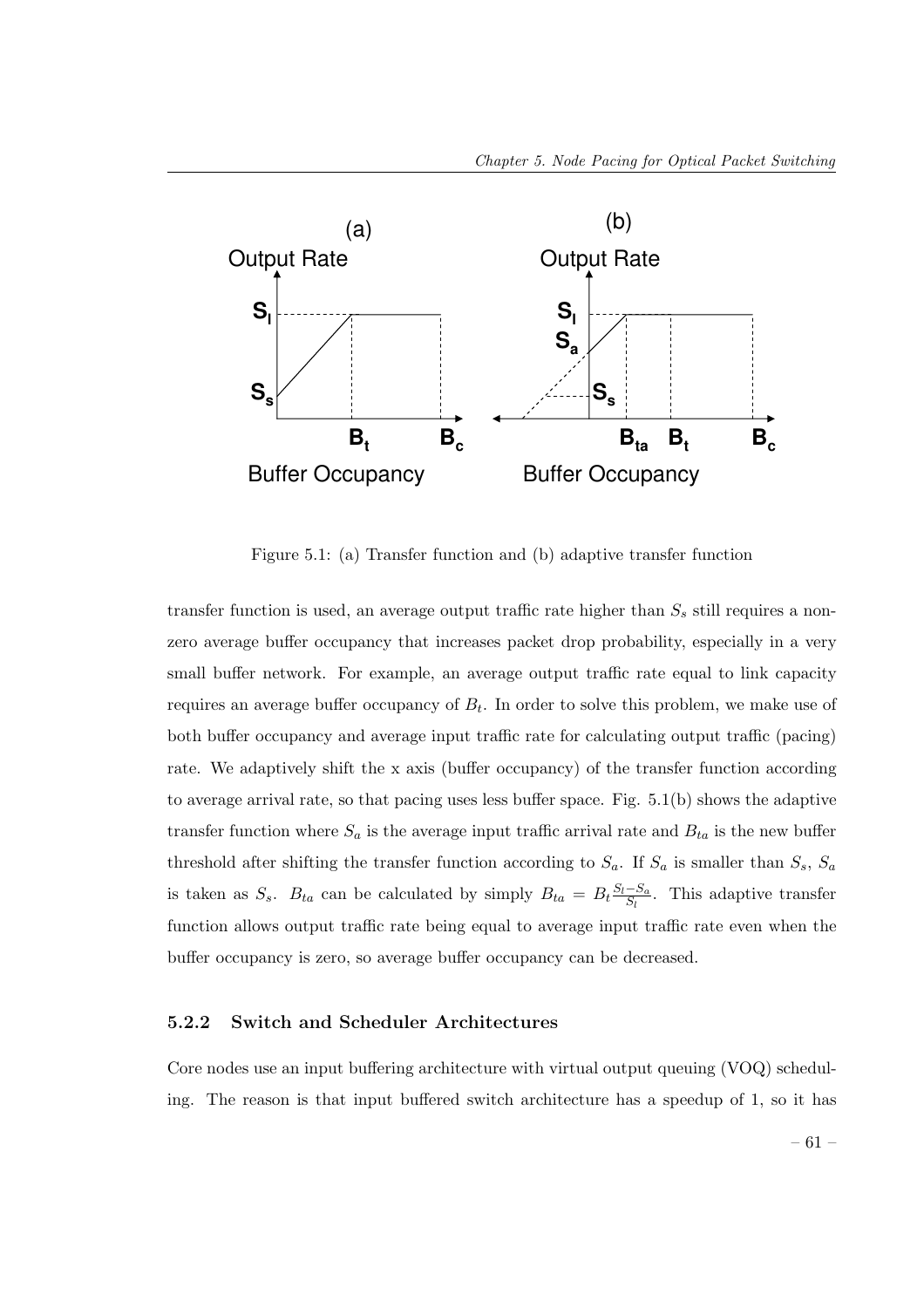(a)

Output Rate

$S_l$

$S_s$

$B_t$ $B_c$

Buffer Occupancy

(b)

Output Rate

$S_l$

$S_a$

$S_s$

$B_{ta}$ $B_t$ $B_c$

Buffer Occupancy

Figure 5.1: (a) Transfer function and (b) adaptive transfer function

transfer function is used, an average output traffic rate higher than $S_s$ still requires a non-zero average buffer occupancy that increases packet drop probability, especially in a very small buffer network. For example, an average output traffic rate equal to link capacity requires an average buffer occupancy of $B_t$. In order to solve this problem, we make use of both buffer occupancy and average input traffic rate for calculating output traffic (pacing) rate. We adaptively shift the x axis (buffer occupancy) of the transfer function according to average arrival rate, so that pacing uses less buffer space. Fig. 5.1(b) shows the adaptive transfer function where $S_a$ is the average input traffic arrival rate and $B_{ta}$ is the new buffer threshold after shifting the transfer function according to $S_a$. If $S_a$ is smaller than $S_s$, $S_a$ is taken as $S_s$. $B_{ta}$ can be calculated by simply $B_{ta} = B_t \frac{S_l - S_a}{S_l}$. This adaptive transfer function allows output traffic rate being equal to average input traffic rate even when the buffer occupancy is zero, so average buffer occupancy can be decreased.

### 5.2.2 Switch and Scheduler Architectures

Core nodes use an input buffering architecture with virtual output queuing (VOQ) scheduling. The reason is that input buffered switch architecture has a speedup of 1, so it has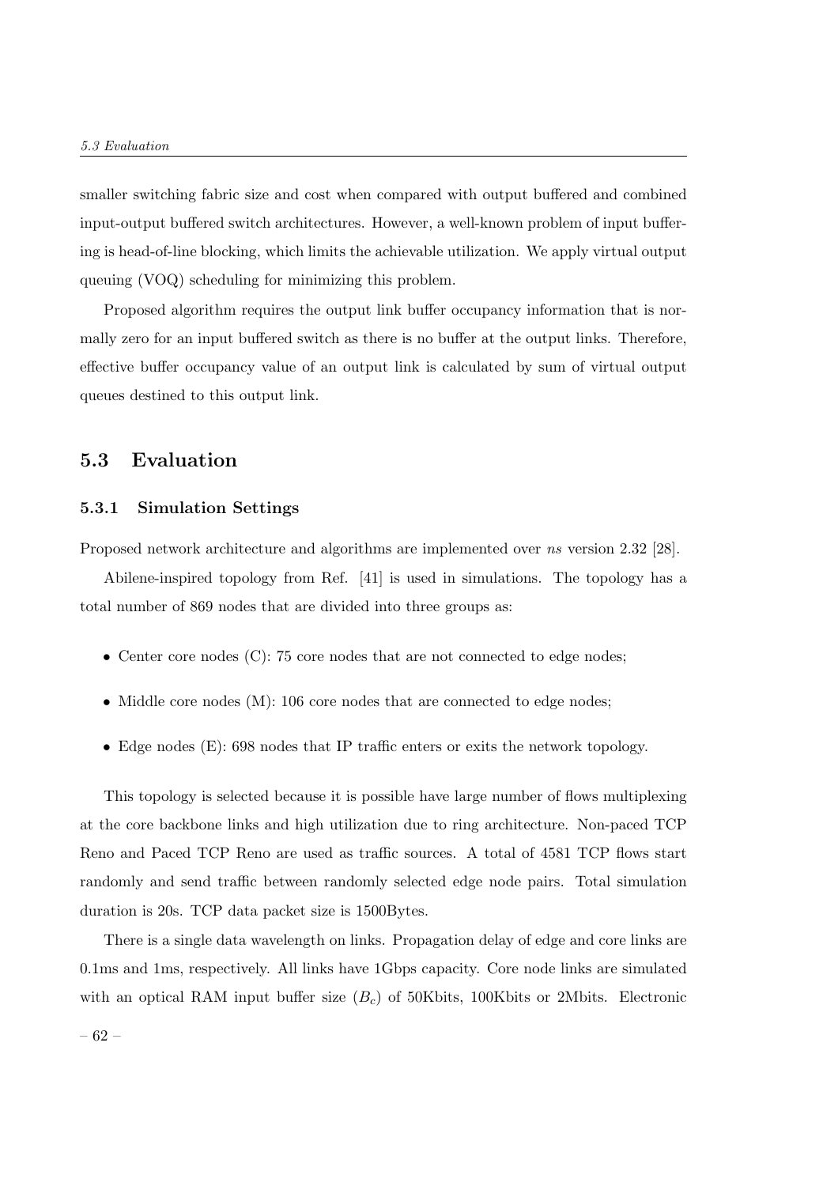smaller switching fabric size and cost when compared with output buffered and combined input-output buffered switch architectures. However, a well-known problem of input buffering is head-of-line blocking, which limits the achievable utilization. We apply virtual output queuing (VOQ) scheduling for minimizing this problem.

Proposed algorithm requires the output link buffer occupancy information that is normally zero for an input buffered switch as there is no buffer at the output links. Therefore, effective buffer occupancy value of an output link is calculated by sum of virtual output queues destined to this output link.

## 5.3 Evaluation

### 5.3.1 Simulation Settings

Proposed network architecture and algorithms are implemented over *ns* version 2.32 [28].

Abilene-inspired topology from Ref. [41] is used in simulations. The topology has a total number of 869 nodes that are divided into three groups as:

- Center core nodes (C): 75 core nodes that are not connected to edge nodes;
- Middle core nodes (M): 106 core nodes that are connected to edge nodes;
- Edge nodes (E): 698 nodes that IP traffic enters or exits the network topology.

This topology is selected because it is possible have large number of flows multiplexing at the core backbone links and high utilization due to ring architecture. Non-paced TCP Reno and Paced TCP Reno are used as traffic sources. A total of 4581 TCP flows start randomly and send traffic between randomly selected edge node pairs. Total simulation duration is 20s. TCP data packet size is 1500Bytes.

There is a single data wavelength on links. Propagation delay of edge and core links are 0.1ms and 1ms, respectively. All links have 1Gbps capacity. Core node links are simulated with an optical RAM input buffer size ($B_c$) of 50Kbits, 100Kbits or 2Mbits. Electronic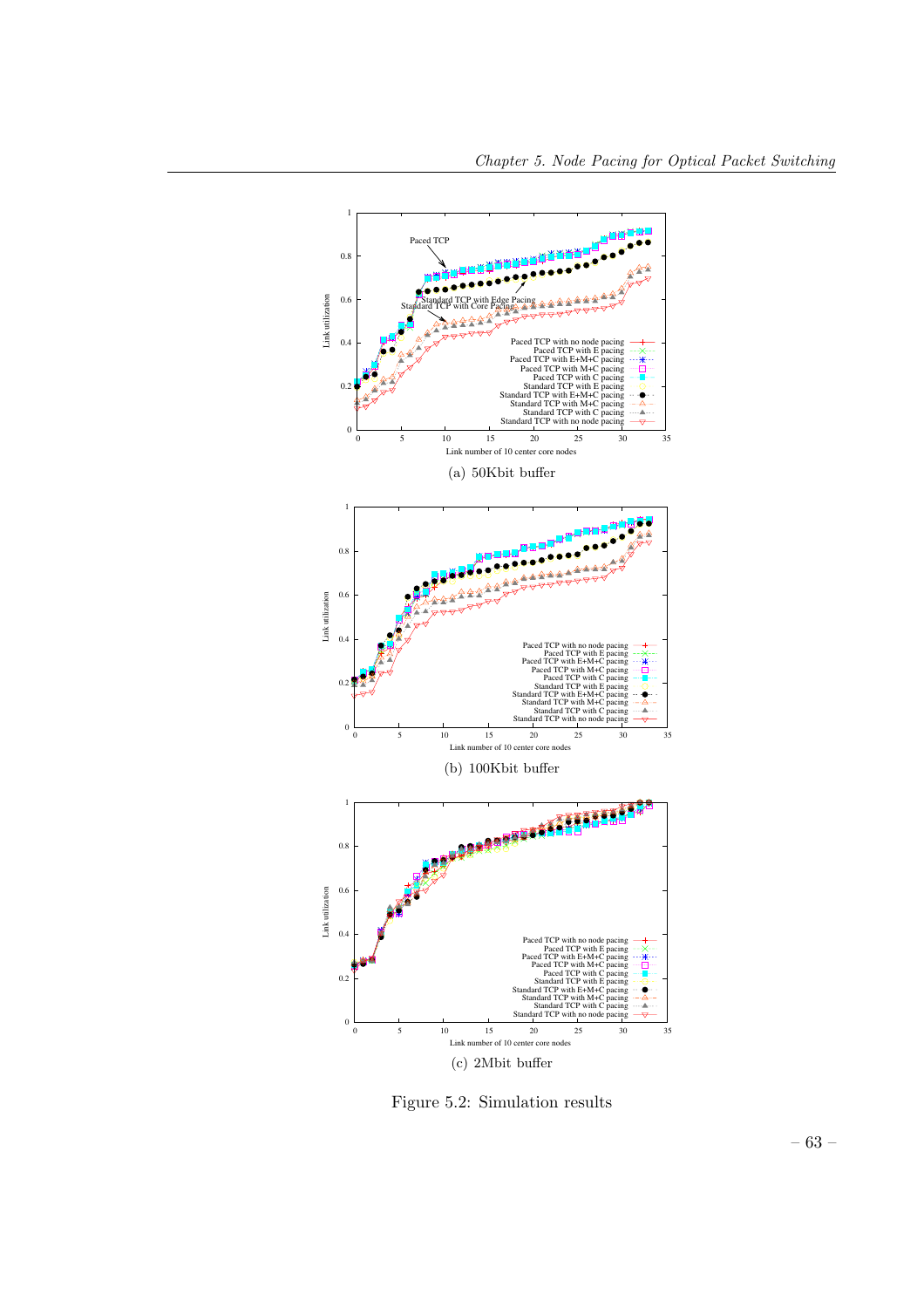1

Paced TCP

0.8

Standard TCP with Edge Pacing
Standard TCP with Core Pacing

0.6

Link utilization

0.4

Paced TCP with no node pacing
Paced TCP with E pacing
Paced TCP with E+M+C pacing
Paced TCP with M+C pacing
Paced TCP with C pacing
Standard TCP with E pacing
Standard TCP with E+M+C pacing
Standard TCP with M+C pacing
Standard TCP with C pacing
Standard TCP with no node pacing

0.2

0
0 5 10 15 20 25 30 35
Link number of 10 center core nodes

(a) 50Kbit buffer

1

0.8

0.6

Link utilization

0.4

Paced TCP with no node pacing
Paced TCP with E pacing
Paced TCP with E+M+C pacing
Paced TCP with M+C pacing
Paced TCP with C pacing
Standard TCP with E pacing
Standard TCP with E+M+C pacing
Standard TCP with M+C pacing
Standard TCP with C pacing
Standard TCP with no node pacing

0.2

0
0 5 10 15 20 25 30 35
Link number of 10 center core nodes

(b) 100Kbit buffer

1

0.8

0.6

Link utilization

0.4

Paced TCP with no node pacing
Paced TCP with E pacing
Paced TCP with E+M+C pacing
Paced TCP with M+C pacing
Paced TCP with C pacing
Standard TCP with E pacing
Standard TCP with E+M+C pacing
Standard TCP with M+C pacing
Standard TCP with C pacing
Standard TCP with no node pacing

0.2

0
0 5 10 15 20 25 30 35
Link number of 10 center core nodes

(c) 2Mbit buffer

Figure 5.2: Simulation results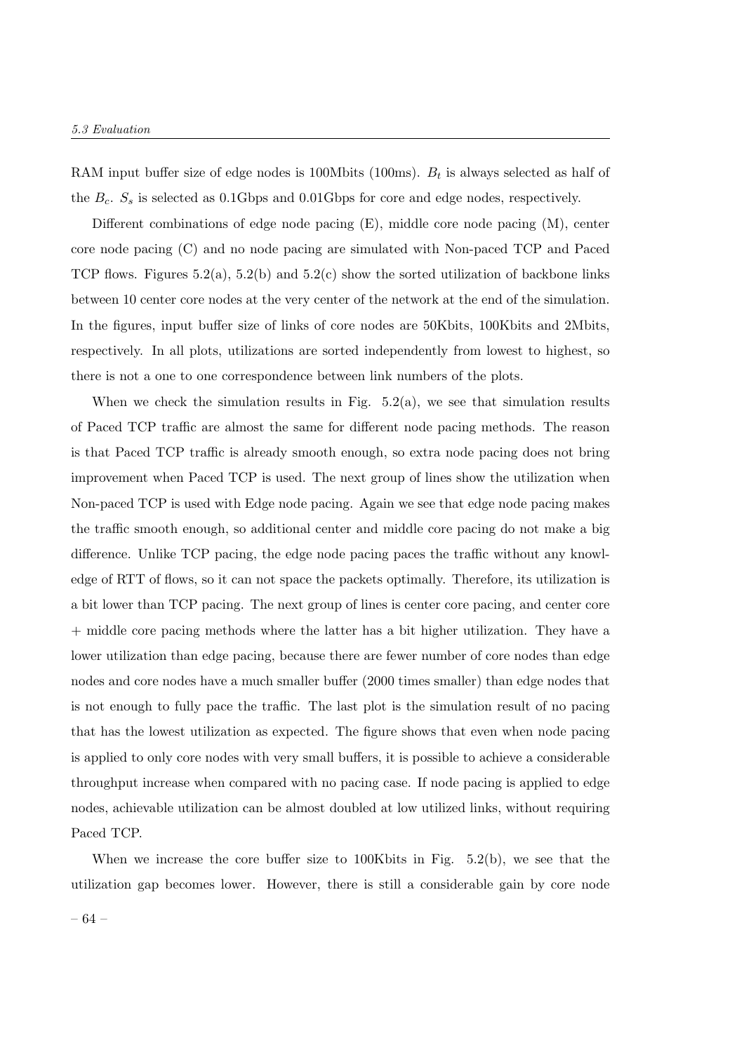RAM input buffer size of edge nodes is 100Mbits (100ms). $B_t$ is always selected as half of the $B_c$. $S_s$ is selected as 0.1Gbps and 0.01Gbps for core and edge nodes, respectively.

Different combinations of edge node pacing (E), middle core node pacing (M), center core node pacing (C) and no node pacing are simulated with Non-paced TCP and Paced TCP flows. Figures 5.2(a), 5.2(b) and 5.2(c) show the sorted utilization of backbone links between 10 center core nodes at the very center of the network at the end of the simulation. In the figures, input buffer size of links of core nodes are 50Kbits, 100Kbits and 2Mbits, respectively. In all plots, utilizations are sorted independently from lowest to highest, so there is not a one to one correspondence between link numbers of the plots.

When we check the simulation results in Fig. 5.2(a), we see that simulation results of Paced TCP traffic are almost the same for different node pacing methods. The reason is that Paced TCP traffic is already smooth enough, so extra node pacing does not bring improvement when Paced TCP is used. The next group of lines show the utilization when Non-paced TCP is used with Edge node pacing. Again we see that edge node pacing makes the traffic smooth enough, so additional center and middle core pacing do not make a big difference. Unlike TCP pacing, the edge node pacing paces the traffic without any knowledge of RTT of flows, so it can not space the packets optimally. Therefore, its utilization is a bit lower than TCP pacing. The next group of lines is center core pacing, and center core + middle core pacing methods where the latter has a bit higher utilization. They have a lower utilization than edge pacing, because there are fewer number of core nodes than edge nodes and core nodes have a much smaller buffer (2000 times smaller) than edge nodes that is not enough to fully pace the traffic. The last plot is the simulation result of no pacing that has the lowest utilization as expected. The figure shows that even when node pacing is applied to only core nodes with very small buffers, it is possible to achieve a considerable throughput increase when compared with no pacing case. If node pacing is applied to edge nodes, achievable utilization can be almost doubled at low utilized links, without requiring Paced TCP.

When we increase the core buffer size to 100Kbits in Fig. 5.2(b), we see that the utilization gap becomes lower. However, there is still a considerable gain by core node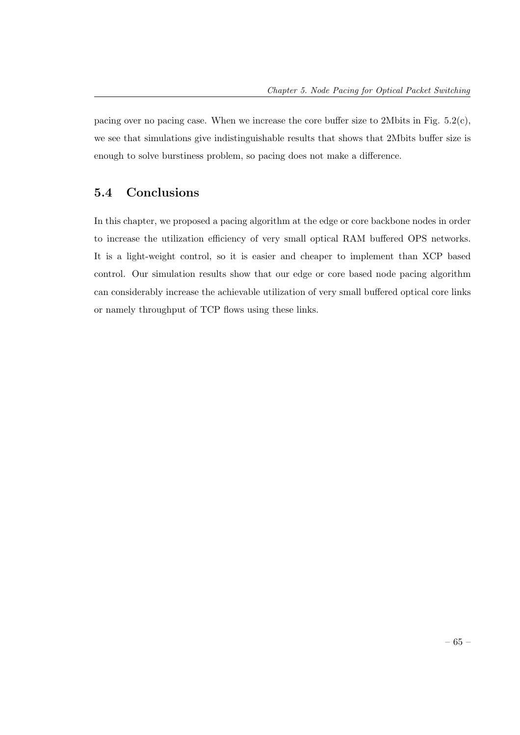pacing over no pacing case. When we increase the core buffer size to 2Mbits in Fig. 5.2(c), we see that simulations give indistinguishable results that shows that 2Mbits buffer size is enough to solve burstiness problem, so pacing does not make a difference.

## 5.4 Conclusions

In this chapter, we proposed a pacing algorithm at the edge or core backbone nodes in order to increase the utilization efficiency of very small optical RAM buffered OPS networks. It is a light-weight control, so it is easier and cheaper to implement than XCP based control. Our simulation results show that our edge or core based node pacing algorithm can considerably increase the achievable utilization of very small buffered optical core links or namely throughput of TCP flows using these links.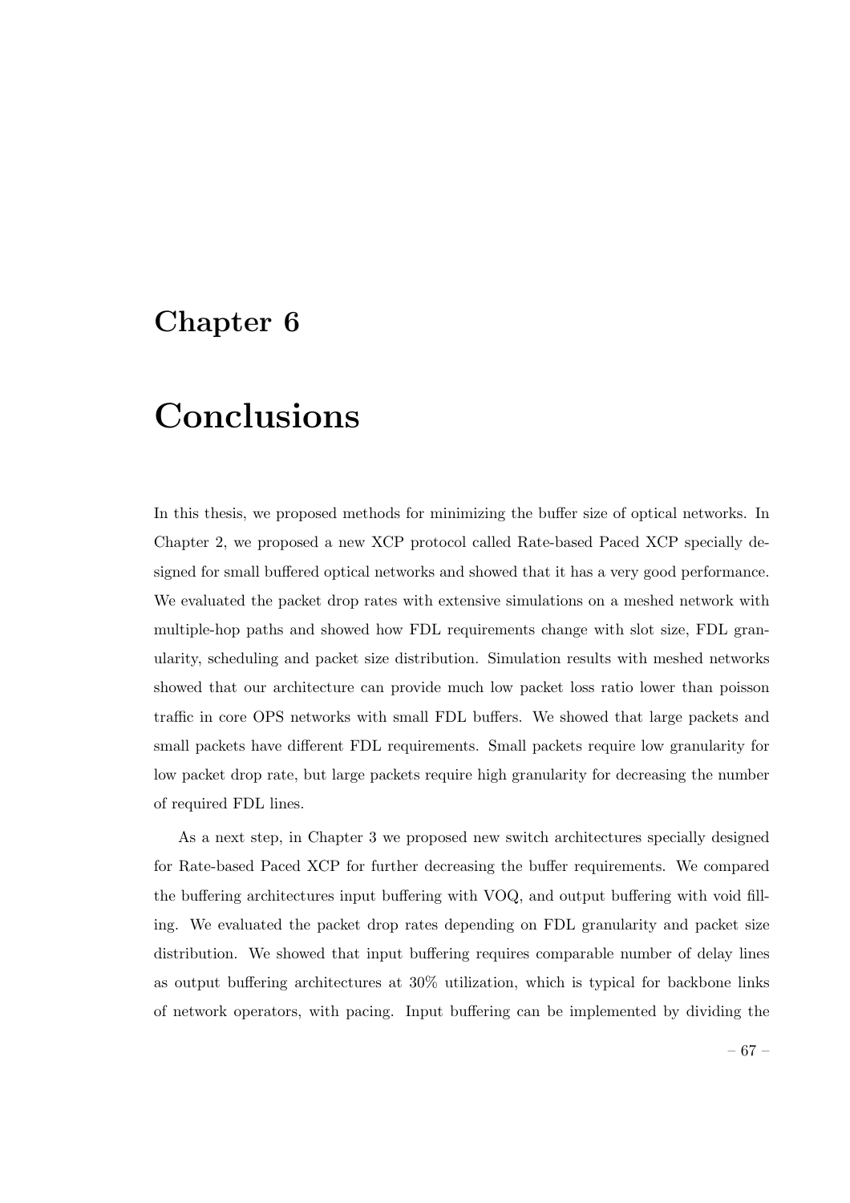# Chapter 6

# Conclusions

In this thesis, we proposed methods for minimizing the buffer size of optical networks. In Chapter 2, we proposed a new XCP protocol called Rate-based Paced XCP specially designed for small buffered optical networks and showed that it has a very good performance. We evaluated the packet drop rates with extensive simulations on a meshed network with multiple-hop paths and showed how FDL requirements change with slot size, FDL granularity, scheduling and packet size distribution. Simulation results with meshed networks showed that our architecture can provide much low packet loss ratio lower than poisson traffic in core OPS networks with small FDL buffers. We showed that large packets and small packets have different FDL requirements. Small packets require low granularity for low packet drop rate, but large packets require high granularity for decreasing the number of required FDL lines.

As a next step, in Chapter 3 we proposed new switch architectures specially designed for Rate-based Paced XCP for further decreasing the buffer requirements. We compared the buffering architectures input buffering with VOQ, and output buffering with void filling. We evaluated the packet drop rates depending on FDL granularity and packet size distribution. We showed that input buffering requires comparable number of delay lines as output buffering architectures at 30% utilization, which is typical for backbone links of network operators, with pacing. Input buffering can be implemented by dividing the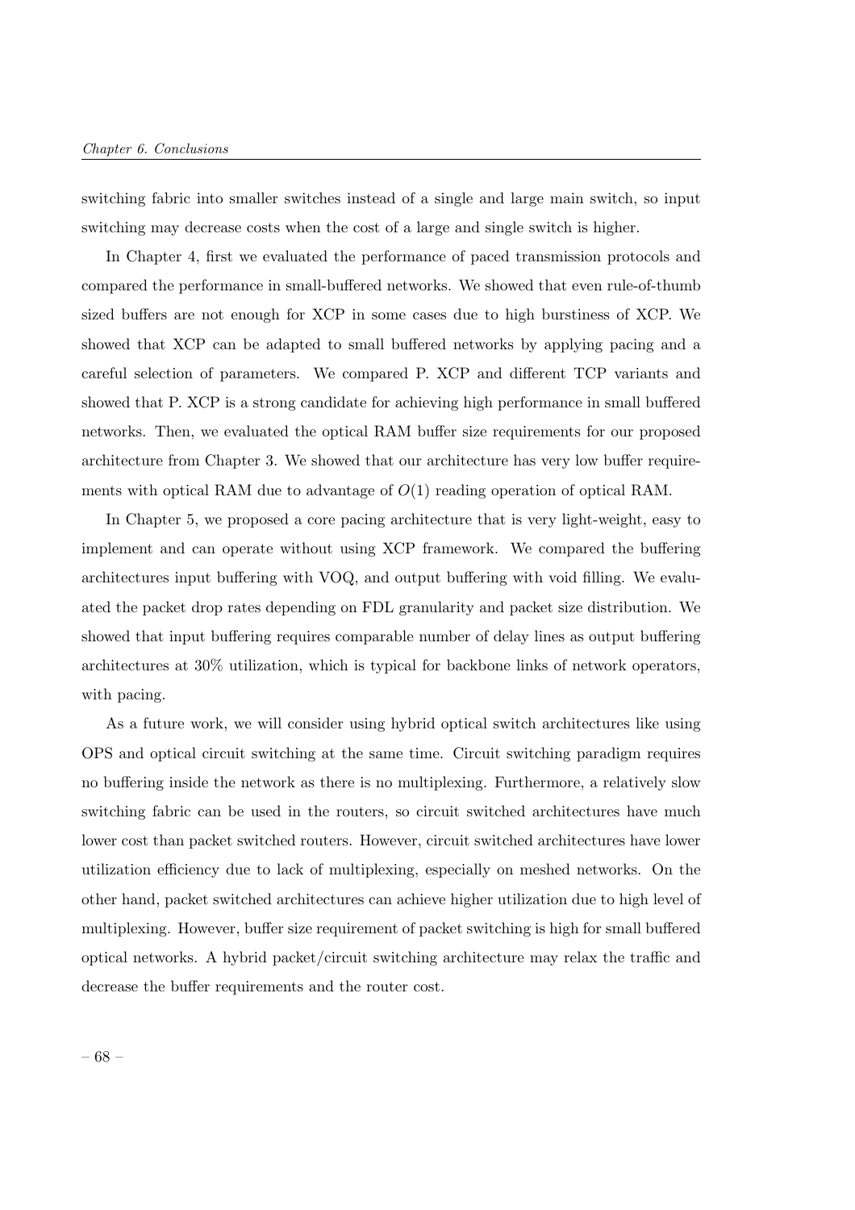switching fabric into smaller switches instead of a single and large main switch, so input switching may decrease costs when the cost of a large and single switch is higher.

In Chapter 4, first we evaluated the performance of paced transmission protocols and compared the performance in small-buffered networks. We showed that even rule-of-thumb sized buffers are not enough for XCP in some cases due to high burstiness of XCP. We showed that XCP can be adapted to small buffered networks by applying pacing and a careful selection of parameters. We compared P. XCP and different TCP variants and showed that P. XCP is a strong candidate for achieving high performance in small buffered networks. Then, we evaluated the optical RAM buffer size requirements for our proposed architecture from Chapter 3. We showed that our architecture has very low buffer requirements with optical RAM due to advantage of $O(1)$ reading operation of optical RAM.

In Chapter 5, we proposed a core pacing architecture that is very light-weight, easy to implement and can operate without using XCP framework. We compared the buffering architectures input buffering with VOQ, and output buffering with void filling. We evaluated the packet drop rates depending on FDL granularity and packet size distribution. We showed that input buffering requires comparable number of delay lines as output buffering architectures at 30% utilization, which is typical for backbone links of network operators, with pacing.

As a future work, we will consider using hybrid optical switch architectures like using OPS and optical circuit switching at the same time. Circuit switching paradigm requires no buffering inside the network as there is no multiplexing. Furthermore, a relatively slow switching fabric can be used in the routers, so circuit switched architectures have much lower cost than packet switched routers. However, circuit switched architectures have lower utilization efficiency due to lack of multiplexing, especially on meshed networks. On the other hand, packet switched architectures can achieve higher utilization due to high level of multiplexing. However, buffer size requirement of packet switching is high for small buffered optical networks. A hybrid packet/circuit switching architecture may relax the traffic and decrease the buffer requirements and the router cost.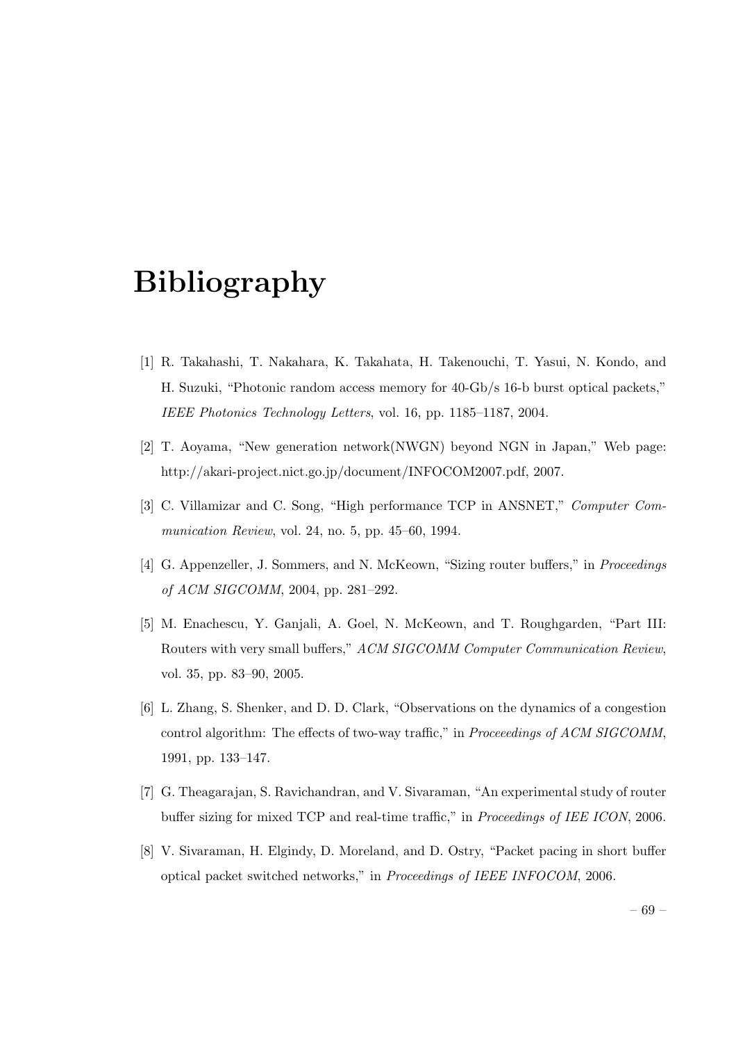# Bibliography

[1] R. Takahashi, T. Nakahara, K. Takahata, H. Takenouchi, T. Yasui, N. Kondo, and H. Suzuki, "Photonic random access memory for 40-Gb/s 16-b burst optical packets," *IEEE Photonics Technology Letters*, vol. 16, pp. 1185–1187, 2004.

[2] T. Aoyama, "New generation network(NWGN) beyond NGN in Japan," Web page: http://akari-project.nict.go.jp/document/INFOCOM2007.pdf, 2007.

[3] C. Villamizar and C. Song, "High performance TCP in ANSNET," *Computer Communication Review*, vol. 24, no. 5, pp. 45–60, 1994.

[4] G. Appenzeller, J. Sommers, and N. McKeown, "Sizing router buffers," in *Proceedings of ACM SIGCOMM*, 2004, pp. 281–292.

[5] M. Enachescu, Y. Ganjali, A. Goel, N. McKeown, and T. Roughgarden, "Part III: Routers with very small buffers," *ACM SIGCOMM Computer Communication Review*, vol. 35, pp. 83–90, 2005.

[6] L. Zhang, S. Shenker, and D. D. Clark, "Observations on the dynamics of a congestion control algorithm: The effects of two-way traffic," in *Proceeedings of ACM SIGCOMM*, 1991, pp. 133–147.

[7] G. Theagarajan, S. Ravichandran, and V. Sivaraman, "An experimental study of router buffer sizing for mixed TCP and real-time traffic," in *Proceedings of IEE ICON*, 2006.

[8] V. Sivaraman, H. Elgindy, D. Moreland, and D. Ostry, "Packet pacing in short buffer optical packet switched networks," in *Proceedings of IEEE INFOCOM*, 2006.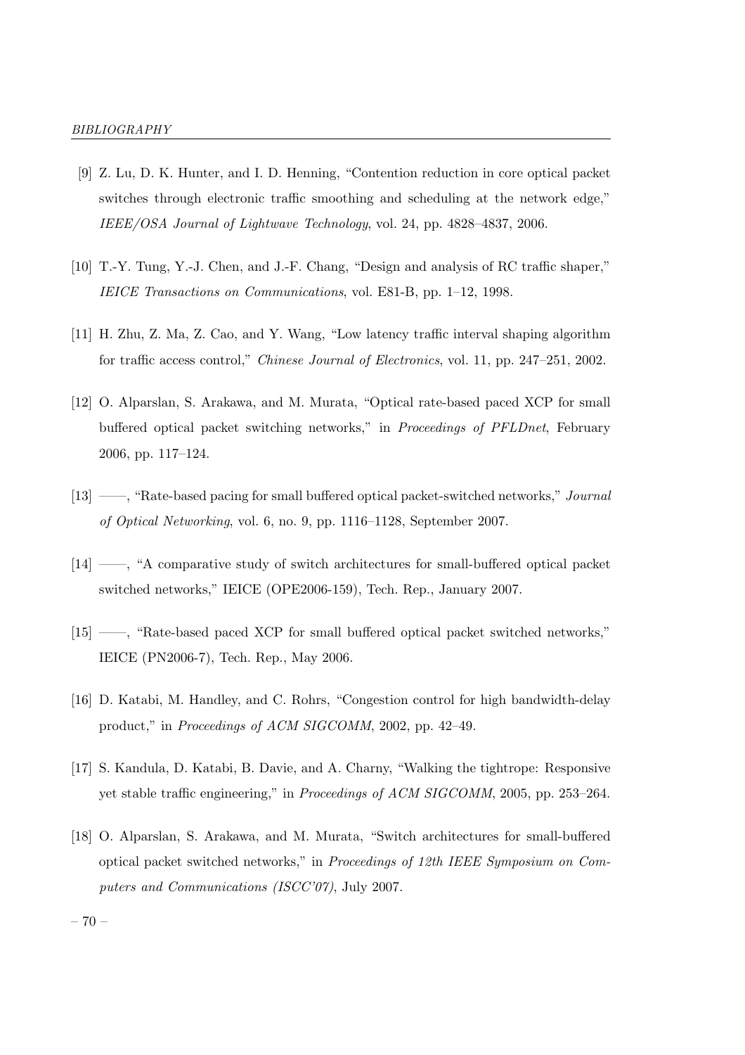[9] Z. Lu, D. K. Hunter, and I. D. Henning, "Contention reduction in core optical packet switches through electronic traffic smoothing and scheduling at the network edge," *IEEE/OSA Journal of Lightwave Technology*, vol. 24, pp. 4828–4837, 2006.

[10] T.-Y. Tung, Y.-J. Chen, and J.-F. Chang, "Design and analysis of RC traffic shaper," *IEICE Transactions on Communications*, vol. E81-B, pp. 1–12, 1998.

[11] H. Zhu, Z. Ma, Z. Cao, and Y. Wang, "Low latency traffic interval shaping algorithm for traffic access control," *Chinese Journal of Electronics*, vol. 11, pp. 247–251, 2002.

[12] O. Alparslan, S. Arakawa, and M. Murata, "Optical rate-based paced XCP for small buffered optical packet switching networks," in *Proceedings of PFLDnet*, February 2006, pp. 117–124.

[13] ——, "Rate-based pacing for small buffered optical packet-switched networks," *Journal of Optical Networking*, vol. 6, no. 9, pp. 1116–1128, September 2007.

[14] ——, "A comparative study of switch architectures for small-buffered optical packet switched networks," IEICE (OPE2006-159), Tech. Rep., January 2007.

[15] ——, "Rate-based paced XCP for small buffered optical packet switched networks," IEICE (PN2006-7), Tech. Rep., May 2006.

[16] D. Katabi, M. Handley, and C. Rohrs, "Congestion control for high bandwidth-delay product," in *Proceedings of ACM SIGCOMM*, 2002, pp. 42–49.

[17] S. Kandula, D. Katabi, B. Davie, and A. Charny, "Walking the tightrope: Responsive yet stable traffic engineering," in *Proceedings of ACM SIGCOMM*, 2005, pp. 253–264.

[18] O. Alparslan, S. Arakawa, and M. Murata, "Switch architectures for small-buffered optical packet switched networks," in *Proceedings of 12th IEEE Symposium on Computers and Communications (ISCC'07)*, July 2007.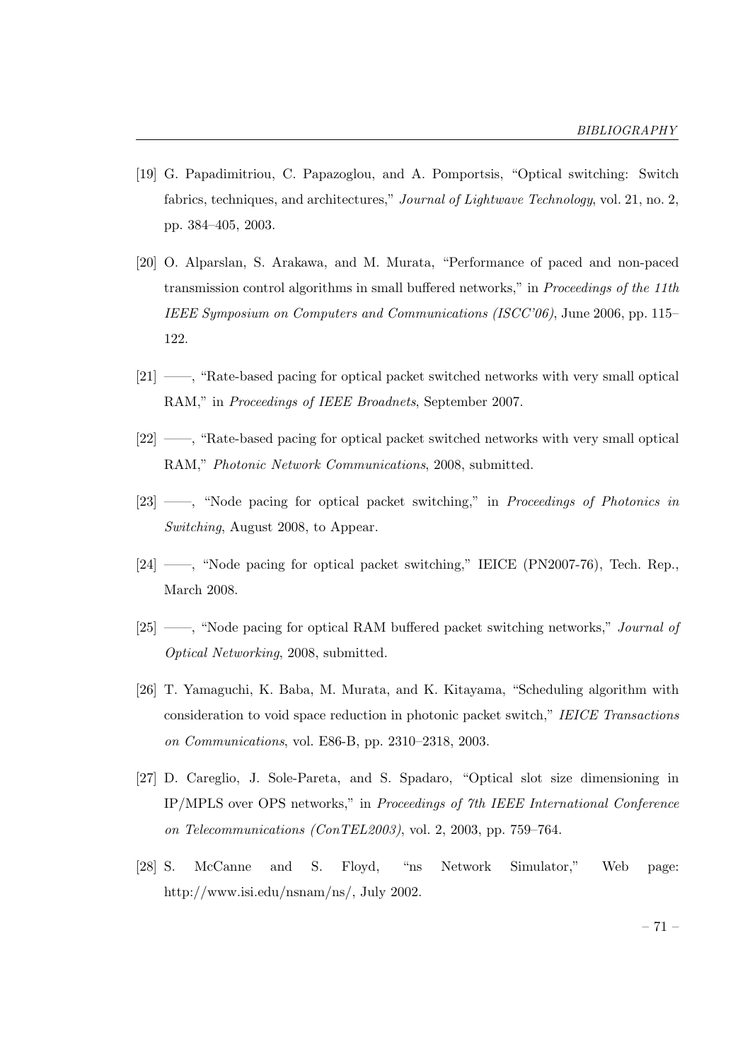[19] G. Papadimitriou, C. Papazoglou, and A. Pomportsis, "Optical switching: Switch fabrics, techniques, and architectures," *Journal of Lightwave Technology*, vol. 21, no. 2, pp. 384–405, 2003.

[20] O. Alparslan, S. Arakawa, and M. Murata, "Performance of paced and non-paced transmission control algorithms in small buffered networks," in *Proceedings of the 11th IEEE Symposium on Computers and Communications (ISCC'06)*, June 2006, pp. 115–122.

[21] ——, "Rate-based pacing for optical packet switched networks with very small optical RAM," in *Proceedings of IEEE Broadnets*, September 2007.

[22] ——, "Rate-based pacing for optical packet switched networks with very small optical RAM," *Photonic Network Communications*, 2008, submitted.

[23] ——, "Node pacing for optical packet switching," in *Proceedings of Photonics in Switching*, August 2008, to Appear.

[24] ——, "Node pacing for optical packet switching," IEICE (PN2007-76), Tech. Rep., March 2008.

[25] ——, "Node pacing for optical RAM buffered packet switching networks," *Journal of Optical Networking*, 2008, submitted.

[26] T. Yamaguchi, K. Baba, M. Murata, and K. Kitayama, "Scheduling algorithm with consideration to void space reduction in photonic packet switch," *IEICE Transactions on Communications*, vol. E86-B, pp. 2310–2318, 2003.

[27] D. Careglio, J. Sole-Pareta, and S. Spadaro, "Optical slot size dimensioning in IP/MPLS over OPS networks," in *Proceedings of 7th IEEE International Conference on Telecommunications (ConTEL2003)*, vol. 2, 2003, pp. 759–764.

[28] S. McCanne and S. Floyd, "ns Network Simulator," Web page: http://www.isi.edu/nsnam/ns/, July 2002.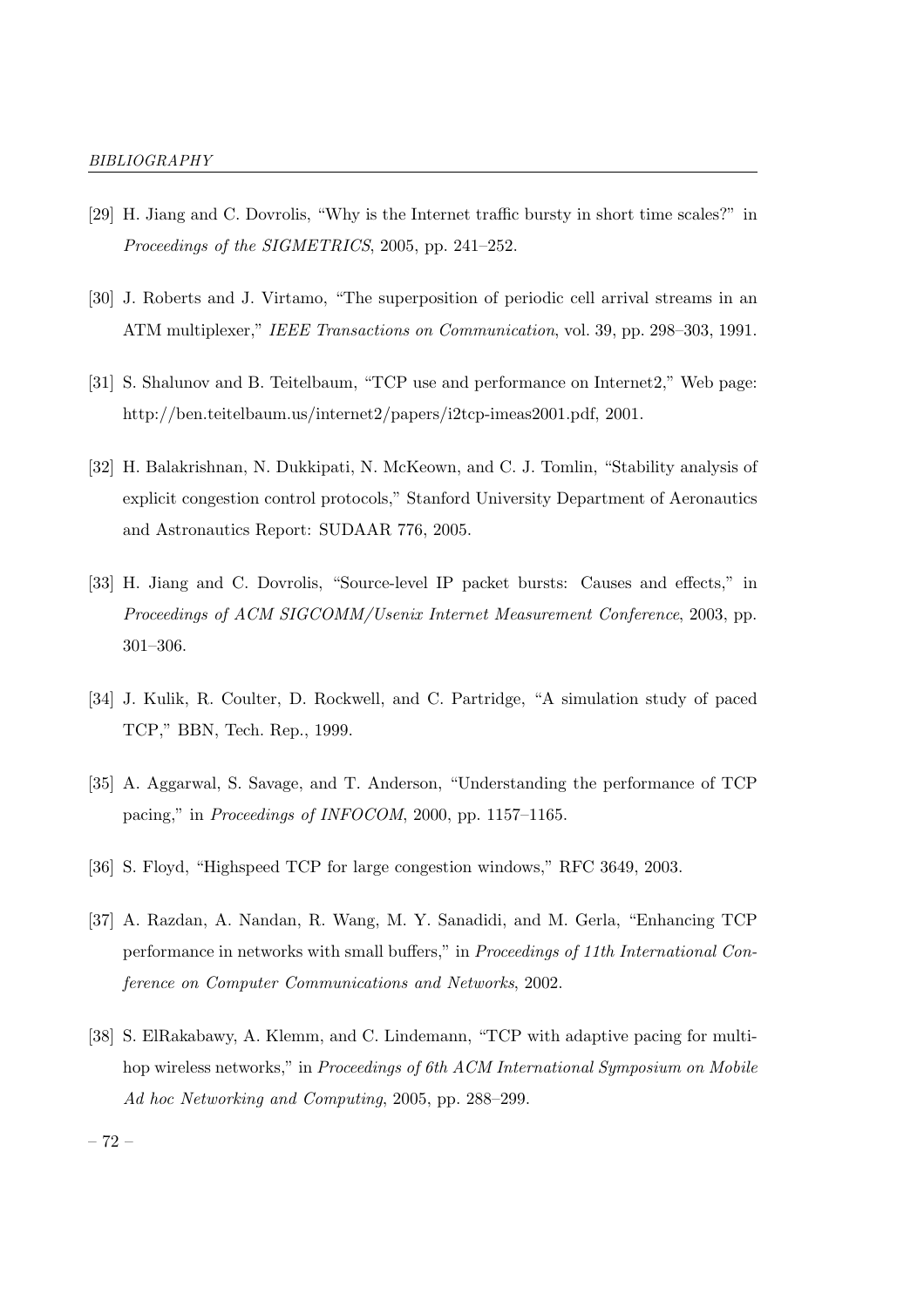[29] H. Jiang and C. Dovrolis, "Why is the Internet traffic bursty in short time scales?" in *Proceedings of the SIGMETRICS*, 2005, pp. 241–252.

[30] J. Roberts and J. Virtamo, "The superposition of periodic cell arrival streams in an ATM multiplexer," *IEEE Transactions on Communication*, vol. 39, pp. 298–303, 1991.

[31] S. Shalunov and B. Teitelbaum, "TCP use and performance on Internet2," Web page: http://ben.teitelbaum.us/internet2/papers/i2tcp-imeas2001.pdf, 2001.

[32] H. Balakrishnan, N. Dukkipati, N. McKeown, and C. J. Tomlin, "Stability analysis of explicit congestion control protocols," Stanford University Department of Aeronautics and Astronautics Report: SUDAAR 776, 2005.

[33] H. Jiang and C. Dovrolis, "Source-level IP packet bursts: Causes and effects," in *Proceedings of ACM SIGCOMM/Usenix Internet Measurement Conference*, 2003, pp. 301–306.

[34] J. Kulik, R. Coulter, D. Rockwell, and C. Partridge, "A simulation study of paced TCP," BBN, Tech. Rep., 1999.

[35] A. Aggarwal, S. Savage, and T. Anderson, "Understanding the performance of TCP pacing," in *Proceedings of INFOCOM*, 2000, pp. 1157–1165.

[36] S. Floyd, "Highspeed TCP for large congestion windows," RFC 3649, 2003.

[37] A. Razdan, A. Nandan, R. Wang, M. Y. Sanadidi, and M. Gerla, "Enhancing TCP performance in networks with small buffers," in *Proceedings of 11th International Conference on Computer Communications and Networks*, 2002.

[38] S. ElRakabawy, A. Klemm, and C. Lindemann, "TCP with adaptive pacing for multihop wireless networks," in *Proceedings of 6th ACM International Symposium on Mobile Ad hoc Networking and Computing*, 2005, pp. 288–299.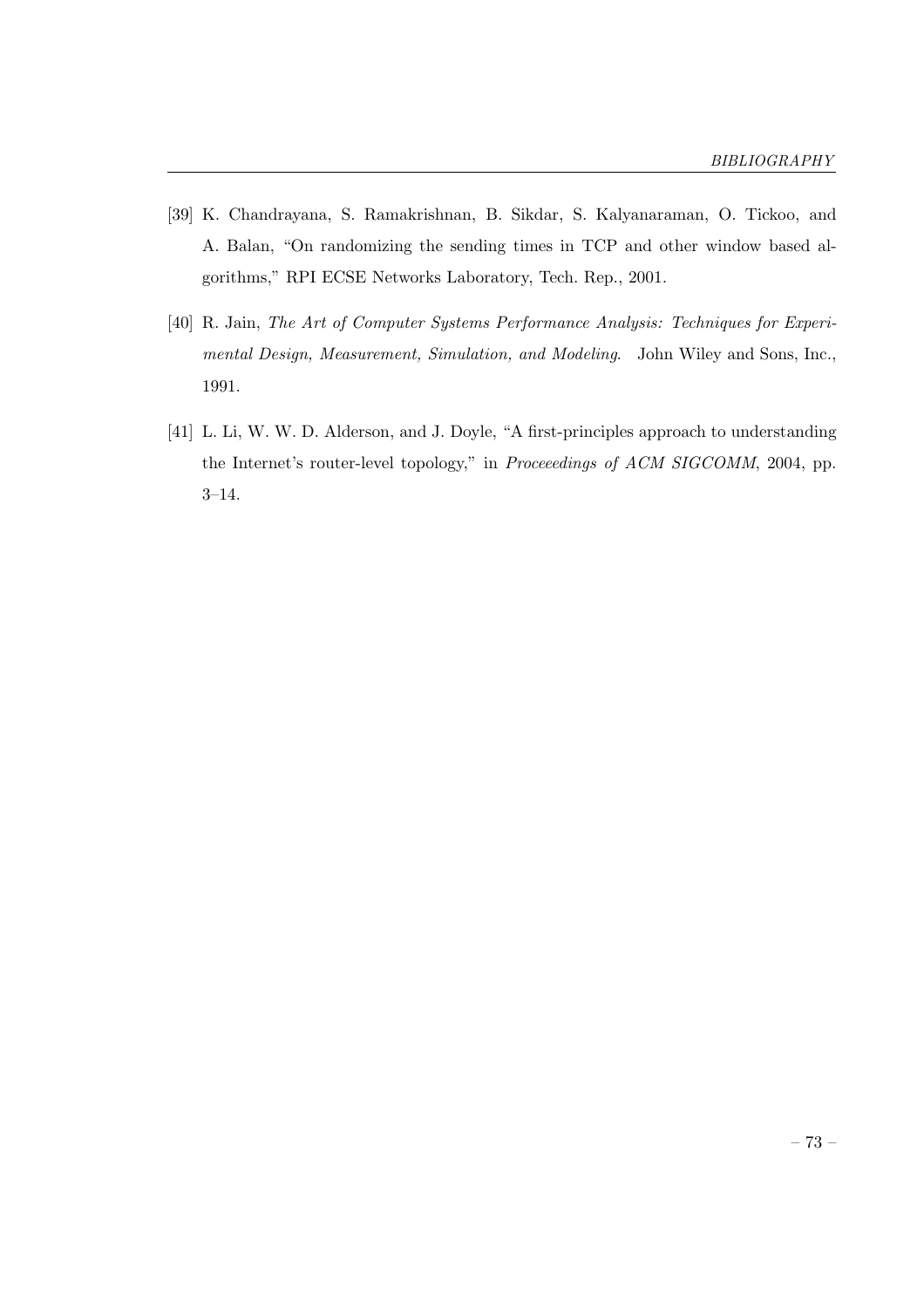[39] K. Chandrayana, S. Ramakrishnan, B. Sikdar, S. Kalyanaraman, O. Tickoo, and A. Balan, "On randomizing the sending times in TCP and other window based algorithms," RPI ECSE Networks Laboratory, Tech. Rep., 2001.

[40] R. Jain, *The Art of Computer Systems Performance Analysis: Techniques for Experimental Design, Measurement, Simulation, and Modeling*. John Wiley and Sons, Inc., 1991.

[41] L. Li, W. W. D. Alderson, and J. Doyle, "A first-principles approach to understanding the Internet's router-level topology," in *Proceeedings of ACM SIGCOMM*, 2004, pp. 3–14.